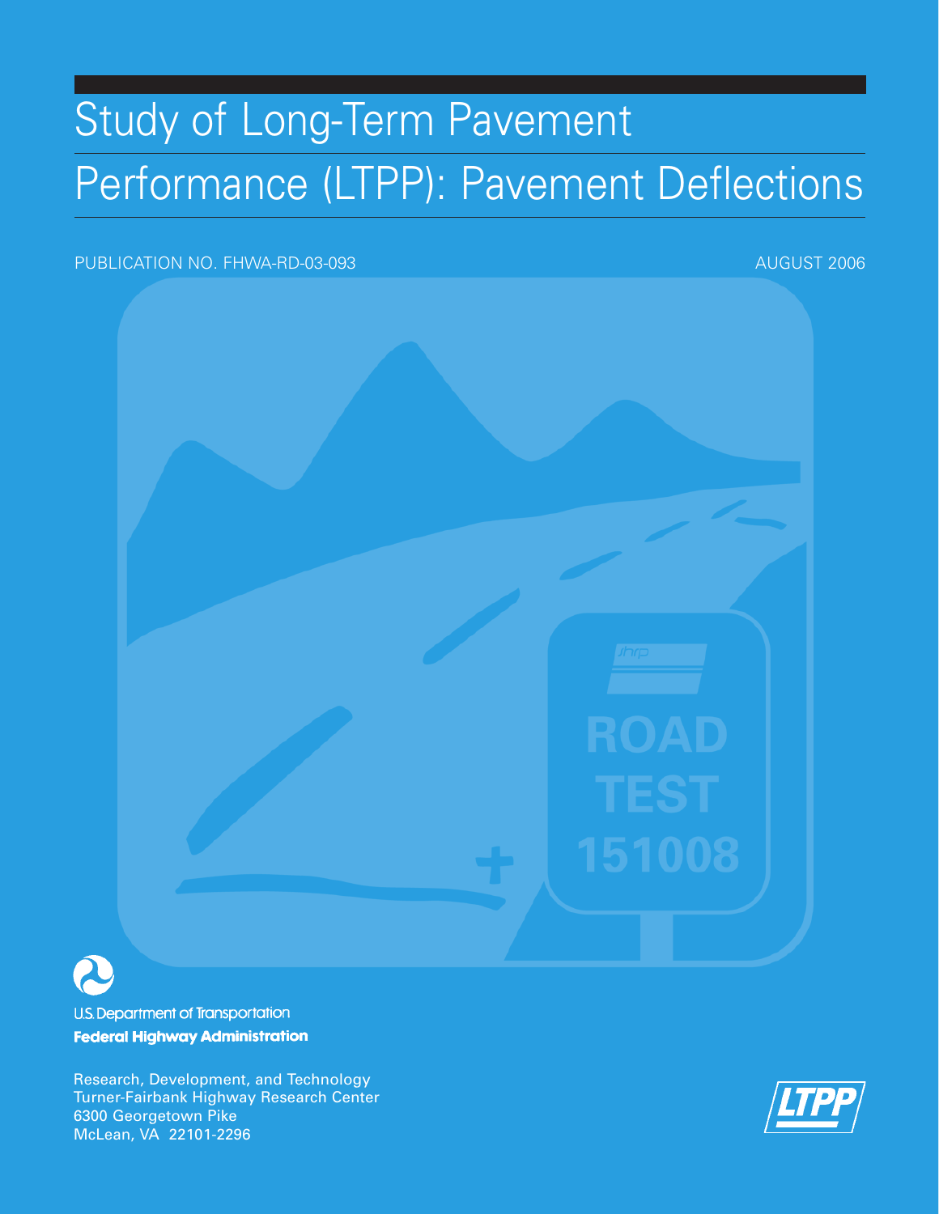# Study of Long-Term Pavement Performance (LTPP): Pavement Deflections

PUBLICATION NO. FHWA-RD-03-093

AUGUST 2006

U.S. Department of Transportation

**Federal Highway Administration**

Research, Development, and Technology
Turner-Fairbank Highway Research Center
6300 Georgetown Pike
McLean, VA 22101-2296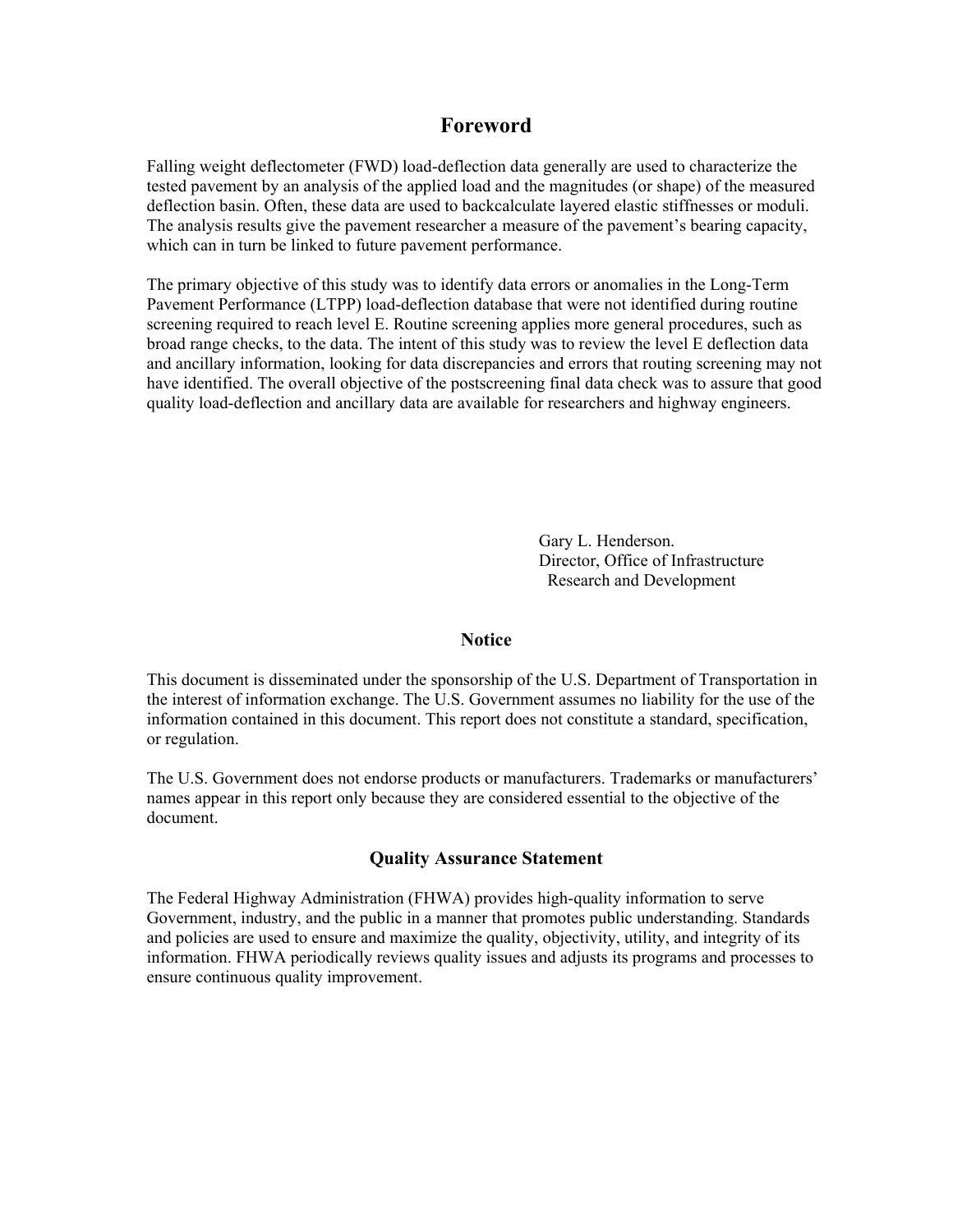# Foreword

Falling weight deflectometer (FWD) load-deflection data generally are used to characterize the tested pavement by an analysis of the applied load and the magnitudes (or shape) of the measured deflection basin. Often, these data are used to backcalculate layered elastic stiffnesses or moduli. The analysis results give the pavement researcher a measure of the pavement's bearing capacity, which can in turn be linked to future pavement performance.

The primary objective of this study was to identify data errors or anomalies in the Long-Term Pavement Performance (LTPP) load-deflection database that were not identified during routine screening required to reach level E. Routine screening applies more general procedures, such as broad range checks, to the data. The intent of this study was to review the level E deflection data and ancillary information, looking for data discrepancies and errors that routing screening may not have identified. The overall objective of the postscreening final data check was to assure that good quality load-deflection and ancillary data are available for researchers and highway engineers.

Gary L. Henderson.
Director, Office of Infrastructure
Research and Development

## Notice

This document is disseminated under the sponsorship of the U.S. Department of Transportation in the interest of information exchange. The U.S. Government assumes no liability for the use of the information contained in this document. This report does not constitute a standard, specification, or regulation.

The U.S. Government does not endorse products or manufacturers. Trademarks or manufacturers' names appear in this report only because they are considered essential to the objective of the document.

## Quality Assurance Statement

The Federal Highway Administration (FHWA) provides high-quality information to serve Government, industry, and the public in a manner that promotes public understanding. Standards and policies are used to ensure and maximize the quality, objectivity, utility, and integrity of its information. FHWA periodically reviews quality issues and adjusts its programs and processes to ensure continuous quality improvement.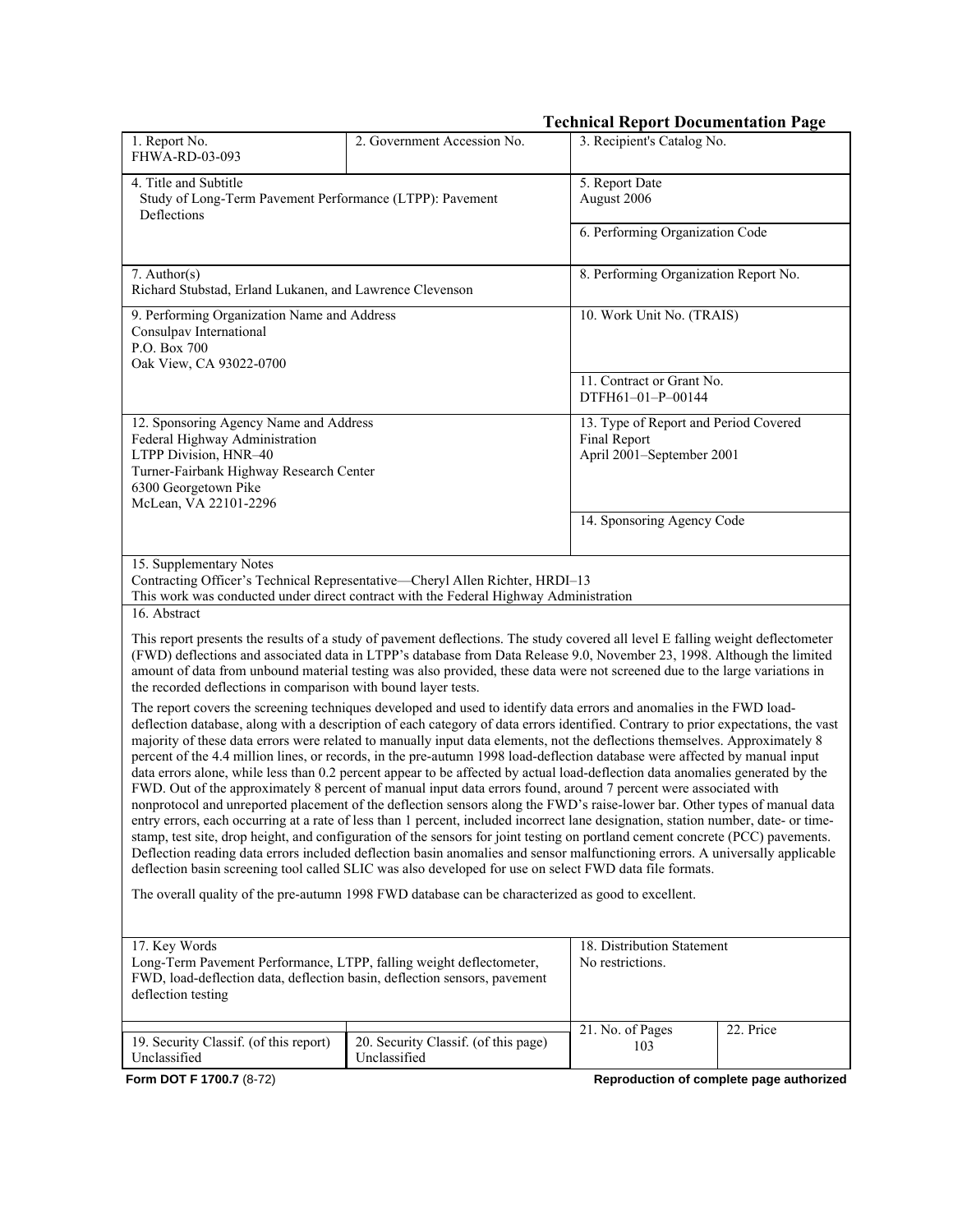**Technical Report Documentation Page**

| 1. Report No.<br>FHWA-RD-03-093 | 2. Government Accession No. | 3. Recipient's Catalog No. |
|---|---|---|
| 4. Title and Subtitle<br>Study of Long-Term Pavement Performance (LTPP): Pavement Deflections | | 5. Report Date<br>August 2006 |
| | | 6. Performing Organization Code |
| 7. Author(s)<br>Richard Stubstad, Erland Lukanen, and Lawrence Clevenson | | 8. Performing Organization Report No. |
| 9. Performing Organization Name and Address<br>Consulpav International<br>P.O. Box 700<br>Oak View, CA 93022-0700 | | 10. Work Unit No. (TRAIS) |
| | | 11. Contract or Grant No.<br>DTFH61–01–P–00144 |
| 12. Sponsoring Agency Name and Address<br>Federal Highway Administration<br>LTPP Division, HNR–40<br>Turner-Fairbank Highway Research Center<br>6300 Georgetown Pike<br>McLean, VA 22101-2296 | | 13. Type of Report and Period Covered<br>Final Report<br>April 2001–September 2001 |
| | | 14. Sponsoring Agency Code |

15. Supplementary Notes

Contracting Officer's Technical Representative—Cheryl Allen Richter, HRDI–13
This work was conducted under direct contract with the Federal Highway Administration

16. Abstract

This report presents the results of a study of pavement deflections. The study covered all level E falling weight deflectometer (FWD) deflections and associated data in LTPP's database from Data Release 9.0, November 23, 1998. Although the limited amount of data from unbound material testing was also provided, these data were not screened due to the large variations in the recorded deflections in comparison with bound layer tests.

The report covers the screening techniques developed and used to identify data errors and anomalies in the FWD load-deflection database, along with a description of each category of data errors identified. Contrary to prior expectations, the vast majority of these data errors were related to manually input data elements, not the deflections themselves. Approximately 8 percent of the 4.4 million lines, or records, in the pre-autumn 1998 load-deflection database were affected by manual input data errors alone, while less than 0.2 percent appear to be affected by actual load-deflection data anomalies generated by the FWD. Out of the approximately 8 percent of manual input data errors found, around 7 percent were associated with nonprotocol and unreported placement of the deflection sensors along the FWD's raise-lower bar. Other types of manual data entry errors, each occurring at a rate of less than 1 percent, included incorrect lane designation, station number, date- or time-stamp, test site, drop height, and configuration of the sensors for joint testing on portland cement concrete (PCC) pavements. Deflection reading data errors included deflection basin anomalies and sensor malfunctioning errors. A universally applicable deflection basin screening tool called SLIC was also developed for use on select FWD data file formats.

The overall quality of the pre-autumn 1998 FWD database can be characterized as good to excellent.

| 17. Key Words<br>Long-Term Pavement Performance, LTPP, falling weight deflectometer, FWD, load-deflection data, deflection basin, deflection sensors, pavement deflection testing | | 18. Distribution Statement<br>No restrictions. | |
|---|---|---|---|
| 19. Security Classif. (of this report)<br>Unclassified | 20. Security Classif. (of this page)<br>Unclassified | 21. No. of Pages<br>103 | 22. Price |

**Form DOT F 1700.7** (8-72) **Reproduction of complete page authorized**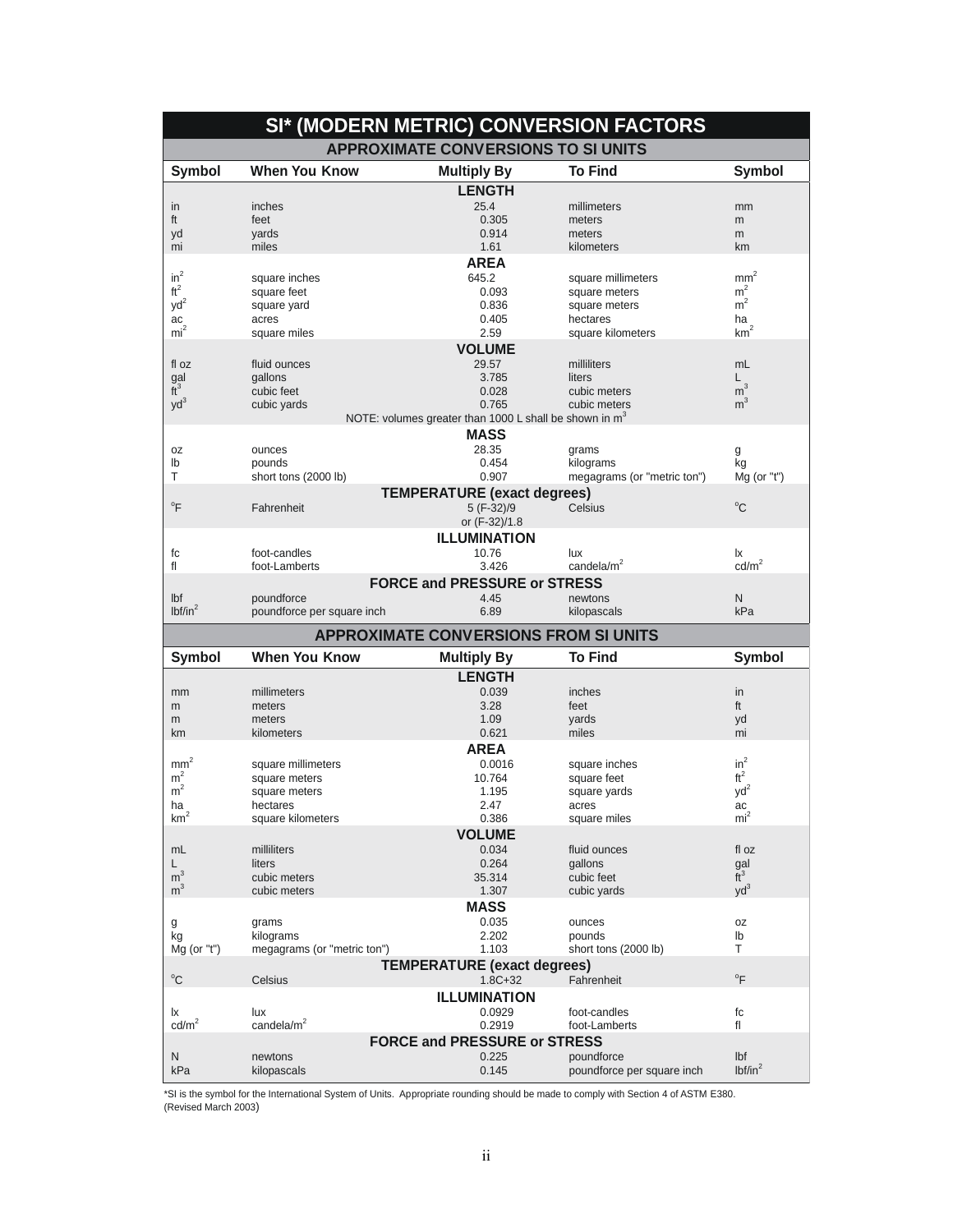# SI* (MODERN METRIC) CONVERSION FACTORS

## APPROXIMATE CONVERSIONS TO SI UNITS

| Symbol | When You Know | Multiply By | To Find | Symbol |
|---|---|---|---|---|
| | | **LENGTH** | | |
| in | inches | 25.4 | millimeters | mm |
| ft | feet | 0.305 | meters | m |
| yd | yards | 0.914 | meters | m |
| mi | miles | 1.61 | kilometers | km |
| | | **AREA** | | |
| $in^2$ | square inches | 645.2 | square millimeters | $mm^2$ |
| $ft^2$ | square feet | 0.093 | square meters | $m^2$ |
| $yd^2$ | square yard | 0.836 | square meters | $m^2$ |
| ac | acres | 0.405 | hectares | ha |
| $mi^2$ | square miles | 2.59 | square kilometers | $km^2$ |
| | | **VOLUME** | | |
| fl oz | fluid ounces | 29.57 | milliliters | mL |
| gal | gallons | 3.785 | liters | L |
| $ft^3$ | cubic feet | 0.028 | cubic meters | $m^3$ |
| $yd^3$ | cubic yards | 0.765 | cubic meters | $m^3$ |
| | | NOTE: volumes greater than 1000 L shall be shown in $m^3$ | | |
| | | **MASS** | | |
| oz | ounces | 28.35 | grams | g |
| lb | pounds | 0.454 | kilograms | kg |
| T | short tons (2000 lb) | 0.907 | megagrams (or "metric ton") | Mg (or "t") |
| | | **TEMPERATURE (exact degrees)** | | |
| °F | Fahrenheit | 5 (F-32)/9 or (F-32)/1.8 | Celsius | °C |
| | | **ILLUMINATION** | | |
| fc | foot-candles | 10.76 | lux | lx |
| fl | foot-Lamberts | 3.426 | candela/$m^2$ | cd/$m^2$ |
| | | **FORCE and PRESSURE or STRESS** | | |
| lbf | poundforce | 4.45 | newtons | N |
| lbf/$in^2$ | poundforce per square inch | 6.89 | kilopascals | kPa |

## APPROXIMATE CONVERSIONS FROM SI UNITS

| Symbol | When You Know | Multiply By | To Find | Symbol |
|---|---|---|---|---|
| | | **LENGTH** | | |
| mm | millimeters | 0.039 | inches | in |
| m | meters | 3.28 | feet | ft |
| m | meters | 1.09 | yards | yd |
| km | kilometers | 0.621 | miles | mi |
| | | **AREA** | | |
| $mm^2$ | square millimeters | 0.0016 | square inches | $in^2$ |
| $m^2$ | square meters | 10.764 | square feet | $ft^2$ |
| $m^2$ | square meters | 1.195 | square yards | $yd^2$ |
| ha | hectares | 2.47 | acres | ac |
| $km^2$ | square kilometers | 0.386 | square miles | $mi^2$ |
| | | **VOLUME** | | |
| mL | milliliters | 0.034 | fluid ounces | fl oz |
| L | liters | 0.264 | gallons | gal |
| $m^3$ | cubic meters | 35.314 | cubic feet | $ft^3$ |
| $m^3$ | cubic meters | 1.307 | cubic yards | $yd^3$ |
| | | **MASS** | | |
| g | grams | 0.035 | ounces | oz |
| kg | kilograms | 2.202 | pounds | lb |
| Mg (or "t") | megagrams (or "metric ton") | 1.103 | short tons (2000 lb) | T |
| | | **TEMPERATURE (exact degrees)** | | |
| °C | Celsius | 1.8C+32 | Fahrenheit | °F |
| | | **ILLUMINATION** | | |
| lx | lux | 0.0929 | foot-candles | fc |
| cd/$m^2$ | candela/$m^2$ | 0.2919 | foot-Lamberts | fl |
| | | **FORCE and PRESSURE or STRESS** | | |
| N | newtons | 0.225 | poundforce | lbf |
| kPa | kilopascals | 0.145 | poundforce per square inch | lbf/$in^2$ |

*SI is the symbol for the International System of Units. Appropriate rounding should be made to comply with Section 4 of ASTM E380. (Revised March 2003)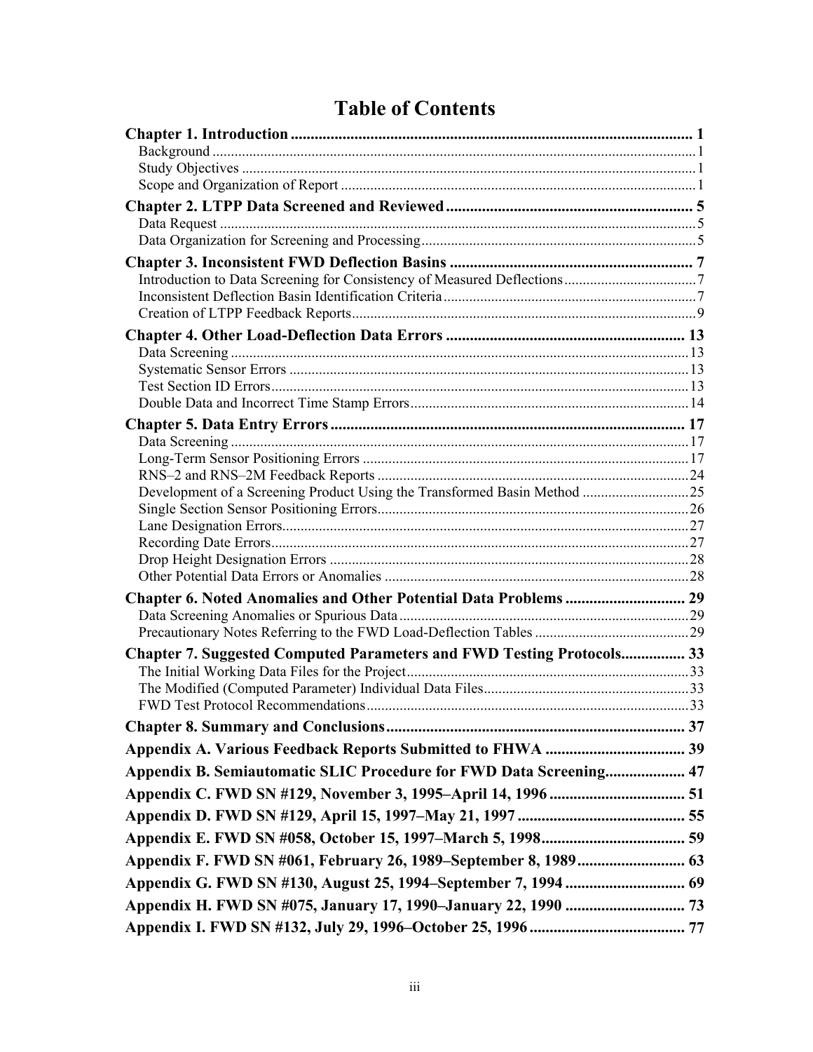# Table of Contents

**Chapter 1. Introduction** ..... 1
- Background ..... 1
- Study Objectives ..... 1
- Scope and Organization of Report ..... 1

**Chapter 2. LTPP Data Screened and Reviewed** ..... 5
- Data Request ..... 5
- Data Organization for Screening and Processing ..... 5

**Chapter 3. Inconsistent FWD Deflection Basins** ..... 7
- Introduction to Data Screening for Consistency of Measured Deflections ..... 7
- Inconsistent Deflection Basin Identification Criteria ..... 7
- Creation of LTPP Feedback Reports ..... 9

**Chapter 4. Other Load-Deflection Data Errors** ..... 13
- Data Screening ..... 13
- Systematic Sensor Errors ..... 13
- Test Section ID Errors ..... 13
- Double Data and Incorrect Time Stamp Errors ..... 14

**Chapter 5. Data Entry Errors** ..... 17
- Data Screening ..... 17
- Long-Term Sensor Positioning Errors ..... 17
- RNS–2 and RNS–2M Feedback Reports ..... 24
- Development of a Screening Product Using the Transformed Basin Method ..... 25
- Single Section Sensor Positioning Errors ..... 26
- Lane Designation Errors ..... 27
- Recording Date Errors ..... 27
- Drop Height Designation Errors ..... 28
- Other Potential Data Errors or Anomalies ..... 28

**Chapter 6. Noted Anomalies and Other Potential Data Problems** ..... 29
- Data Screening Anomalies or Spurious Data ..... 29
- Precautionary Notes Referring to the FWD Load-Deflection Tables ..... 29

**Chapter 7. Suggested Computed Parameters and FWD Testing Protocols** ..... 33
- The Initial Working Data Files for the Project ..... 33
- The Modified (Computed Parameter) Individual Data Files ..... 33
- FWD Test Protocol Recommendations ..... 33

**Chapter 8. Summary and Conclusions** ..... 37

**Appendix A. Various Feedback Reports Submitted to FHWA** ..... 39

**Appendix B. Semiautomatic SLIC Procedure for FWD Data Screening** ..... 47

**Appendix C. FWD SN #129, November 3, 1995–April 14, 1996** ..... 51

**Appendix D. FWD SN #129, April 15, 1997–May 21, 1997** ..... 55

**Appendix E. FWD SN #058, October 15, 1997–March 5, 1998** ..... 59

**Appendix F. FWD SN #061, February 26, 1989–September 8, 1989** ..... 63

**Appendix G. FWD SN #130, August 25, 1994–September 7, 1994** ..... 69

**Appendix H. FWD SN #075, January 17, 1990–January 22, 1990** ..... 73

**Appendix I. FWD SN #132, July 29, 1996–October 25, 1996** ..... 77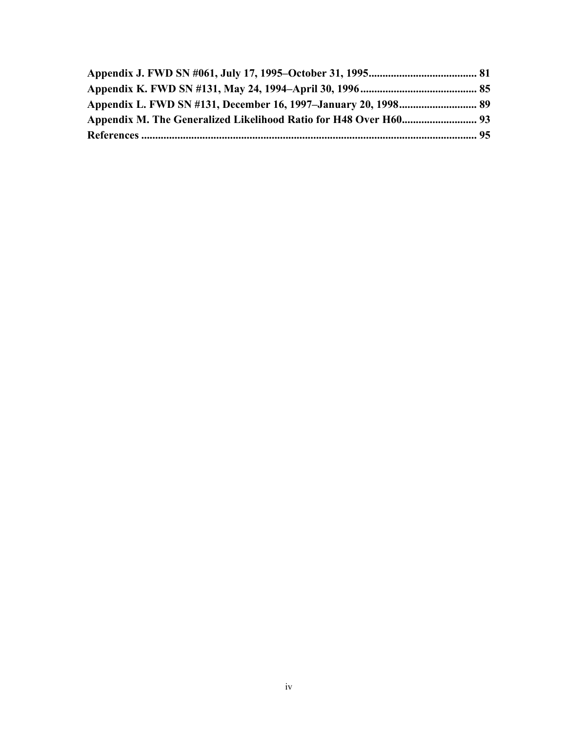**Appendix J. FWD SN #061, July 17, 1995–October 31, 1995....................................... 81**

**Appendix K. FWD SN #131, May 24, 1994–April 30, 1996.......................................... 85**

**Appendix L. FWD SN #131, December 16, 1997–January 20, 1998............................ 89**

**Appendix M. The Generalized Likelihood Ratio for H48 Over H60........................... 93**

**References ........................................................................................................................ 95**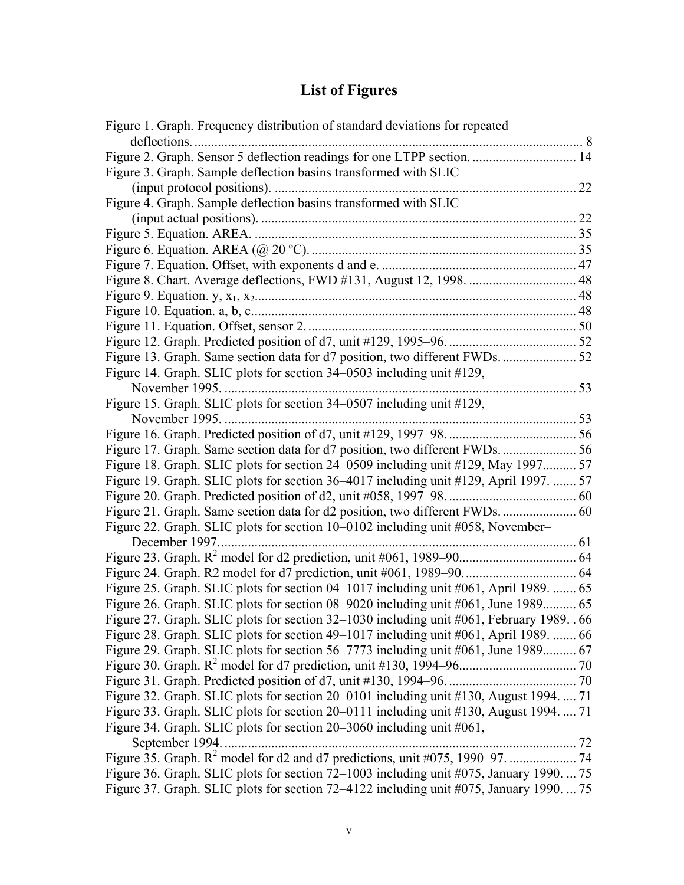# List of Figures

Figure 1. Graph. Frequency distribution of standard deviations for repeated deflections. ........ 8
Figure 2. Graph. Sensor 5 deflection readings for one LTPP section. ........ 14
Figure 3. Graph. Sample deflection basins transformed with SLIC (input protocol positions). ........ 22
Figure 4. Graph. Sample deflection basins transformed with SLIC (input actual positions). ........ 22
Figure 5. Equation. AREA. ........ 35
Figure 6. Equation. AREA (@ 20 ºC). ........ 35
Figure 7. Equation. Offset, with exponents d and e. ........ 47
Figure 8. Chart. Average deflections, FWD #131, August 12, 1998. ........ 48
Figure 9. Equation. y, $x_1$, $x_2$ ........ 48
Figure 10. Equation. a, b, c. ........ 48
Figure 11. Equation. Offset, sensor 2. ........ 50
Figure 12. Graph. Predicted position of d7, unit #129, 1995–96. ........ 52
Figure 13. Graph. Same section data for d7 position, two different FWDs. ........ 52
Figure 14. Graph. SLIC plots for section 34–0503 including unit #129, November 1995. ........ 53
Figure 15. Graph. SLIC plots for section 34–0507 including unit #129, November 1995. ........ 53
Figure 16. Graph. Predicted position of d7, unit #129, 1997–98. ........ 56
Figure 17. Graph. Same section data for d7 position, two different FWDs. ........ 56
Figure 18. Graph. SLIC plots for section 24–0509 including unit #129, May 1997. ........ 57
Figure 19. Graph. SLIC plots for section 36–4017 including unit #129, April 1997. ........ 57
Figure 20. Graph. Predicted position of d2, unit #058, 1997–98. ........ 60
Figure 21. Graph. Same section data for d2 position, two different FWDs. ........ 60
Figure 22. Graph. SLIC plots for section 10–0102 including unit #058, November–December 1997. ........ 61
Figure 23. Graph. $R^2$ model for d2 prediction, unit #061, 1989–90. ........ 64
Figure 24. Graph. R2 model for d7 prediction, unit #061, 1989–90. ........ 64
Figure 25. Graph. SLIC plots for section 04–1017 including unit #061, April 1989. ........ 65
Figure 26. Graph. SLIC plots for section 08–9020 including unit #061, June 1989. ........ 65
Figure 27. Graph. SLIC plots for section 32–1030 including unit #061, February 1989. ........ 66
Figure 28. Graph. SLIC plots for section 49–1017 including unit #061, April 1989. ........ 66
Figure 29. Graph. SLIC plots for section 56–7773 including unit #061, June 1989. ........ 67
Figure 30. Graph. $R^2$ model for d7 prediction, unit #130, 1994–96. ........ 70
Figure 31. Graph. Predicted position of d7, unit #130, 1994–96. ........ 70
Figure 32. Graph. SLIC plots for section 20–0101 including unit #130, August 1994. ........ 71
Figure 33. Graph. SLIC plots for section 20–0111 including unit #130, August 1994. ........ 71
Figure 34. Graph. SLIC plots for section 20–3060 including unit #061, September 1994. ........ 72
Figure 35. Graph. $R^2$ model for d2 and d7 predictions, unit #075, 1990–97. ........ 74
Figure 36. Graph. SLIC plots for section 72–1003 including unit #075, January 1990. ........ 75
Figure 37. Graph. SLIC plots for section 72–4122 including unit #075, January 1990. ........ 75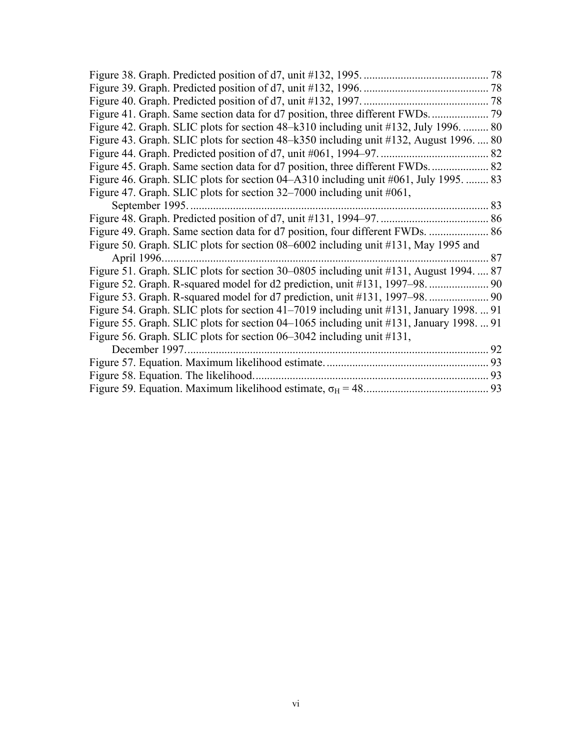Figure 38. Graph. Predicted position of d7, unit #132, 1995. ........................................... 78
Figure 39. Graph. Predicted position of d7, unit #132, 1996. ........................................... 78
Figure 40. Graph. Predicted position of d7, unit #132, 1997. ........................................... 78
Figure 41. Graph. Same section data for d7 position, three different FWDs. .................... 79
Figure 42. Graph. SLIC plots for section 48–k310 including unit #132, July 1996. ......... 80
Figure 43. Graph. SLIC plots for section 48–k350 including unit #132, August 1996. .... 80
Figure 44. Graph. Predicted position of d7, unit #061, 1994–97. ...................................... 82
Figure 45. Graph. Same section data for d7 position, three different FWDs. .................... 82
Figure 46. Graph. SLIC plots for section 04–A310 including unit #061, July 1995. ........ 83
Figure 47. Graph. SLIC plots for section 32–7000 including unit #061, September 1995. ........................................................................................................... 83
Figure 48. Graph. Predicted position of d7, unit #131, 1994–97. ...................................... 86
Figure 49. Graph. Same section data for d7 position, four different FWDs. ..................... 86
Figure 50. Graph. SLIC plots for section 08–6002 including unit #131, May 1995 and April 1996. ................................................................................................................. 87
Figure 51. Graph. SLIC plots for section 30–0805 including unit #131, August 1994. .... 87
Figure 52. Graph. R-squared model for d2 prediction, unit #131, 1997–98. ..................... 90
Figure 53. Graph. R-squared model for d7 prediction, unit #131, 1997–98. ..................... 90
Figure 54. Graph. SLIC plots for section 41–7019 including unit #131, January 1998. ... 91
Figure 55. Graph. SLIC plots for section 04–1065 including unit #131, January 1998. ... 91
Figure 56. Graph. SLIC plots for section 06–3042 including unit #131, December 1997. ........................................................................................................... 92
Figure 57. Equation. Maximum likelihood estimate. ......................................................... 93
Figure 58. Equation. The likelihood. .................................................................................. 93
Figure 59. Equation. Maximum likelihood estimate, $\sigma_H = 48$. ........................................... 93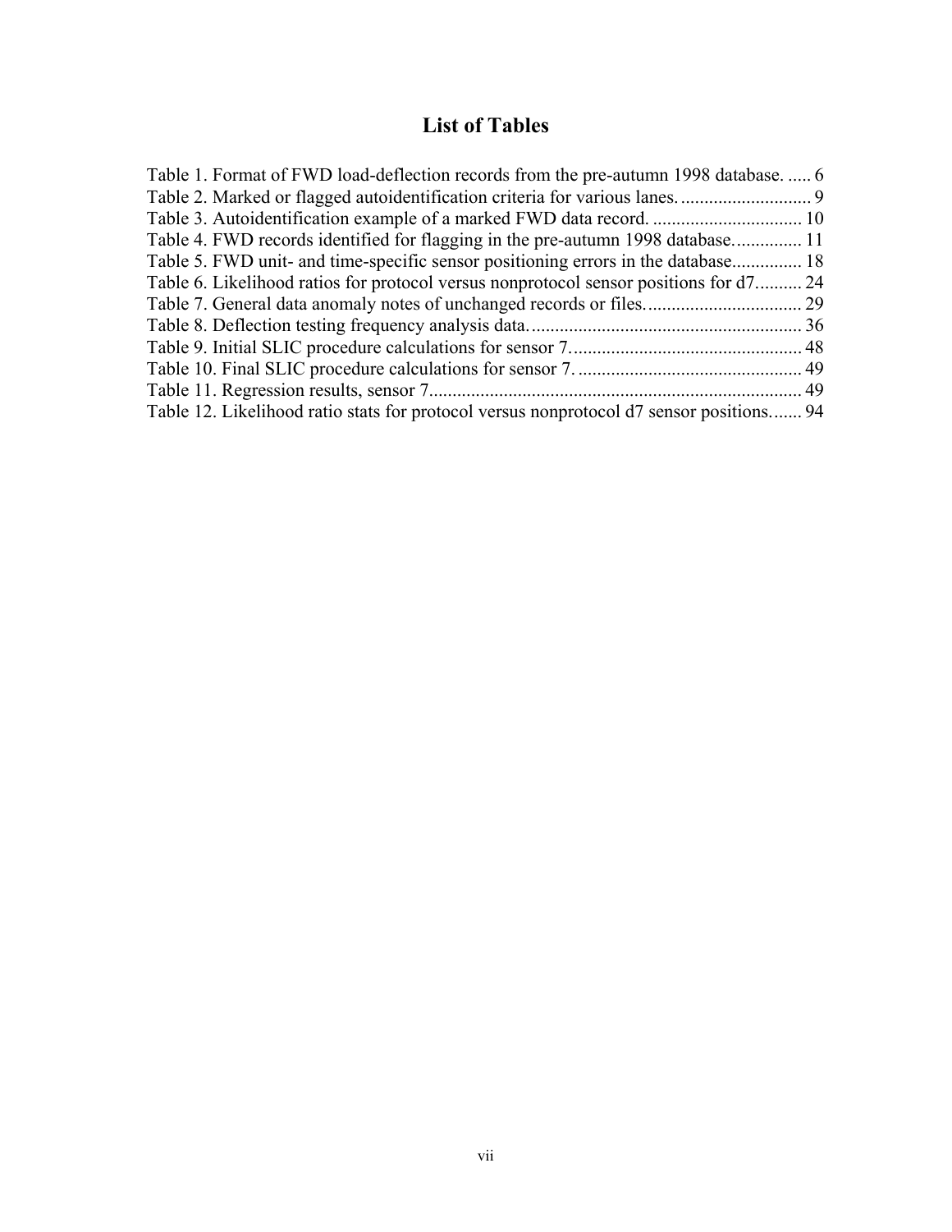# List of Tables

Table 1. Format of FWD load-deflection records from the pre-autumn 1998 database. ..... 6
Table 2. Marked or flagged autoidentification criteria for various lanes. ........................... 9
Table 3. Autoidentification example of a marked FWD data record. ............................... 10
Table 4. FWD records identified for flagging in the pre-autumn 1998 database.............. 11
Table 5. FWD unit- and time-specific sensor positioning errors in the database.............. 18
Table 6. Likelihood ratios for protocol versus nonprotocol sensor positions for d7.......... 24
Table 7. General data anomaly notes of unchanged records or files................................. 29
Table 8. Deflection testing frequency analysis data.......................................................... 36
Table 9. Initial SLIC procedure calculations for sensor 7.................................................. 48
Table 10. Final SLIC procedure calculations for sensor 7. ............................................... 49
Table 11. Regression results, sensor 7............................................................................... 49
Table 12. Likelihood ratio stats for protocol versus nonprotocol d7 sensor positions....... 94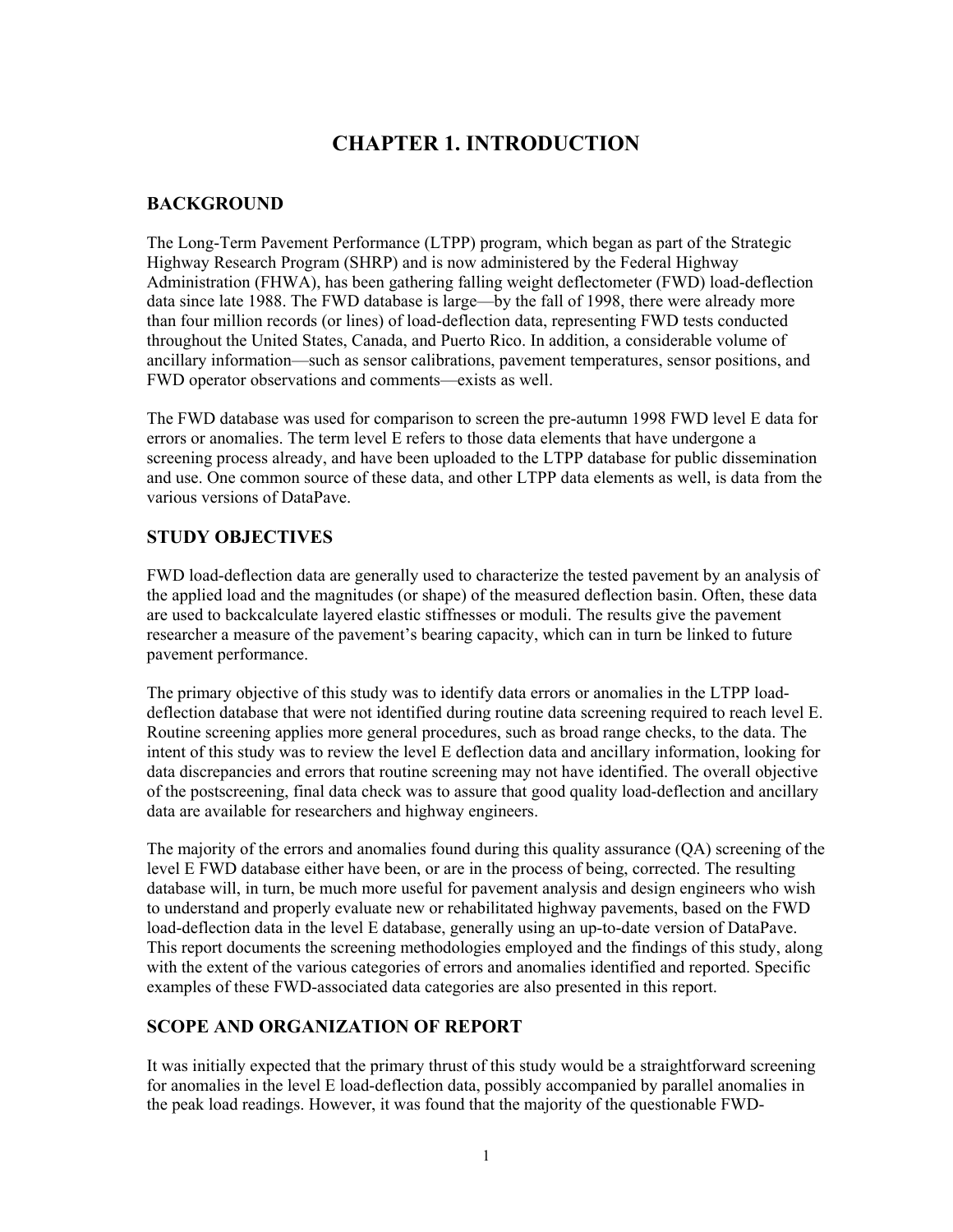# CHAPTER 1. INTRODUCTION

## BACKGROUND

The Long-Term Pavement Performance (LTPP) program, which began as part of the Strategic Highway Research Program (SHRP) and is now administered by the Federal Highway Administration (FHWA), has been gathering falling weight deflectometer (FWD) load-deflection data since late 1988. The FWD database is large—by the fall of 1998, there were already more than four million records (or lines) of load-deflection data, representing FWD tests conducted throughout the United States, Canada, and Puerto Rico. In addition, a considerable volume of ancillary information—such as sensor calibrations, pavement temperatures, sensor positions, and FWD operator observations and comments—exists as well.

The FWD database was used for comparison to screen the pre-autumn 1998 FWD level E data for errors or anomalies. The term level E refers to those data elements that have undergone a screening process already, and have been uploaded to the LTPP database for public dissemination and use. One common source of these data, and other LTPP data elements as well, is data from the various versions of DataPave.

## STUDY OBJECTIVES

FWD load-deflection data are generally used to characterize the tested pavement by an analysis of the applied load and the magnitudes (or shape) of the measured deflection basin. Often, these data are used to backcalculate layered elastic stiffnesses or moduli. The results give the pavement researcher a measure of the pavement's bearing capacity, which can in turn be linked to future pavement performance.

The primary objective of this study was to identify data errors or anomalies in the LTPP load-deflection database that were not identified during routine data screening required to reach level E. Routine screening applies more general procedures, such as broad range checks, to the data. The intent of this study was to review the level E deflection data and ancillary information, looking for data discrepancies and errors that routine screening may not have identified. The overall objective of the postscreening, final data check was to assure that good quality load-deflection and ancillary data are available for researchers and highway engineers.

The majority of the errors and anomalies found during this quality assurance (QA) screening of the level E FWD database either have been, or are in the process of being, corrected. The resulting database will, in turn, be much more useful for pavement analysis and design engineers who wish to understand and properly evaluate new or rehabilitated highway pavements, based on the FWD load-deflection data in the level E database, generally using an up-to-date version of DataPave. This report documents the screening methodologies employed and the findings of this study, along with the extent of the various categories of errors and anomalies identified and reported. Specific examples of these FWD-associated data categories are also presented in this report.

## SCOPE AND ORGANIZATION OF REPORT

It was initially expected that the primary thrust of this study would be a straightforward screening for anomalies in the level E load-deflection data, possibly accompanied by parallel anomalies in the peak load readings. However, it was found that the majority of the questionable FWD-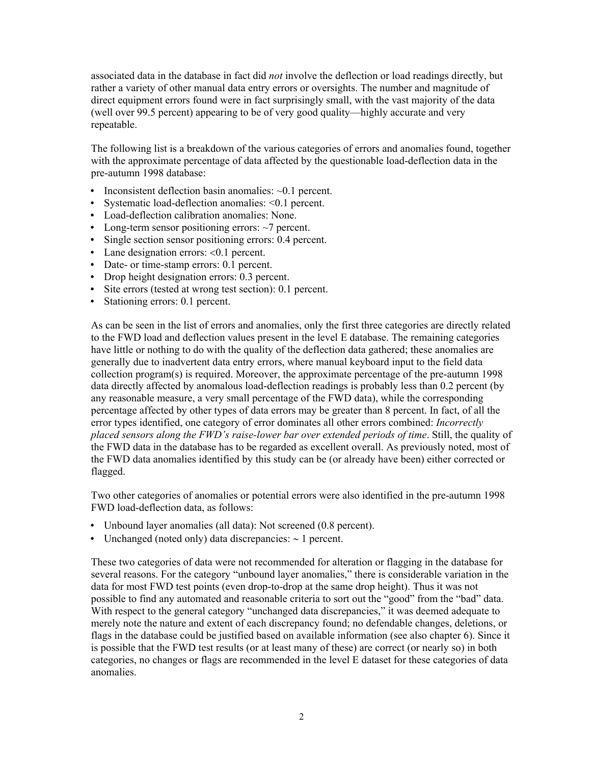associated data in the database in fact did *not* involve the deflection or load readings directly, but rather a variety of other manual data entry errors or oversights. The number and magnitude of direct equipment errors found were in fact surprisingly small, with the vast majority of the data (well over 99.5 percent) appearing to be of very good quality—highly accurate and very repeatable.

The following list is a breakdown of the various categories of errors and anomalies found, together with the approximate percentage of data affected by the questionable load-deflection data in the pre-autumn 1998 database:

- Inconsistent deflection basin anomalies: ~0.1 percent.
- Systematic load-deflection anomalies: <0.1 percent.
- Load-deflection calibration anomalies: None.
- Long-term sensor positioning errors: ~7 percent.
- Single section sensor positioning errors: 0.4 percent.
- Lane designation errors: <0.1 percent.
- Date- or time-stamp errors: 0.1 percent.
- Drop height designation errors: 0.3 percent.
- Site errors (tested at wrong test section): 0.1 percent.
- Stationing errors: 0.1 percent.

As can be seen in the list of errors and anomalies, only the first three categories are directly related to the FWD load and deflection values present in the level E database. The remaining categories have little or nothing to do with the quality of the deflection data gathered; these anomalies are generally due to inadvertent data entry errors, where manual keyboard input to the field data collection program(s) is required. Moreover, the approximate percentage of the pre-autumn 1998 data directly affected by anomalous load-deflection readings is probably less than 0.2 percent (by any reasonable measure, a very small percentage of the FWD data), while the corresponding percentage affected by other types of data errors may be greater than 8 percent. In fact, of all the error types identified, one category of error dominates all other errors combined: *Incorrectly placed sensors along the FWD's raise-lower bar over extended periods of time*. Still, the quality of the FWD data in the database has to be regarded as excellent overall. As previously noted, most of the FWD data anomalies identified by this study can be (or already have been) either corrected or flagged.

Two other categories of anomalies or potential errors were also identified in the pre-autumn 1998 FWD load-deflection data, as follows:

- Unbound layer anomalies (all data): Not screened (0.8 percent).
- Unchanged (noted only) data discrepancies: ~ 1 percent.

These two categories of data were not recommended for alteration or flagging in the database for several reasons. For the category "unbound layer anomalies," there is considerable variation in the data for most FWD test points (even drop-to-drop at the same drop height). Thus it was not possible to find any automated and reasonable criteria to sort out the "good" from the "bad" data. With respect to the general category "unchanged data discrepancies," it was deemed adequate to merely note the nature and extent of each discrepancy found; no defendable changes, deletions, or flags in the database could be justified based on available information (see also chapter 6). Since it is possible that the FWD test results (or at least many of these) are correct (or nearly so) in both categories, no changes or flags are recommended in the level E dataset for these categories of data anomalies.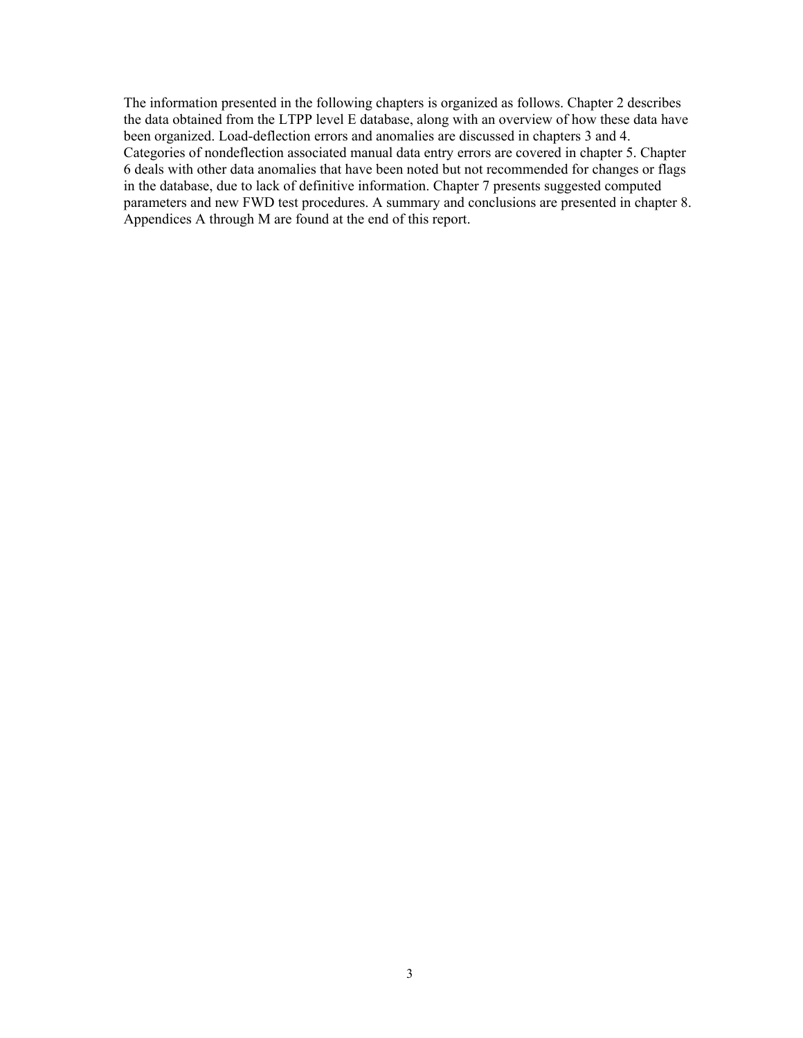The information presented in the following chapters is organized as follows. Chapter 2 describes the data obtained from the LTPP level E database, along with an overview of how these data have been organized. Load-deflection errors and anomalies are discussed in chapters 3 and 4. Categories of nondeflection associated manual data entry errors are covered in chapter 5. Chapter 6 deals with other data anomalies that have been noted but not recommended for changes or flags in the database, due to lack of definitive information. Chapter 7 presents suggested computed parameters and new FWD test procedures. A summary and conclusions are presented in chapter 8. Appendices A through M are found at the end of this report.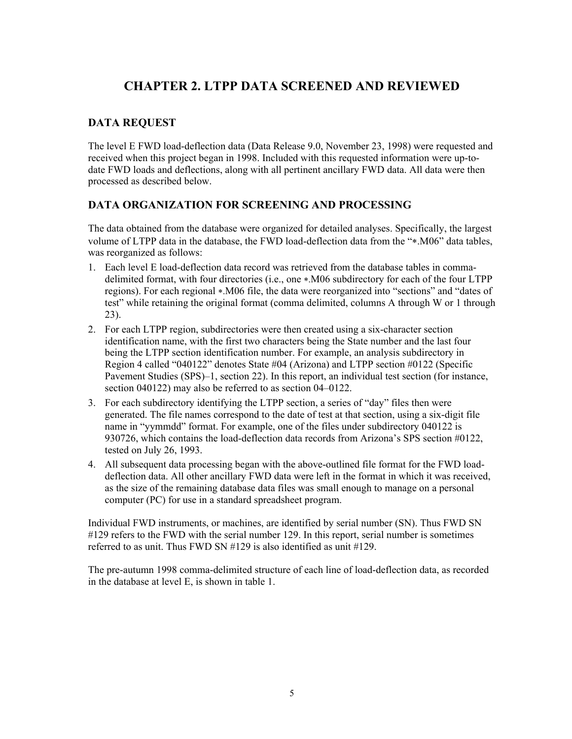# CHAPTER 2. LTPP DATA SCREENED AND REVIEWED

## DATA REQUEST

The level E FWD load-deflection data (Data Release 9.0, November 23, 1998) were requested and received when this project began in 1998. Included with this requested information were up-to-date FWD loads and deflections, along with all pertinent ancillary FWD data. All data were then processed as described below.

## DATA ORGANIZATION FOR SCREENING AND PROCESSING

The data obtained from the database were organized for detailed analyses. Specifically, the largest volume of LTPP data in the database, the FWD load-deflection data from the "∗.M06" data tables, was reorganized as follows:

1. Each level E load-deflection data record was retrieved from the database tables in comma-delimited format, with four directories (i.e., one ∗.M06 subdirectory for each of the four LTPP regions). For each regional ∗.M06 file, the data were reorganized into "sections" and "dates of test" while retaining the original format (comma delimited, columns A through W or 1 through 23).
2. For each LTPP region, subdirectories were then created using a six-character section identification name, with the first two characters being the State number and the last four being the LTPP section identification number. For example, an analysis subdirectory in Region 4 called "040122" denotes State #04 (Arizona) and LTPP section #0122 (Specific Pavement Studies (SPS)–1, section 22). In this report, an individual test section (for instance, section 040122) may also be referred to as section 04–0122.
3. For each subdirectory identifying the LTPP section, a series of "day" files then were generated. The file names correspond to the date of test at that section, using a six-digit file name in "yymmdd" format. For example, one of the files under subdirectory 040122 is 930726, which contains the load-deflection data records from Arizona's SPS section #0122, tested on July 26, 1993.
4. All subsequent data processing began with the above-outlined file format for the FWD load-deflection data. All other ancillary FWD data were left in the format in which it was received, as the size of the remaining database data files was small enough to manage on a personal computer (PC) for use in a standard spreadsheet program.

Individual FWD instruments, or machines, are identified by serial number (SN). Thus FWD SN #129 refers to the FWD with the serial number 129. In this report, serial number is sometimes referred to as unit. Thus FWD SN #129 is also identified as unit #129.

The pre-autumn 1998 comma-delimited structure of each line of load-deflection data, as recorded in the database at level E, is shown in table 1.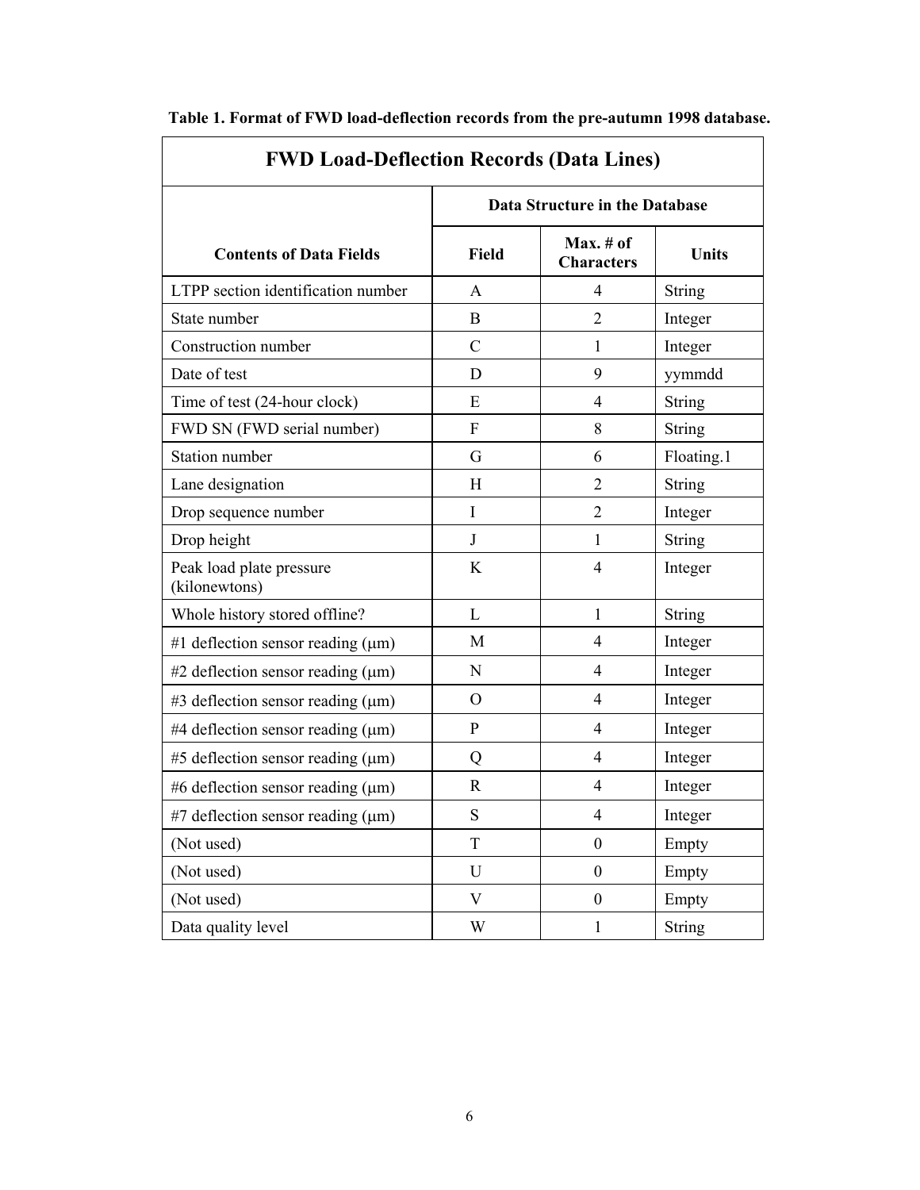**Table 1. Format of FWD load-deflection records from the pre-autumn 1998 database.**

| FWD Load-Deflection Records (Data Lines) | | | |
|---|---|---|---|
| | Data Structure in the Database | | |
| Contents of Data Fields | Field | Max. # of Characters | Units |
| LTPP section identification number | A | 4 | String |
| State number | B | 2 | Integer |
| Construction number | C | 1 | Integer |
| Date of test | D | 9 | yymmdd |
| Time of test (24-hour clock) | E | 4 | String |
| FWD SN (FWD serial number) | F | 8 | String |
| Station number | G | 6 | Floating.1 |
| Lane designation | H | 2 | String |
| Drop sequence number | I | 2 | Integer |
| Drop height | J | 1 | String |
| Peak load plate pressure (kilonewtons) | K | 4 | Integer |
| Whole history stored offline? | L | 1 | String |
| #1 deflection sensor reading (μm) | M | 4 | Integer |
| #2 deflection sensor reading (μm) | N | 4 | Integer |
| #3 deflection sensor reading (μm) | O | 4 | Integer |
| #4 deflection sensor reading (μm) | P | 4 | Integer |
| #5 deflection sensor reading (μm) | Q | 4 | Integer |
| #6 deflection sensor reading (μm) | R | 4 | Integer |
| #7 deflection sensor reading (μm) | S | 4 | Integer |
| (Not used) | T | 0 | Empty |
| (Not used) | U | 0 | Empty |
| (Not used) | V | 0 | Empty |
| Data quality level | W | 1 | String |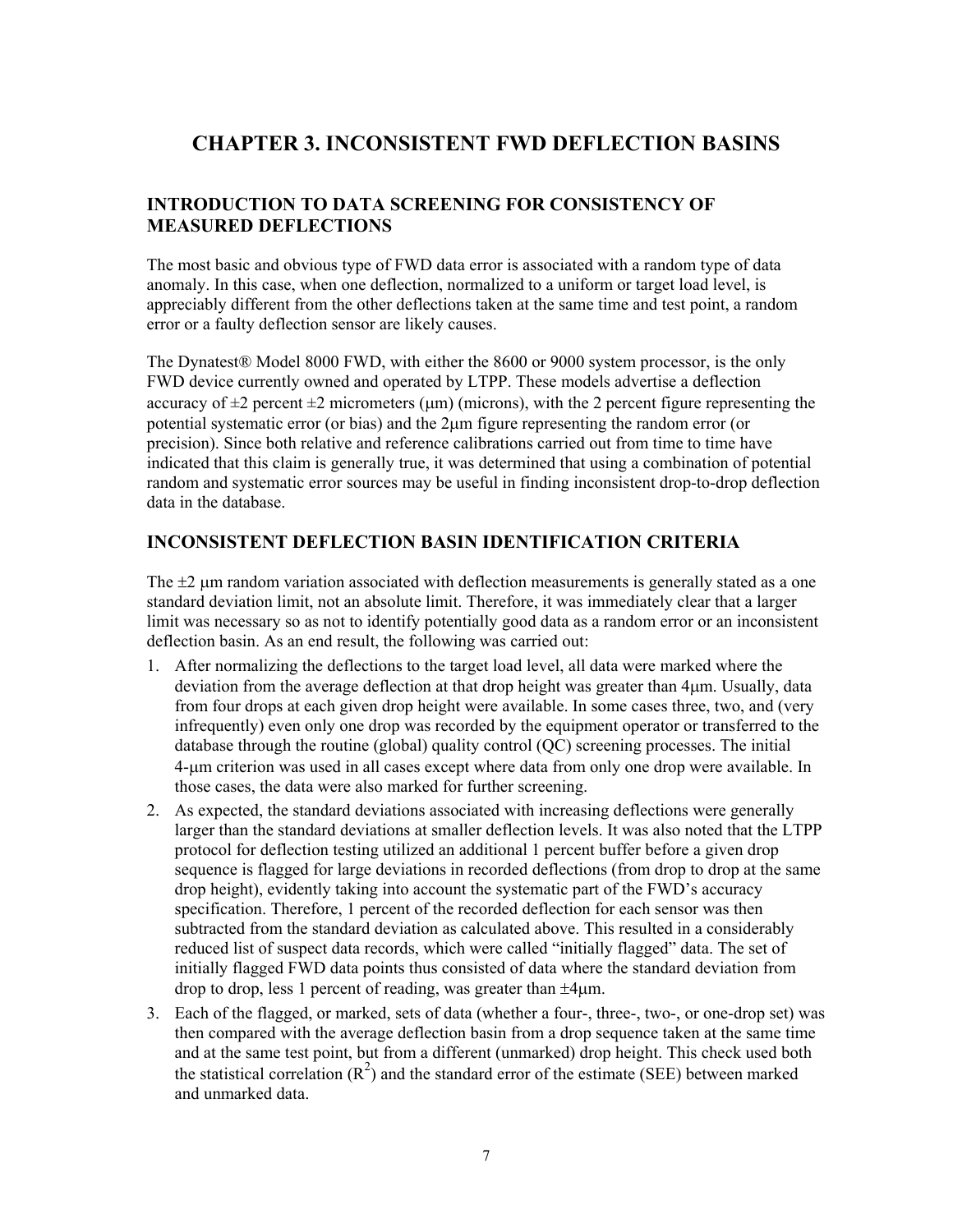# CHAPTER 3. INCONSISTENT FWD DEFLECTION BASINS

## INTRODUCTION TO DATA SCREENING FOR CONSISTENCY OF MEASURED DEFLECTIONS

The most basic and obvious type of FWD data error is associated with a random type of data anomaly. In this case, when one deflection, normalized to a uniform or target load level, is appreciably different from the other deflections taken at the same time and test point, a random error or a faulty deflection sensor are likely causes.

The Dynatest® Model 8000 FWD, with either the 8600 or 9000 system processor, is the only FWD device currently owned and operated by LTPP. These models advertise a deflection accuracy of ±2 percent ±2 micrometers (μm) (microns), with the 2 percent figure representing the potential systematic error (or bias) and the 2μm figure representing the random error (or precision). Since both relative and reference calibrations carried out from time to time have indicated that this claim is generally true, it was determined that using a combination of potential random and systematic error sources may be useful in finding inconsistent drop-to-drop deflection data in the database.

## INCONSISTENT DEFLECTION BASIN IDENTIFICATION CRITERIA

The ±2 μm random variation associated with deflection measurements is generally stated as a one standard deviation limit, not an absolute limit. Therefore, it was immediately clear that a larger limit was necessary so as not to identify potentially good data as a random error or an inconsistent deflection basin. As an end result, the following was carried out:

1. After normalizing the deflections to the target load level, all data were marked where the deviation from the average deflection at that drop height was greater than 4μm. Usually, data from four drops at each given drop height were available. In some cases three, two, and (very infrequently) even only one drop was recorded by the equipment operator or transferred to the database through the routine (global) quality control (QC) screening processes. The initial 4-μm criterion was used in all cases except where data from only one drop were available. In those cases, the data were also marked for further screening.
2. As expected, the standard deviations associated with increasing deflections were generally larger than the standard deviations at smaller deflection levels. It was also noted that the LTPP protocol for deflection testing utilized an additional 1 percent buffer before a given drop sequence is flagged for large deviations in recorded deflections (from drop to drop at the same drop height), evidently taking into account the systematic part of the FWD's accuracy specification. Therefore, 1 percent of the recorded deflection for each sensor was then subtracted from the standard deviation as calculated above. This resulted in a considerably reduced list of suspect data records, which were called "initially flagged" data. The set of initially flagged FWD data points thus consisted of data where the standard deviation from drop to drop, less 1 percent of reading, was greater than ±4μm.
3. Each of the flagged, or marked, sets of data (whether a four-, three-, two-, or one-drop set) was then compared with the average deflection basin from a drop sequence taken at the same time and at the same test point, but from a different (unmarked) drop height. This check used both the statistical correlation ($R^2$) and the standard error of the estimate (SEE) between marked and unmarked data.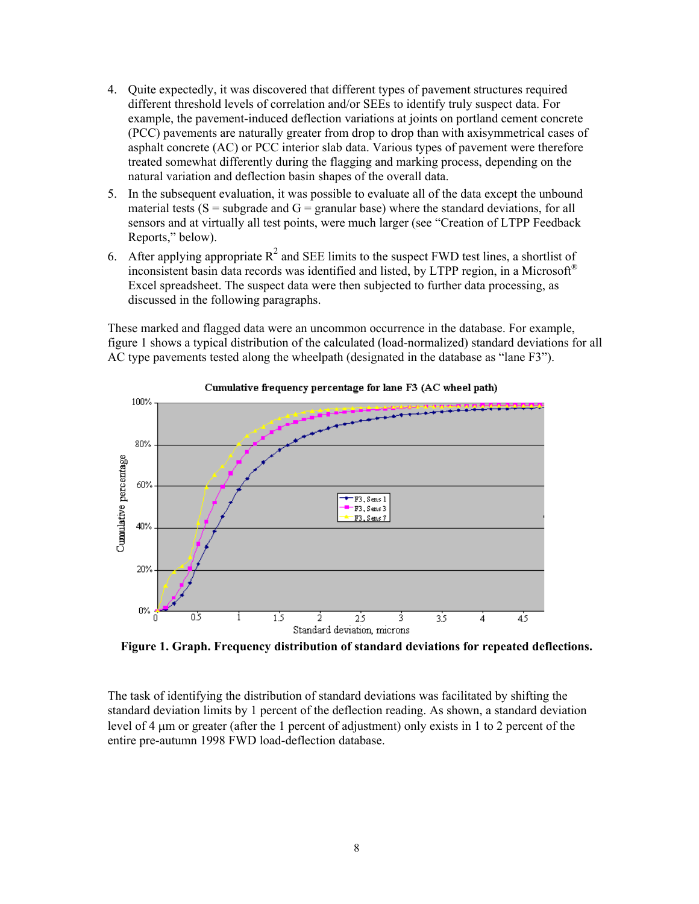4. Quite expectedly, it was discovered that different types of pavement structures required different threshold levels of correlation and/or SEEs to identify truly suspect data. For example, the pavement-induced deflection variations at joints on portland cement concrete (PCC) pavements are naturally greater from drop to drop than with axisymmetrical cases of asphalt concrete (AC) or PCC interior slab data. Various types of pavement were therefore treated somewhat differently during the flagging and marking process, depending on the natural variation and deflection basin shapes of the overall data.
5. In the subsequent evaluation, it was possible to evaluate all of the data except the unbound material tests (S = subgrade and G = granular base) where the standard deviations, for all sensors and at virtually all test points, were much larger (see "Creation of LTPP Feedback Reports," below).
6. After applying appropriate $R^2$ and SEE limits to the suspect FWD test lines, a shortlist of inconsistent basin data records was identified and listed, by LTPP region, in a Microsoft® Excel spreadsheet. The suspect data were then subjected to further data processing, as discussed in the following paragraphs.

These marked and flagged data were an uncommon occurrence in the database. For example, figure 1 shows a typical distribution of the calculated (load-normalized) standard deviations for all AC type pavements tested along the wheelpath (designated in the database as "lane F3").

Cumulative frequency percentage for lane F3 (AC wheel path)

**Figure 1. Graph. Frequency distribution of standard deviations for repeated deflections.**

The task of identifying the distribution of standard deviations was facilitated by shifting the standard deviation limits by 1 percent of the deflection reading. As shown, a standard deviation level of 4 μm or greater (after the 1 percent of adjustment) only exists in 1 to 2 percent of the entire pre-autumn 1998 FWD load-deflection database.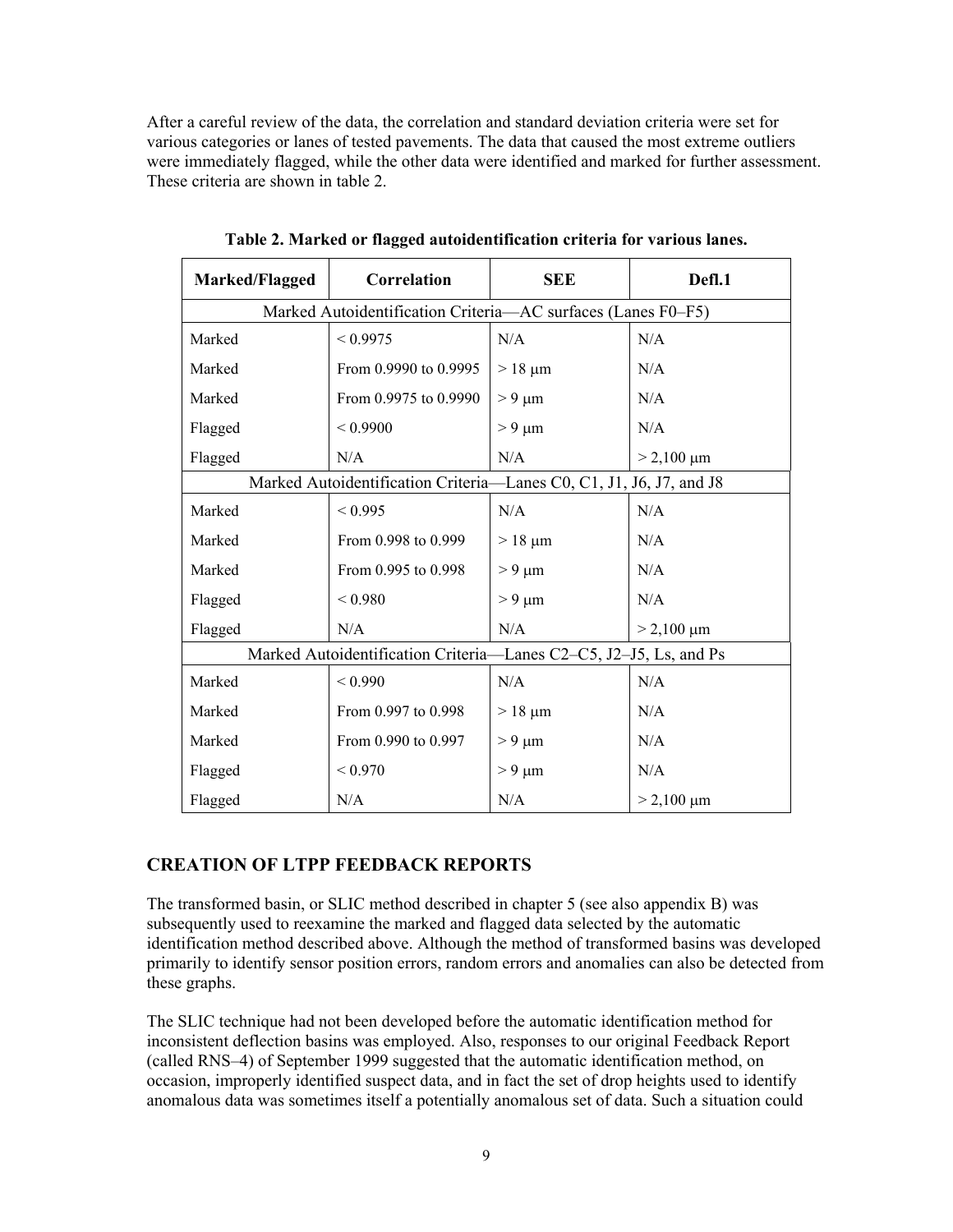After a careful review of the data, the correlation and standard deviation criteria were set for various categories or lanes of tested pavements. The data that caused the most extreme outliers were immediately flagged, while the other data were identified and marked for further assessment. These criteria are shown in table 2.

**Table 2. Marked or flagged autoidentification criteria for various lanes.**

| Marked/Flagged | Correlation | SEE | Defl.1 |
|---|---|---|---|
| Marked Autoidentification Criteria—AC surfaces (Lanes F0–F5) | | | |
| Marked | < 0.9975 | N/A | N/A |
| Marked | From 0.9990 to 0.9995 | > 18 μm | N/A |
| Marked | From 0.9975 to 0.9990 | > 9 μm | N/A |
| Flagged | < 0.9900 | > 9 μm | N/A |
| Flagged | N/A | N/A | > 2,100 μm |
| Marked Autoidentification Criteria—Lanes C0, C1, J1, J6, J7, and J8 | | | |
| Marked | < 0.995 | N/A | N/A |
| Marked | From 0.998 to 0.999 | > 18 μm | N/A |
| Marked | From 0.995 to 0.998 | > 9 μm | N/A |
| Flagged | < 0.980 | > 9 μm | N/A |
| Flagged | N/A | N/A | > 2,100 μm |
| Marked Autoidentification Criteria—Lanes C2–C5, J2–J5, Ls, and Ps | | | |
| Marked | < 0.990 | N/A | N/A |
| Marked | From 0.997 to 0.998 | > 18 μm | N/A |
| Marked | From 0.990 to 0.997 | > 9 μm | N/A |
| Flagged | < 0.970 | > 9 μm | N/A |
| Flagged | N/A | N/A | > 2,100 μm |

## CREATION OF LTPP FEEDBACK REPORTS

The transformed basin, or SLIC method described in chapter 5 (see also appendix B) was subsequently used to reexamine the marked and flagged data selected by the automatic identification method described above. Although the method of transformed basins was developed primarily to identify sensor position errors, random errors and anomalies can also be detected from these graphs.

The SLIC technique had not been developed before the automatic identification method for inconsistent deflection basins was employed. Also, responses to our original Feedback Report (called RNS–4) of September 1999 suggested that the automatic identification method, on occasion, improperly identified suspect data, and in fact the set of drop heights used to identify anomalous data was sometimes itself a potentially anomalous set of data. Such a situation could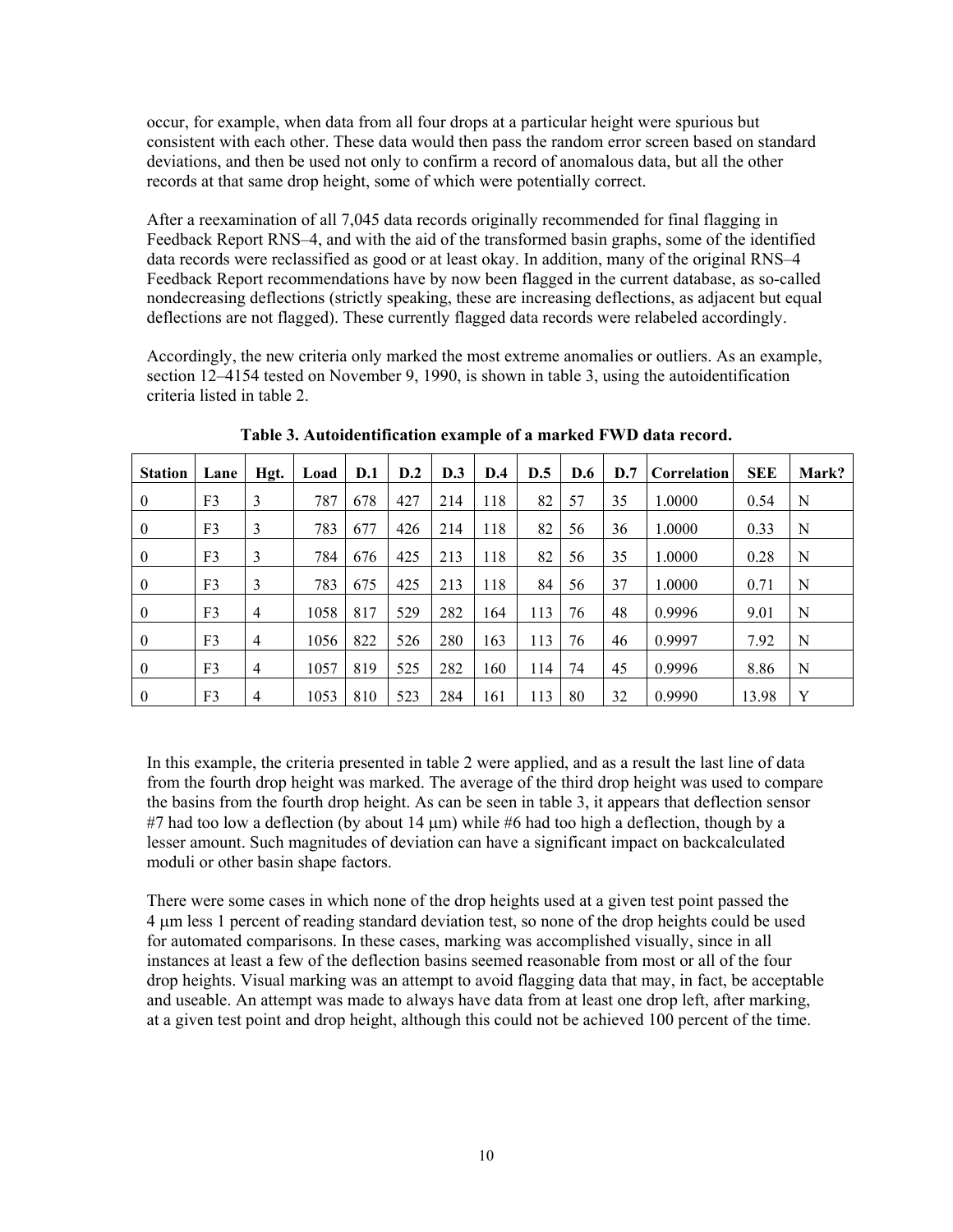occur, for example, when data from all four drops at a particular height were spurious but consistent with each other. These data would then pass the random error screen based on standard deviations, and then be used not only to confirm a record of anomalous data, but all the other records at that same drop height, some of which were potentially correct.

After a reexamination of all 7,045 data records originally recommended for final flagging in Feedback Report RNS–4, and with the aid of the transformed basin graphs, some of the identified data records were reclassified as good or at least okay. In addition, many of the original RNS–4 Feedback Report recommendations have by now been flagged in the current database, as so-called nondecreasing deflections (strictly speaking, these are increasing deflections, as adjacent but equal deflections are not flagged). These currently flagged data records were relabeled accordingly.

Accordingly, the new criteria only marked the most extreme anomalies or outliers. As an example, section 12–4154 tested on November 9, 1990, is shown in table 3, using the autoidentification criteria listed in table 2.

**Table 3. Autoidentification example of a marked FWD data record.**

| Station | Lane | Hgt. | Load | D.1 | D.2 | D.3 | D.4 | D.5 | D.6 | D.7 | Correlation | SEE | Mark? |
|---|---|---|---|---|---|---|---|---|---|---|---|---|---|
| 0 | F3 | 3 | 787 | 678 | 427 | 214 | 118 | 82 | 57 | 35 | 1.0000 | 0.54 | N |
| 0 | F3 | 3 | 783 | 677 | 426 | 214 | 118 | 82 | 56 | 36 | 1.0000 | 0.33 | N |
| 0 | F3 | 3 | 784 | 676 | 425 | 213 | 118 | 82 | 56 | 35 | 1.0000 | 0.28 | N |
| 0 | F3 | 3 | 783 | 675 | 425 | 213 | 118 | 84 | 56 | 37 | 1.0000 | 0.71 | N |
| 0 | F3 | 4 | 1058 | 817 | 529 | 282 | 164 | 113 | 76 | 48 | 0.9996 | 9.01 | N |
| 0 | F3 | 4 | 1056 | 822 | 526 | 280 | 163 | 113 | 76 | 46 | 0.9997 | 7.92 | N |
| 0 | F3 | 4 | 1057 | 819 | 525 | 282 | 160 | 114 | 74 | 45 | 0.9996 | 8.86 | N |
| 0 | F3 | 4 | 1053 | 810 | 523 | 284 | 161 | 113 | 80 | 32 | 0.9990 | 13.98 | Y |

In this example, the criteria presented in table 2 were applied, and as a result the last line of data from the fourth drop height was marked. The average of the third drop height was used to compare the basins from the fourth drop height. As can be seen in table 3, it appears that deflection sensor #7 had too low a deflection (by about 14 μm) while #6 had too high a deflection, though by a lesser amount. Such magnitudes of deviation can have a significant impact on backcalculated moduli or other basin shape factors.

There were some cases in which none of the drop heights used at a given test point passed the 4 μm less 1 percent of reading standard deviation test, so none of the drop heights could be used for automated comparisons. In these cases, marking was accomplished visually, since in all instances at least a few of the deflection basins seemed reasonable from most or all of the four drop heights. Visual marking was an attempt to avoid flagging data that may, in fact, be acceptable and useable. An attempt was made to always have data from at least one drop left, after marking, at a given test point and drop height, although this could not be achieved 100 percent of the time.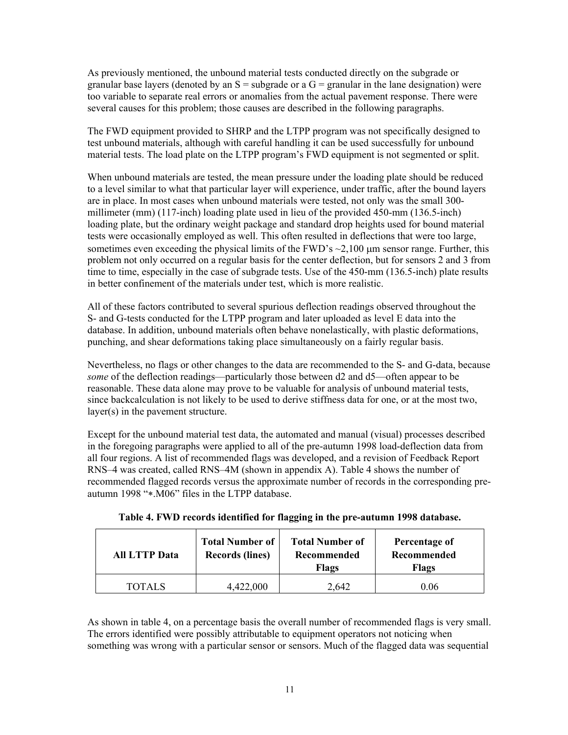As previously mentioned, the unbound material tests conducted directly on the subgrade or granular base layers (denoted by an S = subgrade or a G = granular in the lane designation) were too variable to separate real errors or anomalies from the actual pavement response. There were several causes for this problem; those causes are described in the following paragraphs.

The FWD equipment provided to SHRP and the LTPP program was not specifically designed to test unbound materials, although with careful handling it can be used successfully for unbound material tests. The load plate on the LTPP program's FWD equipment is not segmented or split.

When unbound materials are tested, the mean pressure under the loading plate should be reduced to a level similar to what that particular layer will experience, under traffic, after the bound layers are in place. In most cases when unbound materials were tested, not only was the small 300-millimeter (mm) (117-inch) loading plate used in lieu of the provided 450-mm (136.5-inch) loading plate, but the ordinary weight package and standard drop heights used for bound material tests were occasionally employed as well. This often resulted in deflections that were too large, sometimes even exceeding the physical limits of the FWD's ~2,100 μm sensor range. Further, this problem not only occurred on a regular basis for the center deflection, but for sensors 2 and 3 from time to time, especially in the case of subgrade tests. Use of the 450-mm (136.5-inch) plate results in better confinement of the materials under test, which is more realistic.

All of these factors contributed to several spurious deflection readings observed throughout the S- and G-tests conducted for the LTPP program and later uploaded as level E data into the database. In addition, unbound materials often behave nonelastically, with plastic deformations, punching, and shear deformations taking place simultaneously on a fairly regular basis.

Nevertheless, no flags or other changes to the data are recommended to the S- and G-data, because *some* of the deflection readings—particularly those between d2 and d5—often appear to be reasonable. These data alone may prove to be valuable for analysis of unbound material tests, since backcalculation is not likely to be used to derive stiffness data for one, or at the most two, layer(s) in the pavement structure.

Except for the unbound material test data, the automated and manual (visual) processes described in the foregoing paragraphs were applied to all of the pre-autumn 1998 load-deflection data from all four regions. A list of recommended flags was developed, and a revision of Feedback Report RNS–4 was created, called RNS–4M (shown in appendix A). Table 4 shows the number of recommended flagged records versus the approximate number of records in the corresponding pre-autumn 1998 "*.M06" files in the LTPP database.

**Table 4. FWD records identified for flagging in the pre-autumn 1998 database.**

| All LTPP Data | Total Number of Records (lines) | Total Number of Recommended Flags | Percentage of Recommended Flags |
|---|---|---|---|
| TOTALS | 4,422,000 | 2,642 | 0.06 |

As shown in table 4, on a percentage basis the overall number of recommended flags is very small. The errors identified were possibly attributable to equipment operators not noticing when something was wrong with a particular sensor or sensors. Much of the flagged data was sequential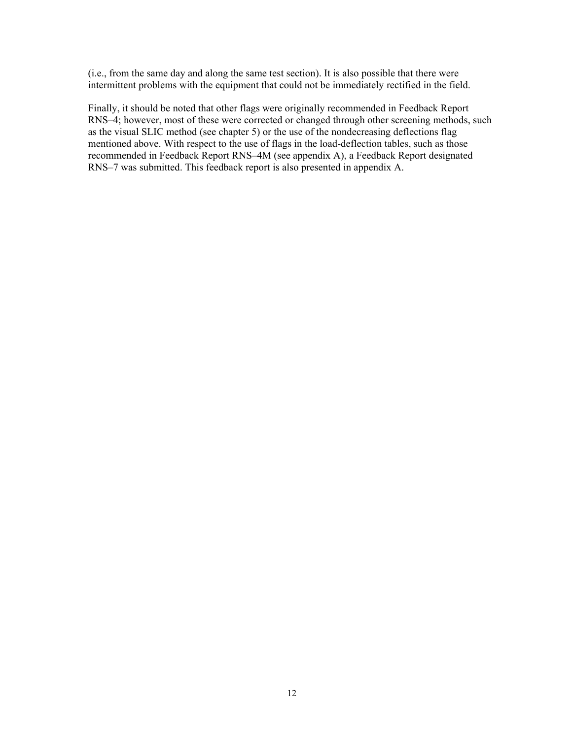(i.e., from the same day and along the same test section). It is also possible that there were intermittent problems with the equipment that could not be immediately rectified in the field.

Finally, it should be noted that other flags were originally recommended in Feedback Report RNS–4; however, most of these were corrected or changed through other screening methods, such as the visual SLIC method (see chapter 5) or the use of the nondecreasing deflections flag mentioned above. With respect to the use of flags in the load-deflection tables, such as those recommended in Feedback Report RNS–4M (see appendix A), a Feedback Report designated RNS–7 was submitted. This feedback report is also presented in appendix A.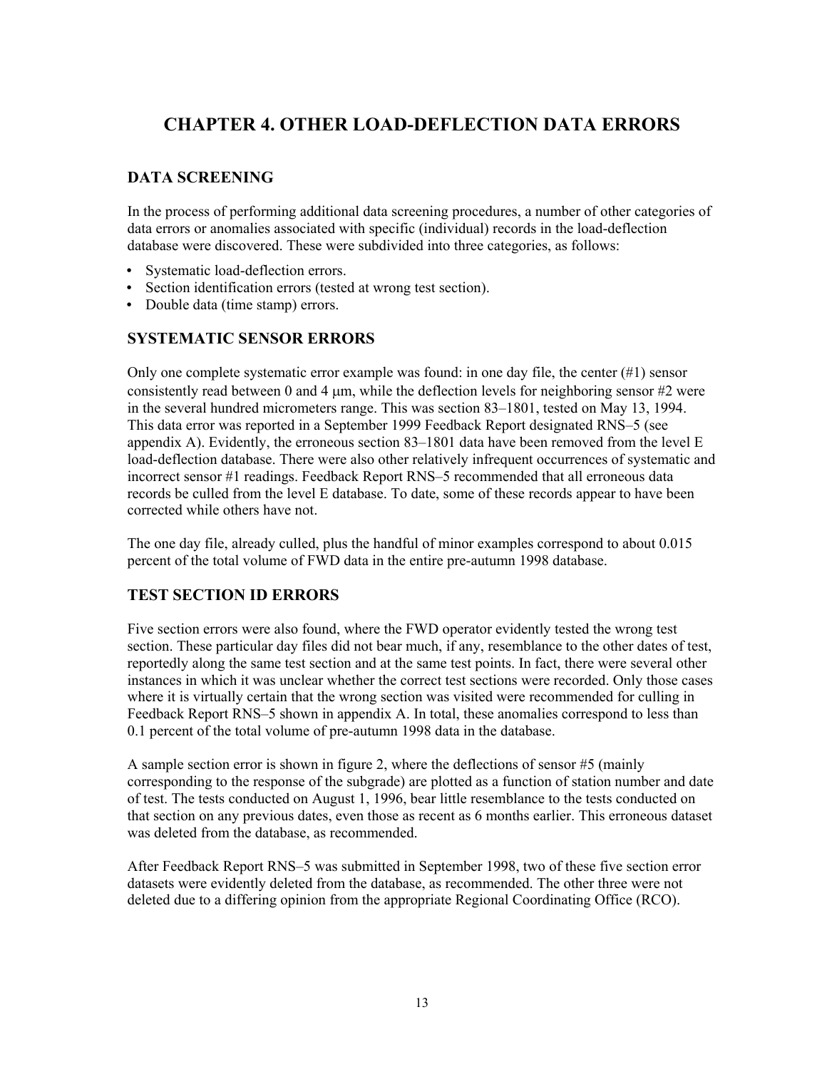# CHAPTER 4. OTHER LOAD-DEFLECTION DATA ERRORS

## DATA SCREENING

In the process of performing additional data screening procedures, a number of other categories of data errors or anomalies associated with specific (individual) records in the load-deflection database were discovered. These were subdivided into three categories, as follows:

- Systematic load-deflection errors.
- Section identification errors (tested at wrong test section).
- Double data (time stamp) errors.

## SYSTEMATIC SENSOR ERRORS

Only one complete systematic error example was found: in one day file, the center (#1) sensor consistently read between 0 and 4 µm, while the deflection levels for neighboring sensor #2 were in the several hundred micrometers range. This was section 83–1801, tested on May 13, 1994. This data error was reported in a September 1999 Feedback Report designated RNS–5 (see appendix A). Evidently, the erroneous section 83–1801 data have been removed from the level E load-deflection database. There were also other relatively infrequent occurrences of systematic and incorrect sensor #1 readings. Feedback Report RNS–5 recommended that all erroneous data records be culled from the level E database. To date, some of these records appear to have been corrected while others have not.

The one day file, already culled, plus the handful of minor examples correspond to about 0.015 percent of the total volume of FWD data in the entire pre-autumn 1998 database.

## TEST SECTION ID ERRORS

Five section errors were also found, where the FWD operator evidently tested the wrong test section. These particular day files did not bear much, if any, resemblance to the other dates of test, reportedly along the same test section and at the same test points. In fact, there were several other instances in which it was unclear whether the correct test sections were recorded. Only those cases where it is virtually certain that the wrong section was visited were recommended for culling in Feedback Report RNS–5 shown in appendix A. In total, these anomalies correspond to less than 0.1 percent of the total volume of pre-autumn 1998 data in the database.

A sample section error is shown in figure 2, where the deflections of sensor #5 (mainly corresponding to the response of the subgrade) are plotted as a function of station number and date of test. The tests conducted on August 1, 1996, bear little resemblance to the tests conducted on that section on any previous dates, even those as recent as 6 months earlier. This erroneous dataset was deleted from the database, as recommended.

After Feedback Report RNS–5 was submitted in September 1998, two of these five section error datasets were evidently deleted from the database, as recommended. The other three were not deleted due to a differing opinion from the appropriate Regional Coordinating Office (RCO).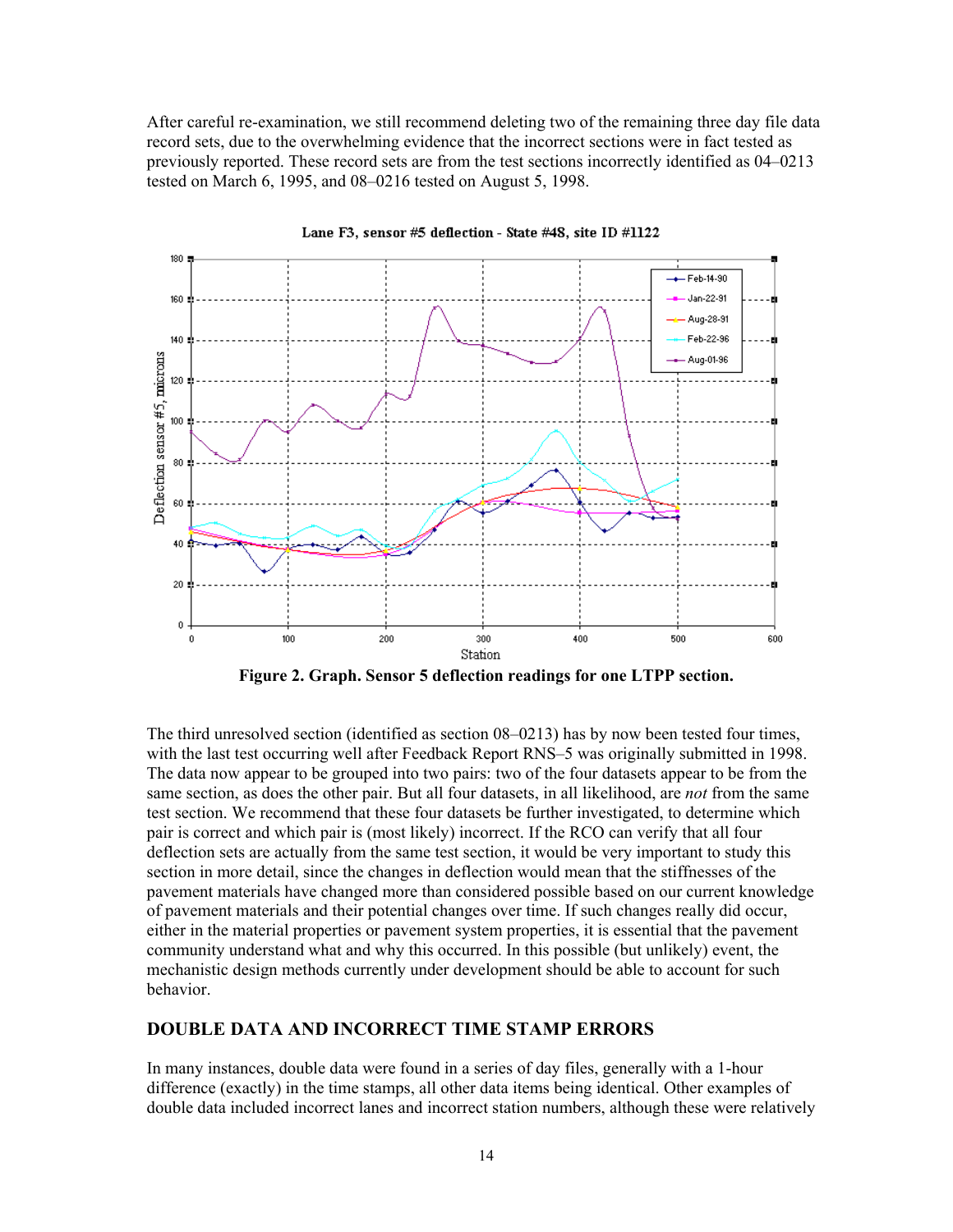After careful re-examination, we still recommend deleting two of the remaining three day file data record sets, due to the overwhelming evidence that the incorrect sections were in fact tested as previously reported. These record sets are from the test sections incorrectly identified as 04–0213 tested on March 6, 1995, and 08–0216 tested on August 5, 1998.

**Figure 2. Graph. Sensor 5 deflection readings for one LTPP section.**

The third unresolved section (identified as section 08–0213) has by now been tested four times, with the last test occurring well after Feedback Report RNS–5 was originally submitted in 1998. The data now appear to be grouped into two pairs: two of the four datasets appear to be from the same section, as does the other pair. But all four datasets, in all likelihood, are *not* from the same test section. We recommend that these four datasets be further investigated, to determine which pair is correct and which pair is (most likely) incorrect. If the RCO can verify that all four deflection sets are actually from the same test section, it would be very important to study this section in more detail, since the changes in deflection would mean that the stiffnesses of the pavement materials have changed more than considered possible based on our current knowledge of pavement materials and their potential changes over time. If such changes really did occur, either in the material properties or pavement system properties, it is essential that the pavement community understand what and why this occurred. In this possible (but unlikely) event, the mechanistic design methods currently under development should be able to account for such behavior.

## DOUBLE DATA AND INCORRECT TIME STAMP ERRORS

In many instances, double data were found in a series of day files, generally with a 1-hour difference (exactly) in the time stamps, all other data items being identical. Other examples of double data included incorrect lanes and incorrect station numbers, although these were relatively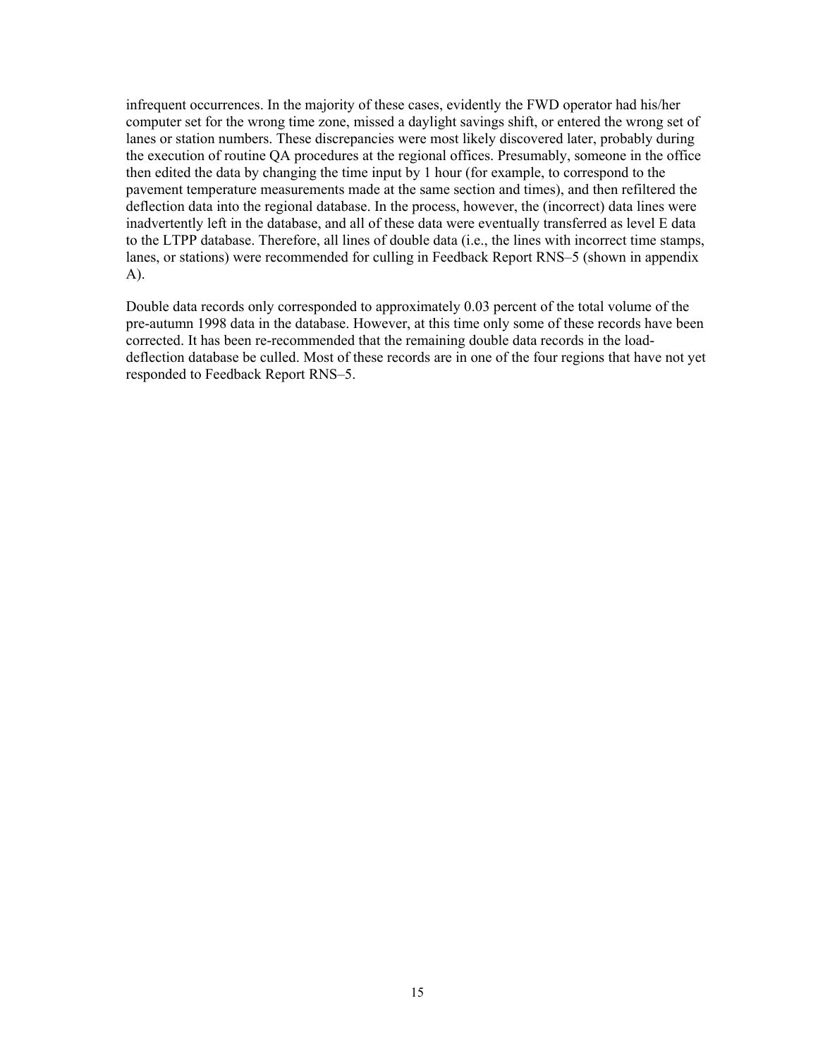infrequent occurrences. In the majority of these cases, evidently the FWD operator had his/her computer set for the wrong time zone, missed a daylight savings shift, or entered the wrong set of lanes or station numbers. These discrepancies were most likely discovered later, probably during the execution of routine QA procedures at the regional offices. Presumably, someone in the office then edited the data by changing the time input by 1 hour (for example, to correspond to the pavement temperature measurements made at the same section and times), and then refiltered the deflection data into the regional database. In the process, however, the (incorrect) data lines were inadvertently left in the database, and all of these data were eventually transferred as level E data to the LTPP database. Therefore, all lines of double data (i.e., the lines with incorrect time stamps, lanes, or stations) were recommended for culling in Feedback Report RNS–5 (shown in appendix A).

Double data records only corresponded to approximately 0.03 percent of the total volume of the pre-autumn 1998 data in the database. However, at this time only some of these records have been corrected. It has been re-recommended that the remaining double data records in the load-deflection database be culled. Most of these records are in one of the four regions that have not yet responded to Feedback Report RNS–5.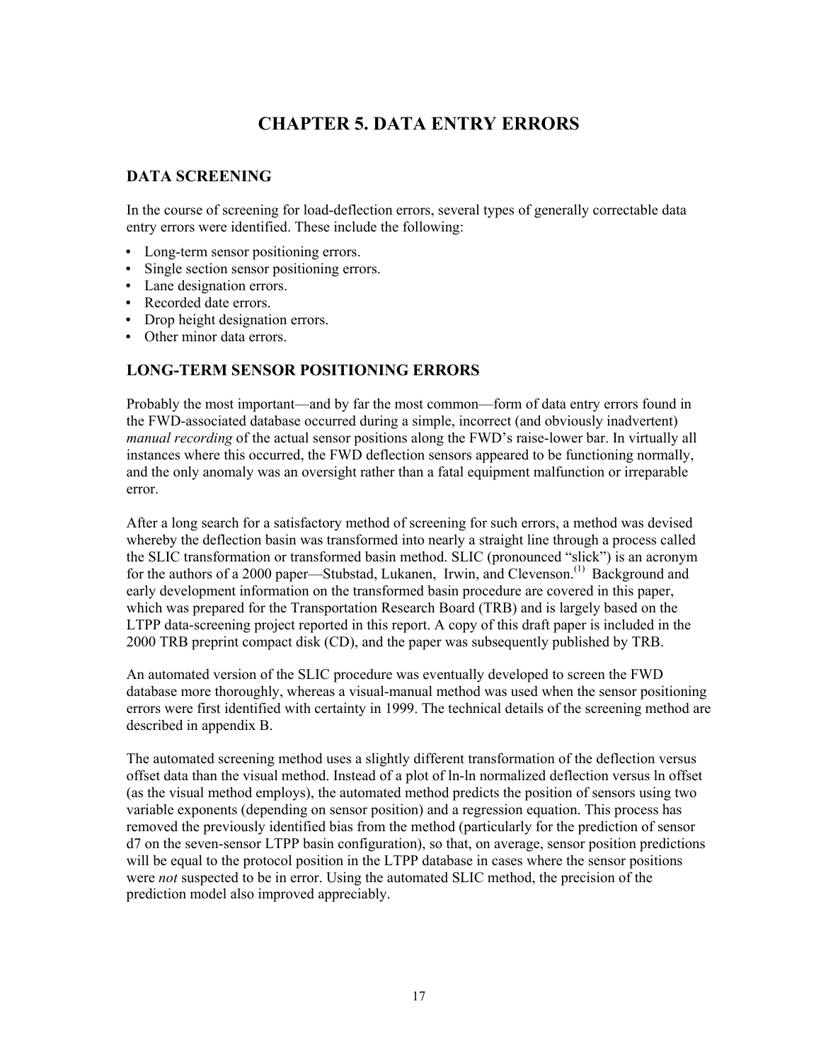# CHAPTER 5. DATA ENTRY ERRORS

## DATA SCREENING

In the course of screening for load-deflection errors, several types of generally correctable data entry errors were identified. These include the following:

- Long-term sensor positioning errors.
- Single section sensor positioning errors.
- Lane designation errors.
- Recorded date errors.
- Drop height designation errors.
- Other minor data errors.

## LONG-TERM SENSOR POSITIONING ERRORS

Probably the most important—and by far the most common—form of data entry errors found in the FWD-associated database occurred during a simple, incorrect (and obviously inadvertent) *manual recording* of the actual sensor positions along the FWD's raise-lower bar. In virtually all instances where this occurred, the FWD deflection sensors appeared to be functioning normally, and the only anomaly was an oversight rather than a fatal equipment malfunction or irreparable error.

After a long search for a satisfactory method of screening for such errors, a method was devised whereby the deflection basin was transformed into nearly a straight line through a process called the SLIC transformation or transformed basin method. SLIC (pronounced "slick") is an acronym for the authors of a 2000 paper—Stubstad, Lukanen, Irwin, and Clevenson.[1] Background and early development information on the transformed basin procedure are covered in this paper, which was prepared for the Transportation Research Board (TRB) and is largely based on the LTPP data-screening project reported in this report. A copy of this draft paper is included in the 2000 TRB preprint compact disk (CD), and the paper was subsequently published by TRB.

An automated version of the SLIC procedure was eventually developed to screen the FWD database more thoroughly, whereas a visual-manual method was used when the sensor positioning errors were first identified with certainty in 1999. The technical details of the screening method are described in appendix B.

The automated screening method uses a slightly different transformation of the deflection versus offset data than the visual method. Instead of a plot of ln-ln normalized deflection versus ln offset (as the visual method employs), the automated method predicts the position of sensors using two variable exponents (depending on sensor position) and a regression equation. This process has removed the previously identified bias from the method (particularly for the prediction of sensor d7 on the seven-sensor LTPP basin configuration), so that, on average, sensor position predictions will be equal to the protocol position in the LTPP database in cases where the sensor positions were *not* suspected to be in error. Using the automated SLIC method, the precision of the prediction model also improved appreciably.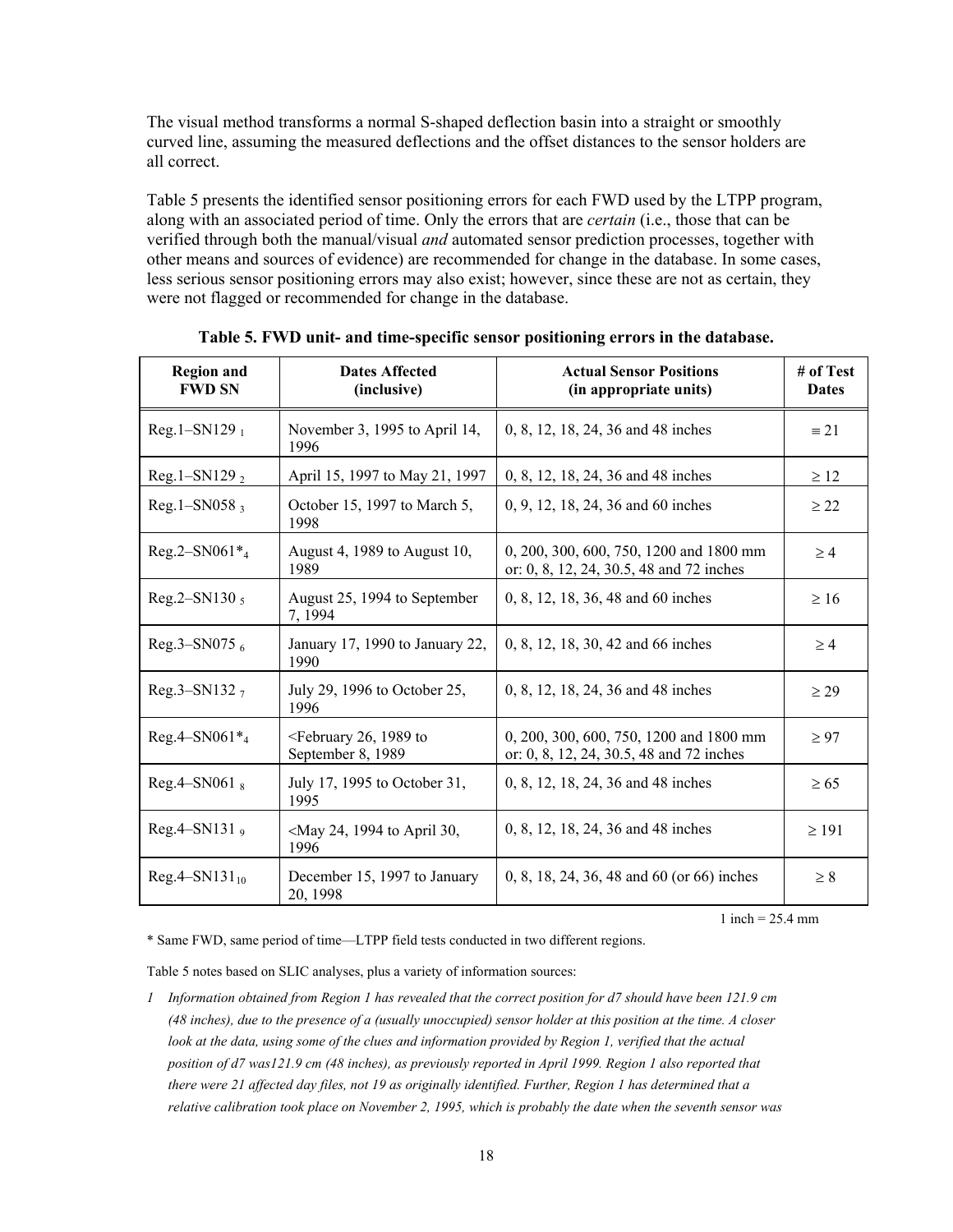The visual method transforms a normal S-shaped deflection basin into a straight or smoothly curved line, assuming the measured deflections and the offset distances to the sensor holders are all correct.

Table 5 presents the identified sensor positioning errors for each FWD used by the LTPP program, along with an associated period of time. Only the errors that are *certain* (i.e., those that can be verified through both the manual/visual *and* automated sensor prediction processes, together with other means and sources of evidence) are recommended for change in the database. In some cases, less serious sensor positioning errors may also exist; however, since these are not as certain, they were not flagged or recommended for change in the database.

**Table 5. FWD unit- and time-specific sensor positioning errors in the database.**

| Region and FWD SN | Dates Affected (inclusive) | Actual Sensor Positions (in appropriate units) | # of Test Dates |
|---|---|---|---|
| Reg.1–SN129 $_1$ | November 3, 1995 to April 14, 1996 | 0, 8, 12, 18, 24, 36 and 48 inches | ≡ 21 |
| Reg.1–SN129 $_2$ | April 15, 1997 to May 21, 1997 | 0, 8, 12, 18, 24, 36 and 48 inches | ≥ 12 |
| Reg.1–SN058 $_3$ | October 15, 1997 to March 5, 1998 | 0, 9, 12, 18, 24, 36 and 60 inches | ≥ 22 |
| Reg.2–SN061*$_4$ | August 4, 1989 to August 10, 1989 | 0, 200, 300, 600, 750, 1200 and 1800 mm or: 0, 8, 12, 24, 30.5, 48 and 72 inches | ≥ 4 |
| Reg.2–SN130 $_5$ | August 25, 1994 to September 7, 1994 | 0, 8, 12, 18, 36, 48 and 60 inches | ≥ 16 |
| Reg.3–SN075 $_6$ | January 17, 1990 to January 22, 1990 | 0, 8, 12, 18, 30, 42 and 66 inches | ≥ 4 |
| Reg.3–SN132 $_7$ | July 29, 1996 to October 25, 1996 | 0, 8, 12, 18, 24, 36 and 48 inches | ≥ 29 |
| Reg.4–SN061*$_4$ | <February 26, 1989 to September 8, 1989 | 0, 200, 300, 600, 750, 1200 and 1800 mm or: 0, 8, 12, 24, 30.5, 48 and 72 inches | ≥ 97 |
| Reg.4–SN061 $_8$ | July 17, 1995 to October 31, 1995 | 0, 8, 12, 18, 24, 36 and 48 inches | ≥ 65 |
| Reg.4–SN131 $_9$ | <May 24, 1994 to April 30, 1996 | 0, 8, 12, 18, 24, 36 and 48 inches | ≥ 191 |
| Reg.4–SN131$_{10}$ | December 15, 1997 to January 20, 1998 | 0, 8, 18, 24, 36, 48 and 60 (or 66) inches | ≥ 8 |

1 inch = 25.4 mm

\* Same FWD, same period of time—LTPP field tests conducted in two different regions.

Table 5 notes based on SLIC analyses, plus a variety of information sources:

1 *Information obtained from Region 1 has revealed that the correct position for d7 should have been 121.9 cm (48 inches), due to the presence of a (usually unoccupied) sensor holder at this position at the time. A closer look at the data, using some of the clues and information provided by Region 1, verified that the actual position of d7 was121.9 cm (48 inches), as previously reported in April 1999. Region 1 also reported that there were 21 affected day files, not 19 as originally identified. Further, Region 1 has determined that a relative calibration took place on November 2, 1995, which is probably the date when the seventh sensor was*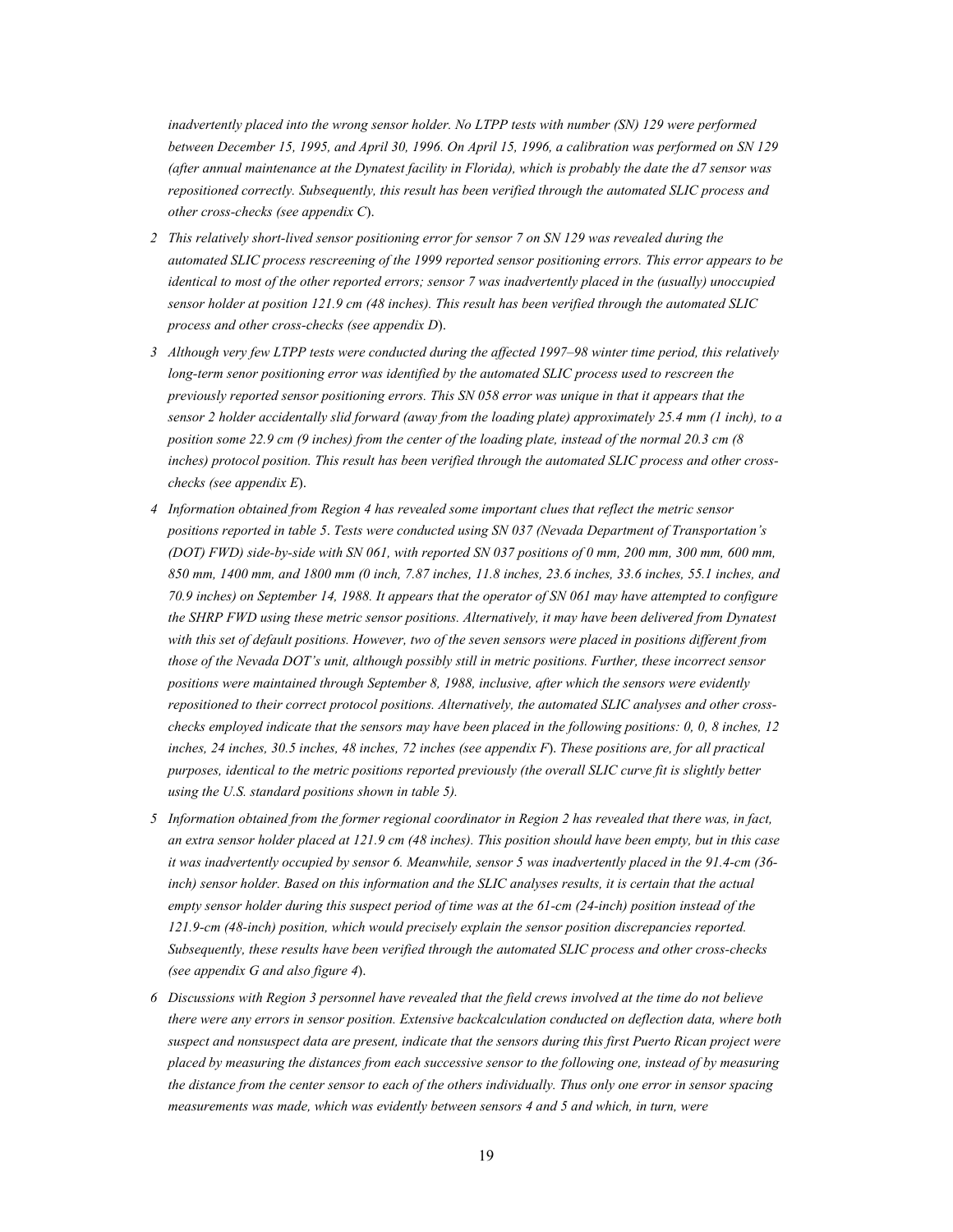*inadvertently placed into the wrong sensor holder. No LTPP tests with number (SN) 129 were performed between December 15, 1995, and April 30, 1996. On April 15, 1996, a calibration was performed on SN 129 (after annual maintenance at the Dynatest facility in Florida), which is probably the date the d7 sensor was repositioned correctly. Subsequently, this result has been verified through the automated SLIC process and other cross-checks (see appendix C).*

2 *This relatively short-lived sensor positioning error for sensor 7 on SN 129 was revealed during the automated SLIC process rescreening of the 1999 reported sensor positioning errors. This error appears to be identical to most of the other reported errors; sensor 7 was inadvertently placed in the (usually) unoccupied sensor holder at position 121.9 cm (48 inches). This result has been verified through the automated SLIC process and other cross-checks (see appendix D).*

3 *Although very few LTPP tests were conducted during the affected 1997–98 winter time period, this relatively long-term senor positioning error was identified by the automated SLIC process used to rescreen the previously reported sensor positioning errors. This SN 058 error was unique in that it appears that the sensor 2 holder accidentally slid forward (away from the loading plate) approximately 25.4 mm (1 inch), to a position some 22.9 cm (9 inches) from the center of the loading plate, instead of the normal 20.3 cm (8 inches) protocol position. This result has been verified through the automated SLIC process and other cross-checks (see appendix E).*

4 *Information obtained from Region 4 has revealed some important clues that reflect the metric sensor positions reported in table 5. Tests were conducted using SN 037 (Nevada Department of Transportation's (DOT) FWD) side-by-side with SN 061, with reported SN 037 positions of 0 mm, 200 mm, 300 mm, 600 mm, 850 mm, 1400 mm, and 1800 mm (0 inch, 7.87 inches, 11.8 inches, 23.6 inches, 33.6 inches, 55.1 inches, and 70.9 inches) on September 14, 1988. It appears that the operator of SN 061 may have attempted to configure the SHRP FWD using these metric sensor positions. Alternatively, it may have been delivered from Dynatest with this set of default positions. However, two of the seven sensors were placed in positions different from those of the Nevada DOT's unit, although possibly still in metric positions. Further, these incorrect sensor positions were maintained through September 8, 1988, inclusive, after which the sensors were evidently repositioned to their correct protocol positions. Alternatively, the automated SLIC analyses and other cross-checks employed indicate that the sensors may have been placed in the following positions: 0, 0, 8 inches, 12 inches, 24 inches, 30.5 inches, 48 inches, 72 inches (see appendix F). These positions are, for all practical purposes, identical to the metric positions reported previously (the overall SLIC curve fit is slightly better using the U.S. standard positions shown in table 5).*

5 *Information obtained from the former regional coordinator in Region 2 has revealed that there was, in fact, an extra sensor holder placed at 121.9 cm (48 inches). This position should have been empty, but in this case it was inadvertently occupied by sensor 6. Meanwhile, sensor 5 was inadvertently placed in the 91.4-cm (36-inch) sensor holder. Based on this information and the SLIC analyses results, it is certain that the actual empty sensor holder during this suspect period of time was at the 61-cm (24-inch) position instead of the 121.9-cm (48-inch) position, which would precisely explain the sensor position discrepancies reported. Subsequently, these results have been verified through the automated SLIC process and other cross-checks (see appendix G and also figure 4).*

6 *Discussions with Region 3 personnel have revealed that the field crews involved at the time do not believe there were any errors in sensor position. Extensive backcalculation conducted on deflection data, where both suspect and nonsuspect data are present, indicate that the sensors during this first Puerto Rican project were placed by measuring the distances from each successive sensor to the following one, instead of by measuring the distance from the center sensor to each of the others individually. Thus only one error in sensor spacing measurements was made, which was evidently between sensors 4 and 5 and which, in turn, were*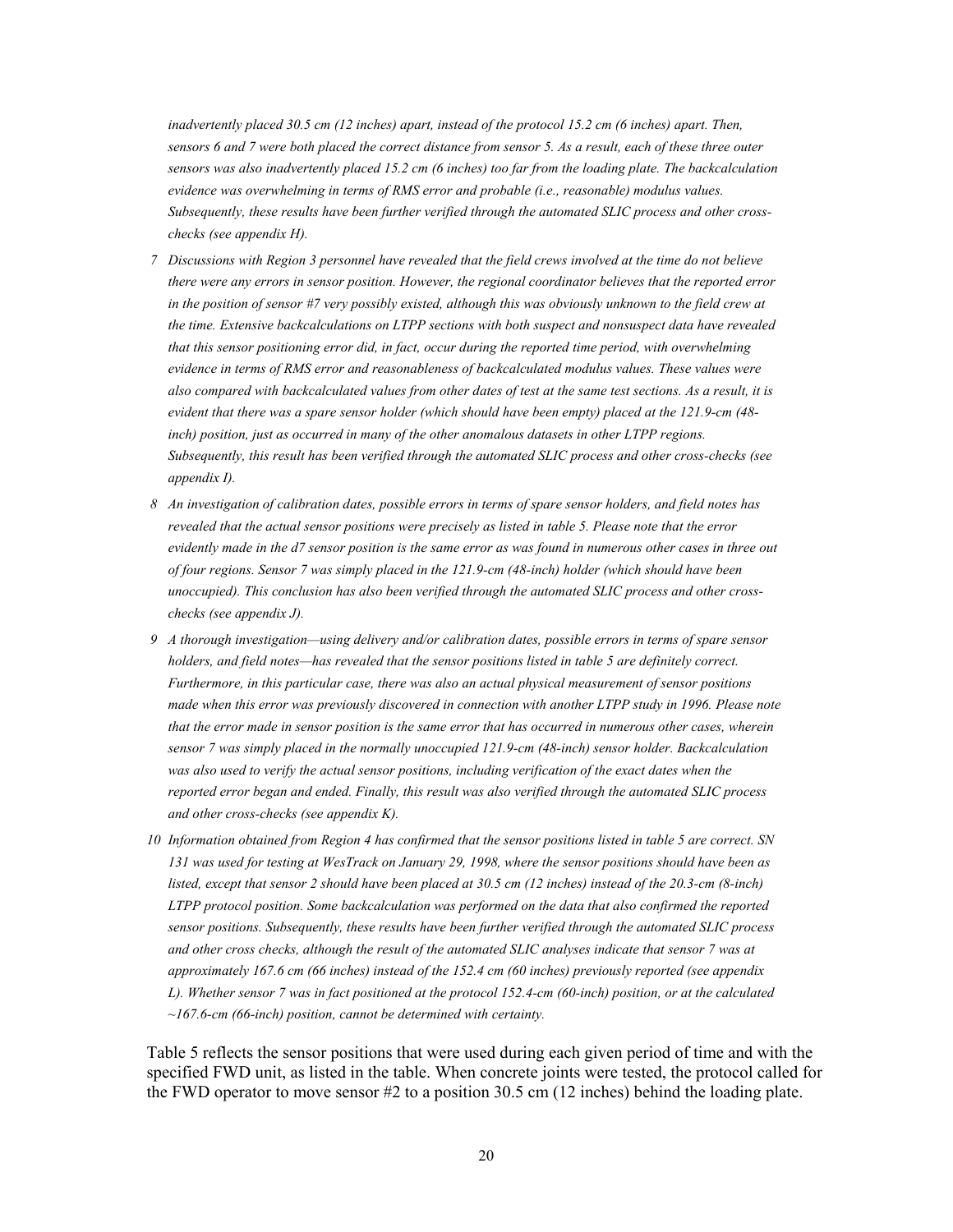*inadvertently placed 30.5 cm (12 inches) apart, instead of the protocol 15.2 cm (6 inches) apart. Then, sensors 6 and 7 were both placed the correct distance from sensor 5. As a result, each of these three outer sensors was also inadvertently placed 15.2 cm (6 inches) too far from the loading plate. The backcalculation evidence was overwhelming in terms of RMS error and probable (i.e., reasonable) modulus values. Subsequently, these results have been further verified through the automated SLIC process and other cross-checks (see appendix H).*

7 *Discussions with Region 3 personnel have revealed that the field crews involved at the time do not believe there were any errors in sensor position. However, the regional coordinator believes that the reported error in the position of sensor #7 very possibly existed, although this was obviously unknown to the field crew at the time. Extensive backcalculations on LTPP sections with both suspect and nonsuspect data have revealed that this sensor positioning error did, in fact, occur during the reported time period, with overwhelming evidence in terms of RMS error and reasonableness of backcalculated modulus values. These values were also compared with backcalculated values from other dates of test at the same test sections. As a result, it is evident that there was a spare sensor holder (which should have been empty) placed at the 121.9-cm (48-inch) position, just as occurred in many of the other anomalous datasets in other LTPP regions. Subsequently, this result has been verified through the automated SLIC process and other cross-checks (see appendix I).*

8 *An investigation of calibration dates, possible errors in terms of spare sensor holders, and field notes has revealed that the actual sensor positions were precisely as listed in table 5. Please note that the error evidently made in the d7 sensor position is the same error as was found in numerous other cases in three out of four regions. Sensor 7 was simply placed in the 121.9-cm (48-inch) holder (which should have been unoccupied). This conclusion has also been verified through the automated SLIC process and other cross-checks (see appendix J).*

9 *A thorough investigation—using delivery and/or calibration dates, possible errors in terms of spare sensor holders, and field notes—has revealed that the sensor positions listed in table 5 are definitely correct. Furthermore, in this particular case, there was also an actual physical measurement of sensor positions made when this error was previously discovered in connection with another LTPP study in 1996. Please note that the error made in sensor position is the same error that has occurred in numerous other cases, wherein sensor 7 was simply placed in the normally unoccupied 121.9-cm (48-inch) sensor holder. Backcalculation was also used to verify the actual sensor positions, including verification of the exact dates when the reported error began and ended. Finally, this result was also verified through the automated SLIC process and other cross-checks (see appendix K).*

10 *Information obtained from Region 4 has confirmed that the sensor positions listed in table 5 are correct. SN 131 was used for testing at WesTrack on January 29, 1998, where the sensor positions should have been as listed, except that sensor 2 should have been placed at 30.5 cm (12 inches) instead of the 20.3-cm (8-inch) LTPP protocol position. Some backcalculation was performed on the data that also confirmed the reported sensor positions. Subsequently, these results have been further verified through the automated SLIC process and other cross checks, although the result of the automated SLIC analyses indicate that sensor 7 was at approximately 167.6 cm (66 inches) instead of the 152.4 cm (60 inches) previously reported (see appendix L). Whether sensor 7 was in fact positioned at the protocol 152.4-cm (60-inch) position, or at the calculated ~167.6-cm (66-inch) position, cannot be determined with certainty.*

Table 5 reflects the sensor positions that were used during each given period of time and with the specified FWD unit, as listed in the table. When concrete joints were tested, the protocol called for the FWD operator to move sensor #2 to a position 30.5 cm (12 inches) behind the loading plate.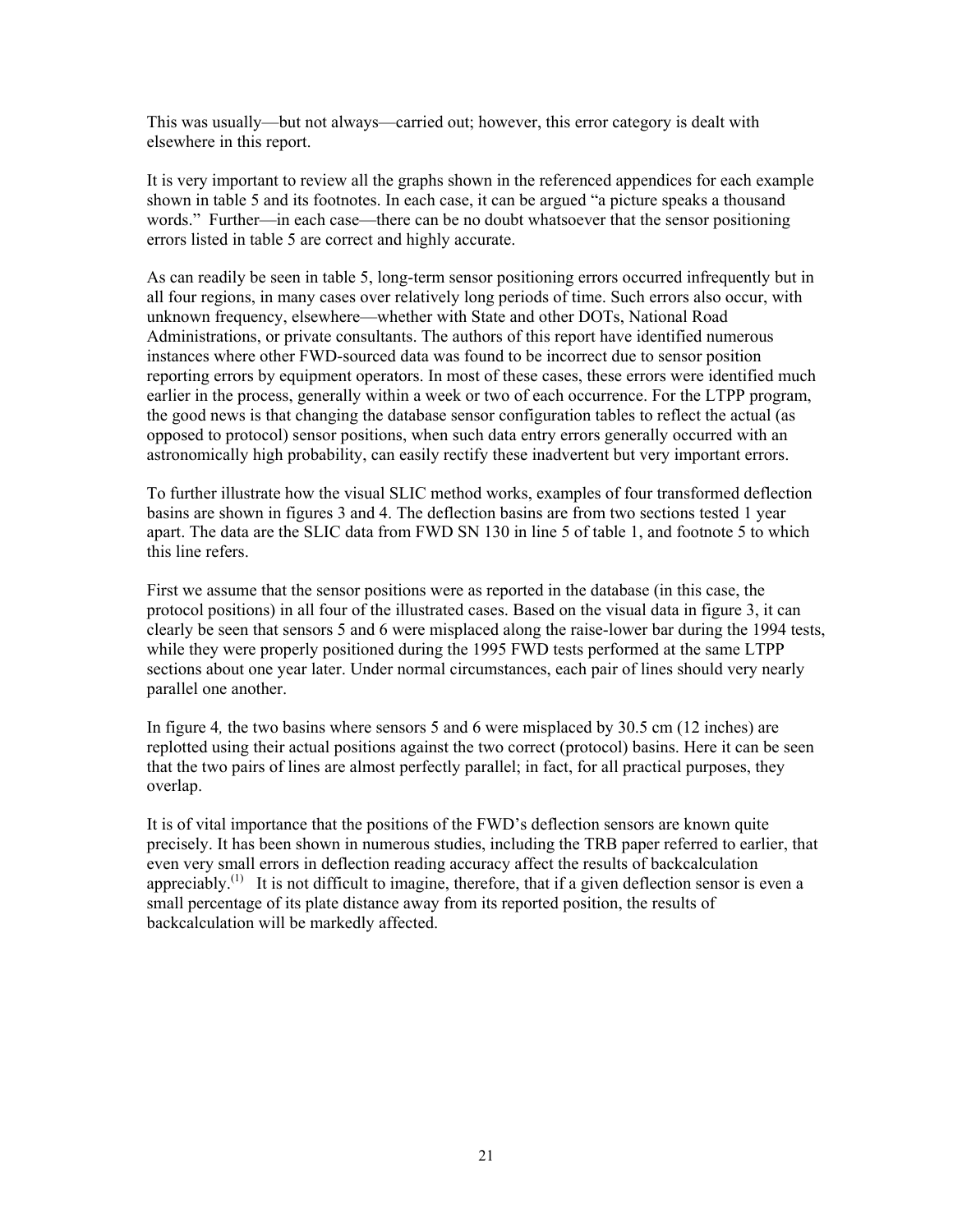This was usually—but not always—carried out; however, this error category is dealt with elsewhere in this report.

It is very important to review all the graphs shown in the referenced appendices for each example shown in table 5 and its footnotes. In each case, it can be argued "a picture speaks a thousand words." Further—in each case—there can be no doubt whatsoever that the sensor positioning errors listed in table 5 are correct and highly accurate.

As can readily be seen in table 5, long-term sensor positioning errors occurred infrequently but in all four regions, in many cases over relatively long periods of time. Such errors also occur, with unknown frequency, elsewhere—whether with State and other DOTs, National Road Administrations, or private consultants. The authors of this report have identified numerous instances where other FWD-sourced data was found to be incorrect due to sensor position reporting errors by equipment operators. In most of these cases, these errors were identified much earlier in the process, generally within a week or two of each occurrence. For the LTPP program, the good news is that changing the database sensor configuration tables to reflect the actual (as opposed to protocol) sensor positions, when such data entry errors generally occurred with an astronomically high probability, can easily rectify these inadvertent but very important errors.

To further illustrate how the visual SLIC method works, examples of four transformed deflection basins are shown in figures 3 and 4. The deflection basins are from two sections tested 1 year apart. The data are the SLIC data from FWD SN 130 in line 5 of table 1, and footnote 5 to which this line refers.

First we assume that the sensor positions were as reported in the database (in this case, the protocol positions) in all four of the illustrated cases. Based on the visual data in figure 3, it can clearly be seen that sensors 5 and 6 were misplaced along the raise-lower bar during the 1994 tests, while they were properly positioned during the 1995 FWD tests performed at the same LTPP sections about one year later. Under normal circumstances, each pair of lines should very nearly parallel one another.

In figure 4*,* the two basins where sensors 5 and 6 were misplaced by 30.5 cm (12 inches) are replotted using their actual positions against the two correct (protocol) basins. Here it can be seen that the two pairs of lines are almost perfectly parallel; in fact, for all practical purposes, they overlap.

It is of vital importance that the positions of the FWD's deflection sensors are known quite precisely. It has been shown in numerous studies, including the TRB paper referred to earlier, that even very small errors in deflection reading accuracy affect the results of backcalculation appreciably.(1) It is not difficult to imagine, therefore, that if a given deflection sensor is even a small percentage of its plate distance away from its reported position, the results of backcalculation will be markedly affected.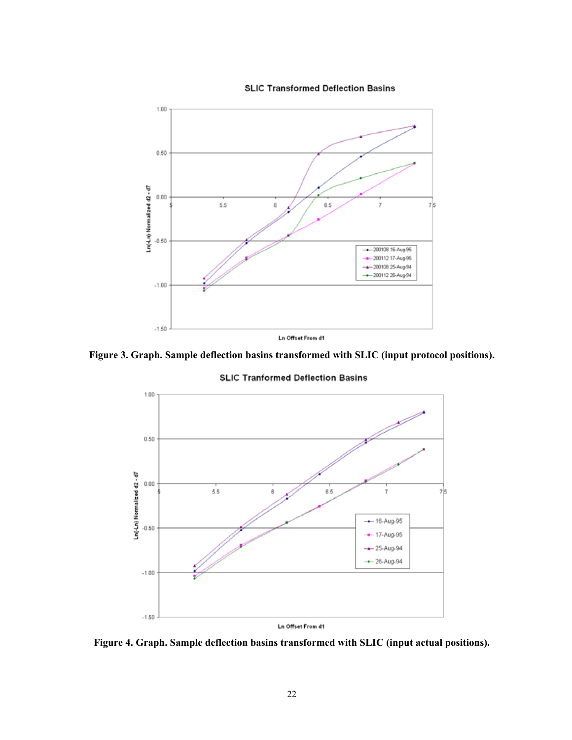Figure 3. Graph. Sample deflection basins transformed with SLIC (input protocol positions).

Figure 4. Graph. Sample deflection basins transformed with SLIC (input actual positions).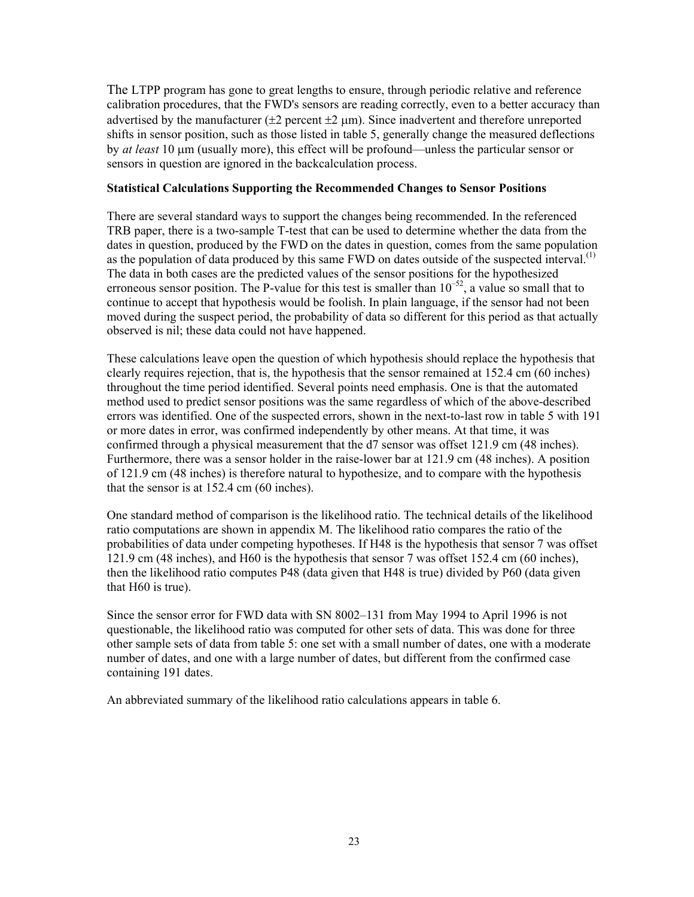The LTPP program has gone to great lengths to ensure, through periodic relative and reference calibration procedures, that the FWD's sensors are reading correctly, even to a better accuracy than advertised by the manufacturer (±2 percent ±2 μm). Since inadvertent and therefore unreported shifts in sensor position, such as those listed in table 5, generally change the measured deflections by *at least* 10 μm (usually more), this effect will be profound—unless the particular sensor or sensors in question are ignored in the backcalculation process.

**Statistical Calculations Supporting the Recommended Changes to Sensor Positions**

There are several standard ways to support the changes being recommended. In the referenced TRB paper, there is a two-sample T-test that can be used to determine whether the data from the dates in question, produced by the FWD on the dates in question, comes from the same population as the population of data produced by this same FWD on dates outside of the suspected interval.[1] The data in both cases are the predicted values of the sensor positions for the hypothesized erroneous sensor position. The P-value for this test is smaller than $10^{-52}$, a value so small that to continue to accept that hypothesis would be foolish. In plain language, if the sensor had not been moved during the suspect period, the probability of data so different for this period as that actually observed is nil; these data could not have happened.

These calculations leave open the question of which hypothesis should replace the hypothesis that clearly requires rejection, that is, the hypothesis that the sensor remained at 152.4 cm (60 inches) throughout the time period identified. Several points need emphasis. One is that the automated method used to predict sensor positions was the same regardless of which of the above-described errors was identified. One of the suspected errors, shown in the next-to-last row in table 5 with 191 or more dates in error, was confirmed independently by other means. At that time, it was confirmed through a physical measurement that the d7 sensor was offset 121.9 cm (48 inches). Furthermore, there was a sensor holder in the raise-lower bar at 121.9 cm (48 inches). A position of 121.9 cm (48 inches) is therefore natural to hypothesize, and to compare with the hypothesis that the sensor is at 152.4 cm (60 inches).

One standard method of comparison is the likelihood ratio. The technical details of the likelihood ratio computations are shown in appendix M. The likelihood ratio compares the ratio of the probabilities of data under competing hypotheses. If H48 is the hypothesis that sensor 7 was offset 121.9 cm (48 inches), and H60 is the hypothesis that sensor 7 was offset 152.4 cm (60 inches), then the likelihood ratio computes P48 (data given that H48 is true) divided by P60 (data given that H60 is true).

Since the sensor error for FWD data with SN 8002–131 from May 1994 to April 1996 is not questionable, the likelihood ratio was computed for other sets of data. This was done for three other sample sets of data from table 5: one set with a small number of dates, one with a moderate number of dates, and one with a large number of dates, but different from the confirmed case containing 191 dates.

An abbreviated summary of the likelihood ratio calculations appears in table 6.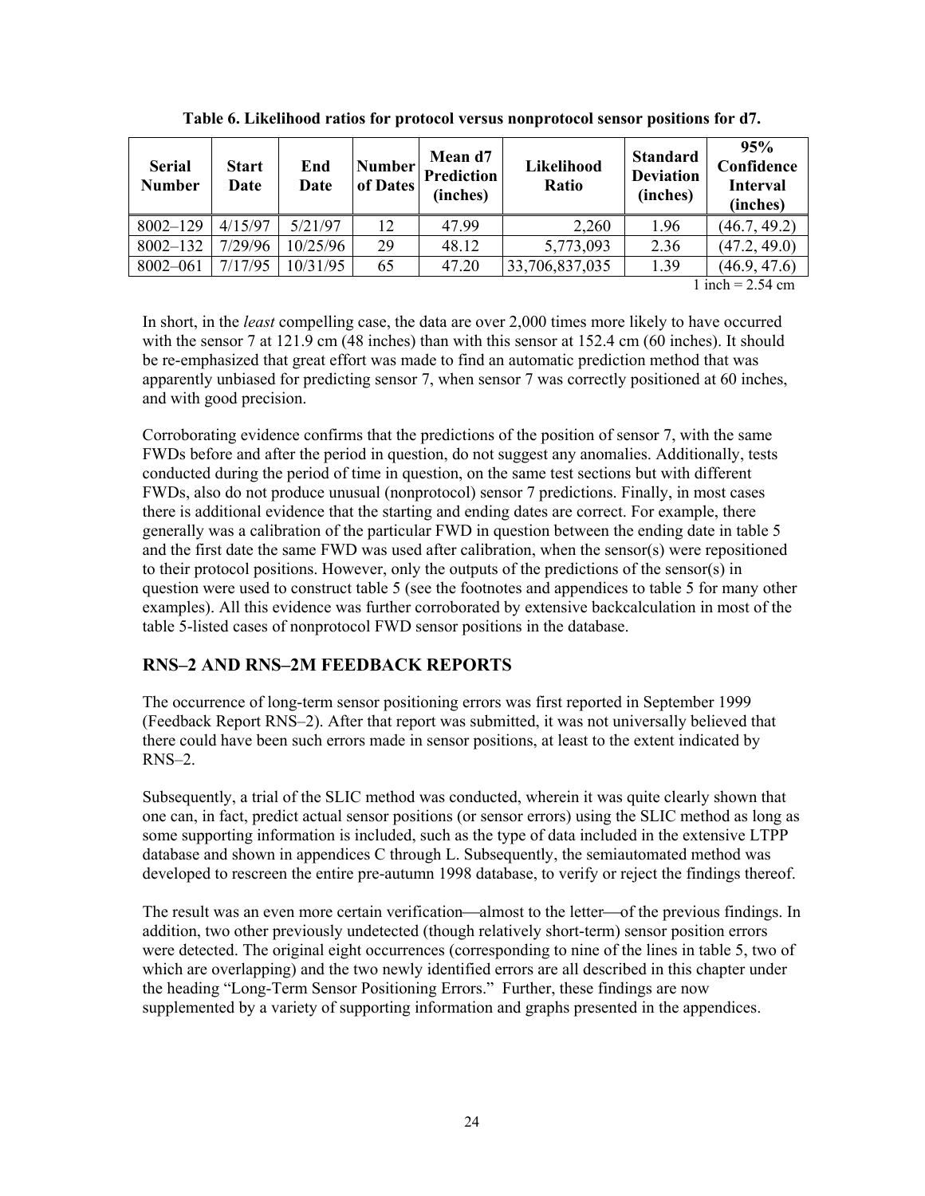**Table 6. Likelihood ratios for protocol versus nonprotocol sensor positions for d7.**

| Serial Number | Start Date | End Date | Number of Dates | Mean d7 Prediction (inches) | Likelihood Ratio | Standard Deviation (inches) | 95% Confidence Interval (inches) |
|---|---|---|---|---|---|---|---|
| 8002–129 | 4/15/97 | 5/21/97 | 12 | 47.99 | 2,260 | 1.96 | (46.7, 49.2) |
| 8002–132 | 7/29/96 | 10/25/96 | 29 | 48.12 | 5,773,093 | 2.36 | (47.2, 49.0) |
| 8002–061 | 7/17/95 | 10/31/95 | 65 | 47.20 | 33,706,837,035 | 1.39 | (46.9, 47.6) |

1 inch = 2.54 cm

In short, in the *least* compelling case, the data are over 2,000 times more likely to have occurred with the sensor 7 at 121.9 cm (48 inches) than with this sensor at 152.4 cm (60 inches). It should be re-emphasized that great effort was made to find an automatic prediction method that was apparently unbiased for predicting sensor 7, when sensor 7 was correctly positioned at 60 inches, and with good precision.

Corroborating evidence confirms that the predictions of the position of sensor 7, with the same FWDs before and after the period in question, do not suggest any anomalies. Additionally, tests conducted during the period of time in question, on the same test sections but with different FWDs, also do not produce unusual (nonprotocol) sensor 7 predictions. Finally, in most cases there is additional evidence that the starting and ending dates are correct. For example, there generally was a calibration of the particular FWD in question between the ending date in table 5 and the first date the same FWD was used after calibration, when the sensor(s) were repositioned to their protocol positions. However, only the outputs of the predictions of the sensor(s) in question were used to construct table 5 (see the footnotes and appendices to table 5 for many other examples). All this evidence was further corroborated by extensive backcalculation in most of the table 5-listed cases of nonprotocol FWD sensor positions in the database.

## RNS–2 AND RNS–2M FEEDBACK REPORTS

The occurrence of long-term sensor positioning errors was first reported in September 1999 (Feedback Report RNS–2). After that report was submitted, it was not universally believed that there could have been such errors made in sensor positions, at least to the extent indicated by RNS–2.

Subsequently, a trial of the SLIC method was conducted, wherein it was quite clearly shown that one can, in fact, predict actual sensor positions (or sensor errors) using the SLIC method as long as some supporting information is included, such as the type of data included in the extensive LTPP database and shown in appendices C through L. Subsequently, the semiautomated method was developed to rescreen the entire pre-autumn 1998 database, to verify or reject the findings thereof.

The result was an even more certain verification—almost to the letter—of the previous findings. In addition, two other previously undetected (though relatively short-term) sensor position errors were detected. The original eight occurrences (corresponding to nine of the lines in table 5, two of which are overlapping) and the two newly identified errors are all described in this chapter under the heading "Long-Term Sensor Positioning Errors." Further, these findings are now supplemented by a variety of supporting information and graphs presented in the appendices.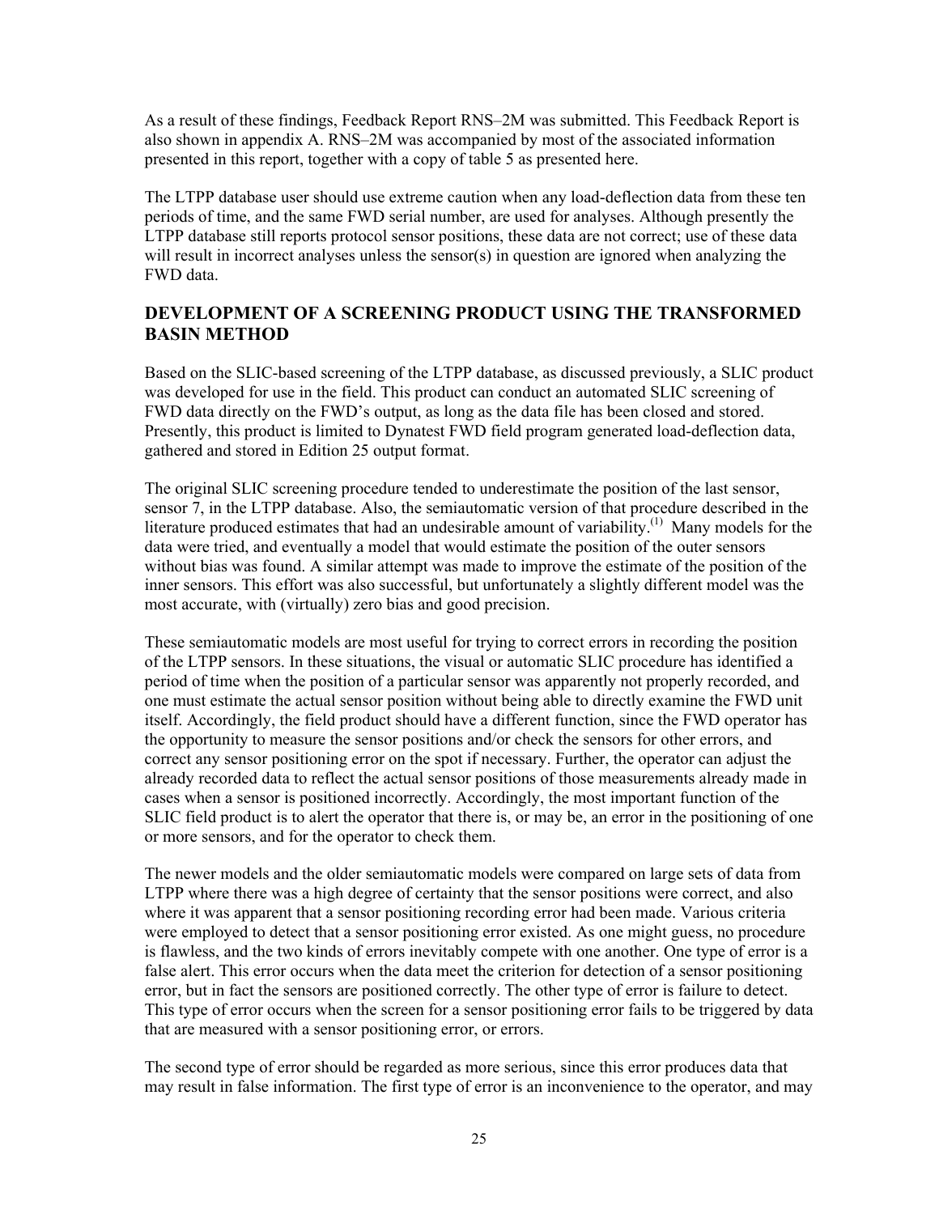As a result of these findings, Feedback Report RNS–2M was submitted. This Feedback Report is also shown in appendix A. RNS–2M was accompanied by most of the associated information presented in this report, together with a copy of table 5 as presented here.

The LTPP database user should use extreme caution when any load-deflection data from these ten periods of time, and the same FWD serial number, are used for analyses. Although presently the LTPP database still reports protocol sensor positions, these data are not correct; use of these data will result in incorrect analyses unless the sensor(s) in question are ignored when analyzing the FWD data.

## DEVELOPMENT OF A SCREENING PRODUCT USING THE TRANSFORMED BASIN METHOD

Based on the SLIC-based screening of the LTPP database, as discussed previously, a SLIC product was developed for use in the field. This product can conduct an automated SLIC screening of FWD data directly on the FWD's output, as long as the data file has been closed and stored. Presently, this product is limited to Dynatest FWD field program generated load-deflection data, gathered and stored in Edition 25 output format.

The original SLIC screening procedure tended to underestimate the position of the last sensor, sensor 7, in the LTPP database. Also, the semiautomatic version of that procedure described in the literature produced estimates that had an undesirable amount of variability.(1) Many models for the data were tried, and eventually a model that would estimate the position of the outer sensors without bias was found. A similar attempt was made to improve the estimate of the position of the inner sensors. This effort was also successful, but unfortunately a slightly different model was the most accurate, with (virtually) zero bias and good precision.

These semiautomatic models are most useful for trying to correct errors in recording the position of the LTPP sensors. In these situations, the visual or automatic SLIC procedure has identified a period of time when the position of a particular sensor was apparently not properly recorded, and one must estimate the actual sensor position without being able to directly examine the FWD unit itself. Accordingly, the field product should have a different function, since the FWD operator has the opportunity to measure the sensor positions and/or check the sensors for other errors, and correct any sensor positioning error on the spot if necessary. Further, the operator can adjust the already recorded data to reflect the actual sensor positions of those measurements already made in cases when a sensor is positioned incorrectly. Accordingly, the most important function of the SLIC field product is to alert the operator that there is, or may be, an error in the positioning of one or more sensors, and for the operator to check them.

The newer models and the older semiautomatic models were compared on large sets of data from LTPP where there was a high degree of certainty that the sensor positions were correct, and also where it was apparent that a sensor positioning recording error had been made. Various criteria were employed to detect that a sensor positioning error existed. As one might guess, no procedure is flawless, and the two kinds of errors inevitably compete with one another. One type of error is a false alert. This error occurs when the data meet the criterion for detection of a sensor positioning error, but in fact the sensors are positioned correctly. The other type of error is failure to detect. This type of error occurs when the screen for a sensor positioning error fails to be triggered by data that are measured with a sensor positioning error, or errors.

The second type of error should be regarded as more serious, since this error produces data that may result in false information. The first type of error is an inconvenience to the operator, and may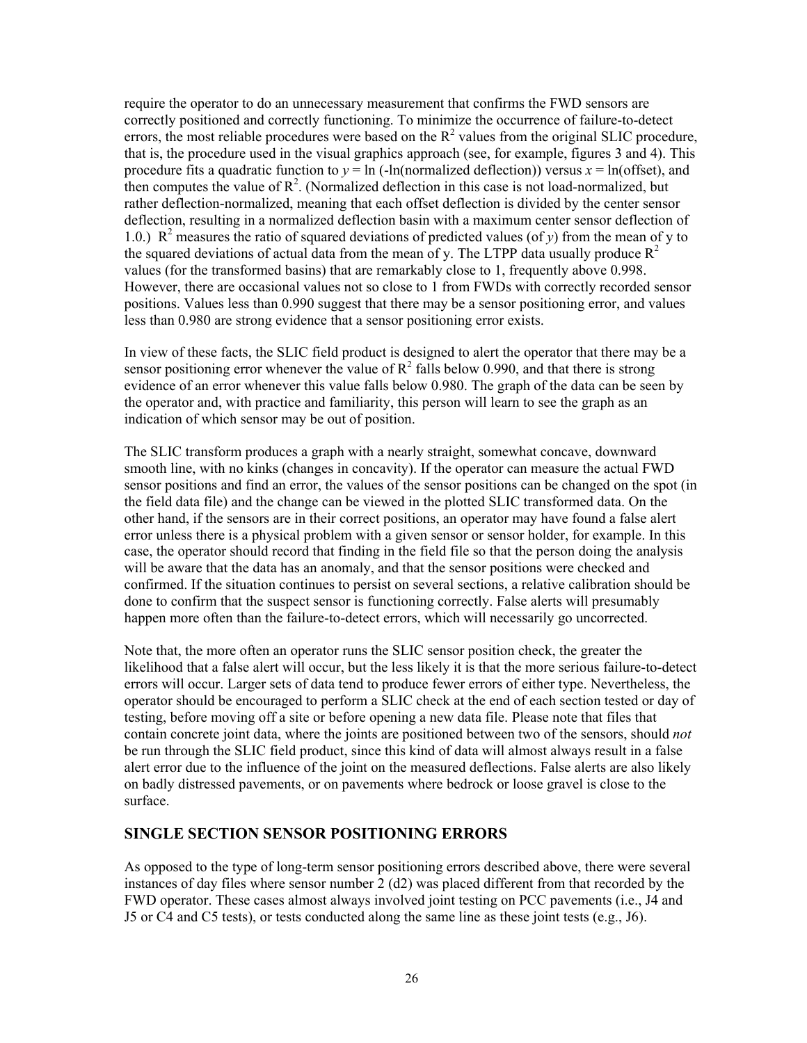require the operator to do an unnecessary measurement that confirms the FWD sensors are correctly positioned and correctly functioning. To minimize the occurrence of failure-to-detect errors, the most reliable procedures were based on the $R^2$ values from the original SLIC procedure, that is, the procedure used in the visual graphics approach (see, for example, figures 3 and 4). This procedure fits a quadratic function to $y = \ln(-\ln(\text{normalized deflection}))$ versus $x = \ln(\text{offset})$, and then computes the value of $R^2$. (Normalized deflection in this case is not load-normalized, but rather deflection-normalized, meaning that each offset deflection is divided by the center sensor deflection, resulting in a normalized deflection basin with a maximum center sensor deflection of 1.0.) $R^2$ measures the ratio of squared deviations of predicted values (of *y*) from the mean of y to the squared deviations of actual data from the mean of y. The LTPP data usually produce $R^2$ values (for the transformed basins) that are remarkably close to 1, frequently above 0.998. However, there are occasional values not so close to 1 from FWDs with correctly recorded sensor positions. Values less than 0.990 suggest that there may be a sensor positioning error, and values less than 0.980 are strong evidence that a sensor positioning error exists.

In view of these facts, the SLIC field product is designed to alert the operator that there may be a sensor positioning error whenever the value of $R^2$ falls below 0.990, and that there is strong evidence of an error whenever this value falls below 0.980. The graph of the data can be seen by the operator and, with practice and familiarity, this person will learn to see the graph as an indication of which sensor may be out of position.

The SLIC transform produces a graph with a nearly straight, somewhat concave, downward smooth line, with no kinks (changes in concavity). If the operator can measure the actual FWD sensor positions and find an error, the values of the sensor positions can be changed on the spot (in the field data file) and the change can be viewed in the plotted SLIC transformed data. On the other hand, if the sensors are in their correct positions, an operator may have found a false alert error unless there is a physical problem with a given sensor or sensor holder, for example. In this case, the operator should record that finding in the field file so that the person doing the analysis will be aware that the data has an anomaly, and that the sensor positions were checked and confirmed. If the situation continues to persist on several sections, a relative calibration should be done to confirm that the suspect sensor is functioning correctly. False alerts will presumably happen more often than the failure-to-detect errors, which will necessarily go uncorrected.

Note that, the more often an operator runs the SLIC sensor position check, the greater the likelihood that a false alert will occur, but the less likely it is that the more serious failure-to-detect errors will occur. Larger sets of data tend to produce fewer errors of either type. Nevertheless, the operator should be encouraged to perform a SLIC check at the end of each section tested or day of testing, before moving off a site or before opening a new data file. Please note that files that contain concrete joint data, where the joints are positioned between two of the sensors, should *not* be run through the SLIC field product, since this kind of data will almost always result in a false alert error due to the influence of the joint on the measured deflections. False alerts are also likely on badly distressed pavements, or on pavements where bedrock or loose gravel is close to the surface.

## SINGLE SECTION SENSOR POSITIONING ERRORS

As opposed to the type of long-term sensor positioning errors described above, there were several instances of day files where sensor number 2 (d2) was placed different from that recorded by the FWD operator. These cases almost always involved joint testing on PCC pavements (i.e., J4 and J5 or C4 and C5 tests), or tests conducted along the same line as these joint tests (e.g., J6).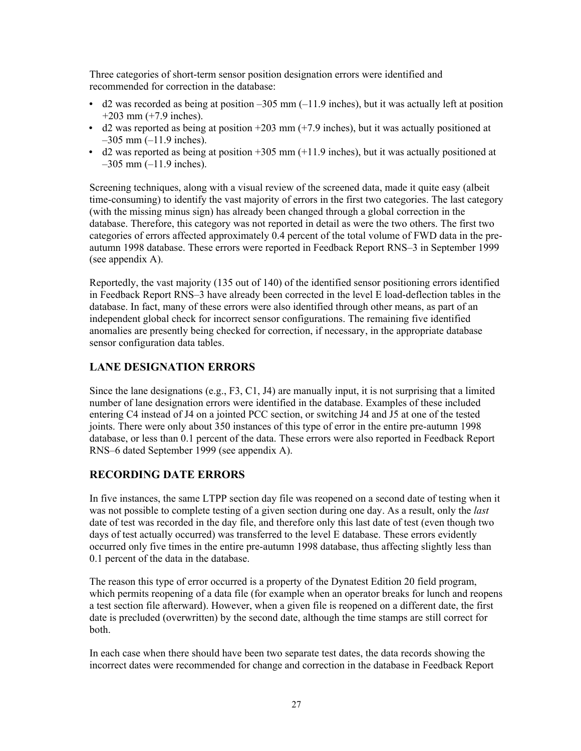Three categories of short-term sensor position designation errors were identified and recommended for correction in the database:

- d2 was recorded as being at position –305 mm (–11.9 inches), but it was actually left at position +203 mm (+7.9 inches).
- d2 was reported as being at position +203 mm (+7.9 inches), but it was actually positioned at –305 mm (–11.9 inches).
- d2 was reported as being at position +305 mm (+11.9 inches), but it was actually positioned at –305 mm (–11.9 inches).

Screening techniques, along with a visual review of the screened data, made it quite easy (albeit time-consuming) to identify the vast majority of errors in the first two categories. The last category (with the missing minus sign) has already been changed through a global correction in the database. Therefore, this category was not reported in detail as were the two others. The first two categories of errors affected approximately 0.4 percent of the total volume of FWD data in the pre-autumn 1998 database. These errors were reported in Feedback Report RNS–3 in September 1999 (see appendix A).

Reportedly, the vast majority (135 out of 140) of the identified sensor positioning errors identified in Feedback Report RNS–3 have already been corrected in the level E load-deflection tables in the database. In fact, many of these errors were also identified through other means, as part of an independent global check for incorrect sensor configurations. The remaining five identified anomalies are presently being checked for correction, if necessary, in the appropriate database sensor configuration data tables.

## LANE DESIGNATION ERRORS

Since the lane designations (e.g., F3, C1, J4) are manually input, it is not surprising that a limited number of lane designation errors were identified in the database. Examples of these included entering C4 instead of J4 on a jointed PCC section, or switching J4 and J5 at one of the tested joints. There were only about 350 instances of this type of error in the entire pre-autumn 1998 database, or less than 0.1 percent of the data. These errors were also reported in Feedback Report RNS–6 dated September 1999 (see appendix A).

## RECORDING DATE ERRORS

In five instances, the same LTPP section day file was reopened on a second date of testing when it was not possible to complete testing of a given section during one day. As a result, only the *last* date of test was recorded in the day file, and therefore only this last date of test (even though two days of test actually occurred) was transferred to the level E database. These errors evidently occurred only five times in the entire pre-autumn 1998 database, thus affecting slightly less than 0.1 percent of the data in the database.

The reason this type of error occurred is a property of the Dynatest Edition 20 field program, which permits reopening of a data file (for example when an operator breaks for lunch and reopens a test section file afterward). However, when a given file is reopened on a different date, the first date is precluded (overwritten) by the second date, although the time stamps are still correct for both.

In each case when there should have been two separate test dates, the data records showing the incorrect dates were recommended for change and correction in the database in Feedback Report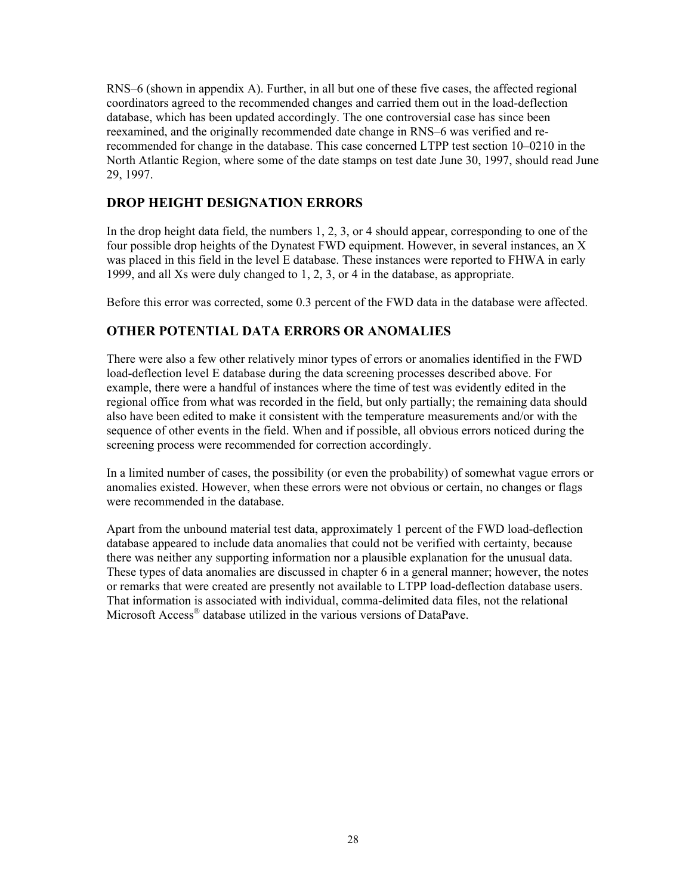RNS–6 (shown in appendix A). Further, in all but one of these five cases, the affected regional coordinators agreed to the recommended changes and carried them out in the load-deflection database, which has been updated accordingly. The one controversial case has since been reexamined, and the originally recommended date change in RNS–6 was verified and re-recommended for change in the database. This case concerned LTPP test section 10–0210 in the North Atlantic Region, where some of the date stamps on test date June 30, 1997, should read June 29, 1997.

## DROP HEIGHT DESIGNATION ERRORS

In the drop height data field, the numbers 1, 2, 3, or 4 should appear, corresponding to one of the four possible drop heights of the Dynatest FWD equipment. However, in several instances, an X was placed in this field in the level E database. These instances were reported to FHWA in early 1999, and all Xs were duly changed to 1, 2, 3, or 4 in the database, as appropriate.

Before this error was corrected, some 0.3 percent of the FWD data in the database were affected.

## OTHER POTENTIAL DATA ERRORS OR ANOMALIES

There were also a few other relatively minor types of errors or anomalies identified in the FWD load-deflection level E database during the data screening processes described above. For example, there were a handful of instances where the time of test was evidently edited in the regional office from what was recorded in the field, but only partially; the remaining data should also have been edited to make it consistent with the temperature measurements and/or with the sequence of other events in the field. When and if possible, all obvious errors noticed during the screening process were recommended for correction accordingly.

In a limited number of cases, the possibility (or even the probability) of somewhat vague errors or anomalies existed. However, when these errors were not obvious or certain, no changes or flags were recommended in the database.

Apart from the unbound material test data, approximately 1 percent of the FWD load-deflection database appeared to include data anomalies that could not be verified with certainty, because there was neither any supporting information nor a plausible explanation for the unusual data. These types of data anomalies are discussed in chapter 6 in a general manner; however, the notes or remarks that were created are presently not available to LTPP load-deflection database users. That information is associated with individual, comma-delimited data files, not the relational Microsoft Access® database utilized in the various versions of DataPave.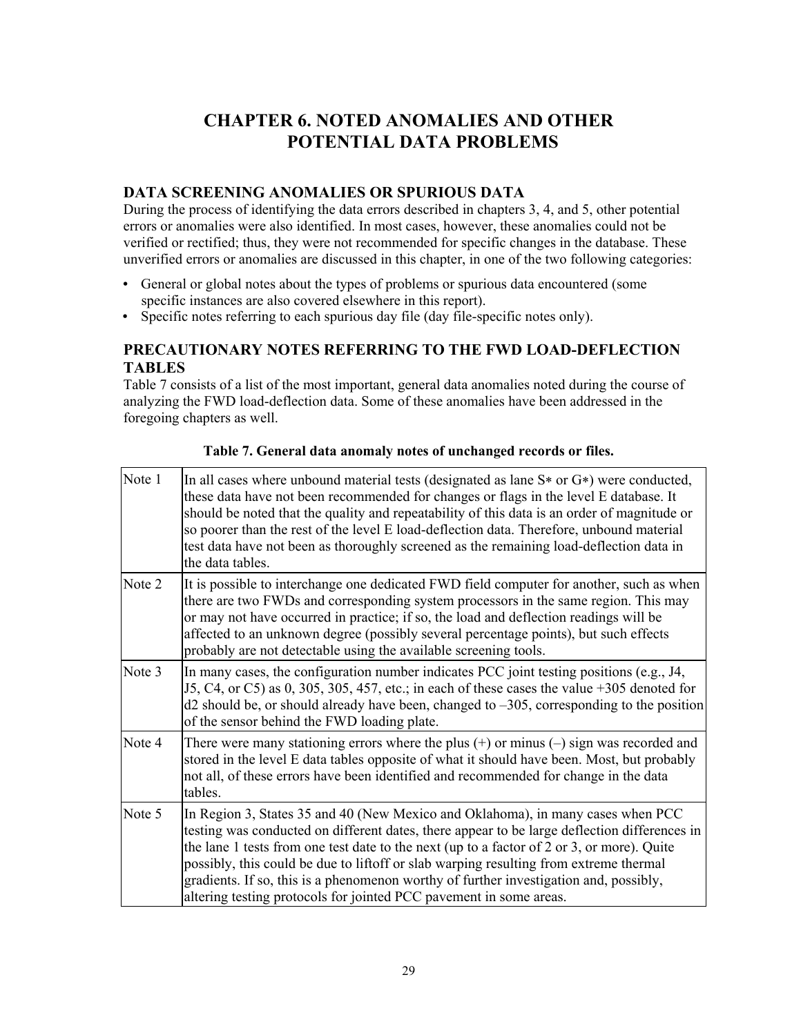# CHAPTER 6. NOTED ANOMALIES AND OTHER POTENTIAL DATA PROBLEMS

## DATA SCREENING ANOMALIES OR SPURIOUS DATA

During the process of identifying the data errors described in chapters 3, 4, and 5, other potential errors or anomalies were also identified. In most cases, however, these anomalies could not be verified or rectified; thus, they were not recommended for specific changes in the database. These unverified errors or anomalies are discussed in this chapter, in one of the two following categories:

- General or global notes about the types of problems or spurious data encountered (some specific instances are also covered elsewhere in this report).
- Specific notes referring to each spurious day file (day file-specific notes only).

## PRECAUTIONARY NOTES REFERRING TO THE FWD LOAD-DEFLECTION TABLES

Table 7 consists of a list of the most important, general data anomalies noted during the course of analyzing the FWD load-deflection data. Some of these anomalies have been addressed in the foregoing chapters as well.

**Table 7. General data anomaly notes of unchanged records or files.**

| | |
|---|---|
| Note 1 | In all cases where unbound material tests (designated as lane S∗ or G∗) were conducted, these data have not been recommended for changes or flags in the level E database. It should be noted that the quality and repeatability of this data is an order of magnitude or so poorer than the rest of the level E load-deflection data. Therefore, unbound material test data have not been as thoroughly screened as the remaining load-deflection data in the data tables. |
| Note 2 | It is possible to interchange one dedicated FWD field computer for another, such as when there are two FWDs and corresponding system processors in the same region. This may or may not have occurred in practice; if so, the load and deflection readings will be affected to an unknown degree (possibly several percentage points), but such effects probably are not detectable using the available screening tools. |
| Note 3 | In many cases, the configuration number indicates PCC joint testing positions (e.g., J4, J5, C4, or C5) as 0, 305, 305, 457, etc.; in each of these cases the value +305 denoted for d2 should be, or should already have been, changed to –305, corresponding to the position of the sensor behind the FWD loading plate. |
| Note 4 | There were many stationing errors where the plus (+) or minus (–) sign was recorded and stored in the level E data tables opposite of what it should have been. Most, but probably not all, of these errors have been identified and recommended for change in the data tables. |
| Note 5 | In Region 3, States 35 and 40 (New Mexico and Oklahoma), in many cases when PCC testing was conducted on different dates, there appear to be large deflection differences in the lane 1 tests from one test date to the next (up to a factor of 2 or 3, or more). Quite possibly, this could be due to liftoff or slab warping resulting from extreme thermal gradients. If so, this is a phenomenon worthy of further investigation and, possibly, altering testing protocols for jointed PCC pavement in some areas. |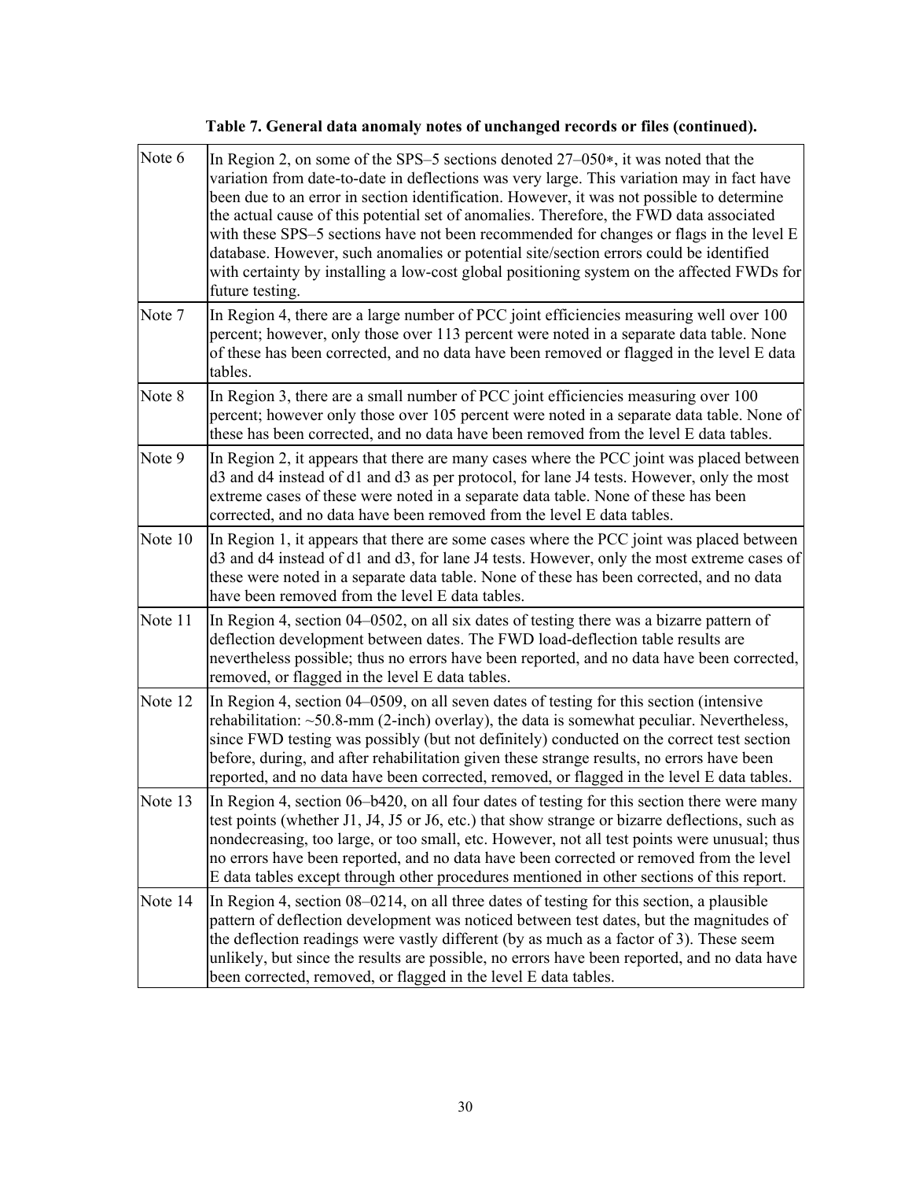**Table 7. General data anomaly notes of unchanged records or files (continued).**

| | |
|---|---|
| Note 6 | In Region 2, on some of the SPS–5 sections denoted 27–050*, it was noted that the variation from date-to-date in deflections was very large. This variation may in fact have been due to an error in section identification. However, it was not possible to determine the actual cause of this potential set of anomalies. Therefore, the FWD data associated with these SPS–5 sections have not been recommended for changes or flags in the level E database. However, such anomalies or potential site/section errors could be identified with certainty by installing a low-cost global positioning system on the affected FWDs for future testing. |
| Note 7 | In Region 4, there are a large number of PCC joint efficiencies measuring well over 100 percent; however, only those over 113 percent were noted in a separate data table. None of these has been corrected, and no data have been removed or flagged in the level E data tables. |
| Note 8 | In Region 3, there are a small number of PCC joint efficiencies measuring over 100 percent; however only those over 105 percent were noted in a separate data table. None of these has been corrected, and no data have been removed from the level E data tables. |
| Note 9 | In Region 2, it appears that there are many cases where the PCC joint was placed between d3 and d4 instead of d1 and d3 as per protocol, for lane J4 tests. However, only the most extreme cases of these were noted in a separate data table. None of these has been corrected, and no data have been removed from the level E data tables. |
| Note 10 | In Region 1, it appears that there are some cases where the PCC joint was placed between d3 and d4 instead of d1 and d3, for lane J4 tests. However, only the most extreme cases of these were noted in a separate data table. None of these has been corrected, and no data have been removed from the level E data tables. |
| Note 11 | In Region 4, section 04–0502, on all six dates of testing there was a bizarre pattern of deflection development between dates. The FWD load-deflection table results are nevertheless possible; thus no errors have been reported, and no data have been corrected, removed, or flagged in the level E data tables. |
| Note 12 | In Region 4, section 04–0509, on all seven dates of testing for this section (intensive rehabilitation: ~50.8-mm (2-inch) overlay), the data is somewhat peculiar. Nevertheless, since FWD testing was possibly (but not definitely) conducted on the correct test section before, during, and after rehabilitation given these strange results, no errors have been reported, and no data have been corrected, removed, or flagged in the level E data tables. |
| Note 13 | In Region 4, section 06–b420, on all four dates of testing for this section there were many test points (whether J1, J4, J5 or J6, etc.) that show strange or bizarre deflections, such as nondecreasing, too large, or too small, etc. However, not all test points were unusual; thus no errors have been reported, and no data have been corrected or removed from the level E data tables except through other procedures mentioned in other sections of this report. |
| Note 14 | In Region 4, section 08–0214, on all three dates of testing for this section, a plausible pattern of deflection development was noticed between test dates, but the magnitudes of the deflection readings were vastly different (by as much as a factor of 3). These seem unlikely, but since the results are possible, no errors have been reported, and no data have been corrected, removed, or flagged in the level E data tables. |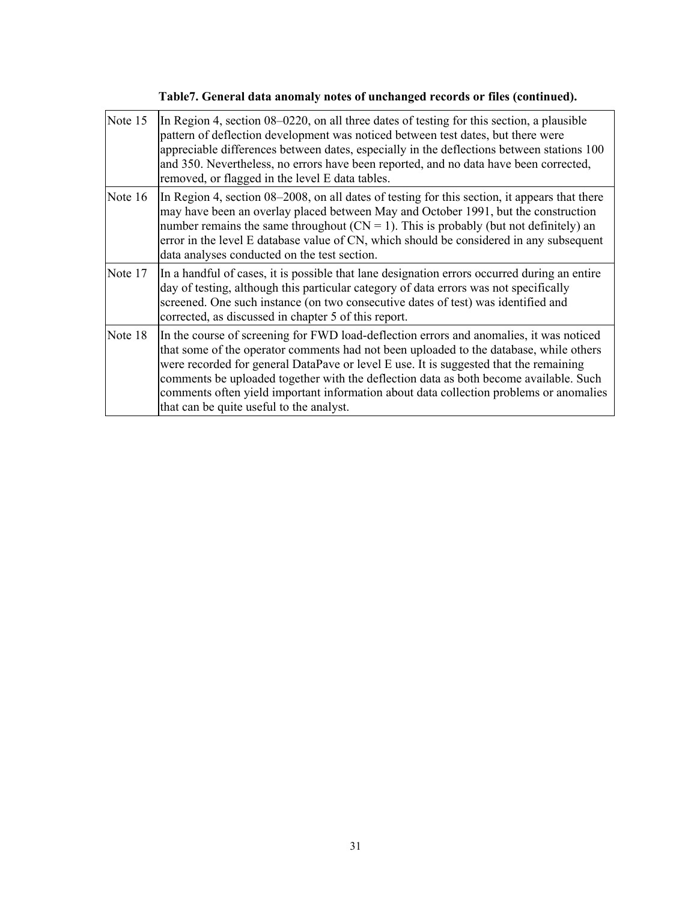**Table7. General data anomaly notes of unchanged records or files (continued).**

| | |
|---|---|
| Note 15 | In Region 4, section 08–0220, on all three dates of testing for this section, a plausible pattern of deflection development was noticed between test dates, but there were appreciable differences between dates, especially in the deflections between stations 100 and 350. Nevertheless, no errors have been reported, and no data have been corrected, removed, or flagged in the level E data tables. |
| Note 16 | In Region 4, section 08–2008, on all dates of testing for this section, it appears that there may have been an overlay placed between May and October 1991, but the construction number remains the same throughout (CN = 1). This is probably (but not definitely) an error in the level E database value of CN, which should be considered in any subsequent data analyses conducted on the test section. |
| Note 17 | In a handful of cases, it is possible that lane designation errors occurred during an entire day of testing, although this particular category of data errors was not specifically screened. One such instance (on two consecutive dates of test) was identified and corrected, as discussed in chapter 5 of this report. |
| Note 18 | In the course of screening for FWD load-deflection errors and anomalies, it was noticed that some of the operator comments had not been uploaded to the database, while others were recorded for general DataPave or level E use. It is suggested that the remaining comments be uploaded together with the deflection data as both become available. Such comments often yield important information about data collection problems or anomalies that can be quite useful to the analyst. |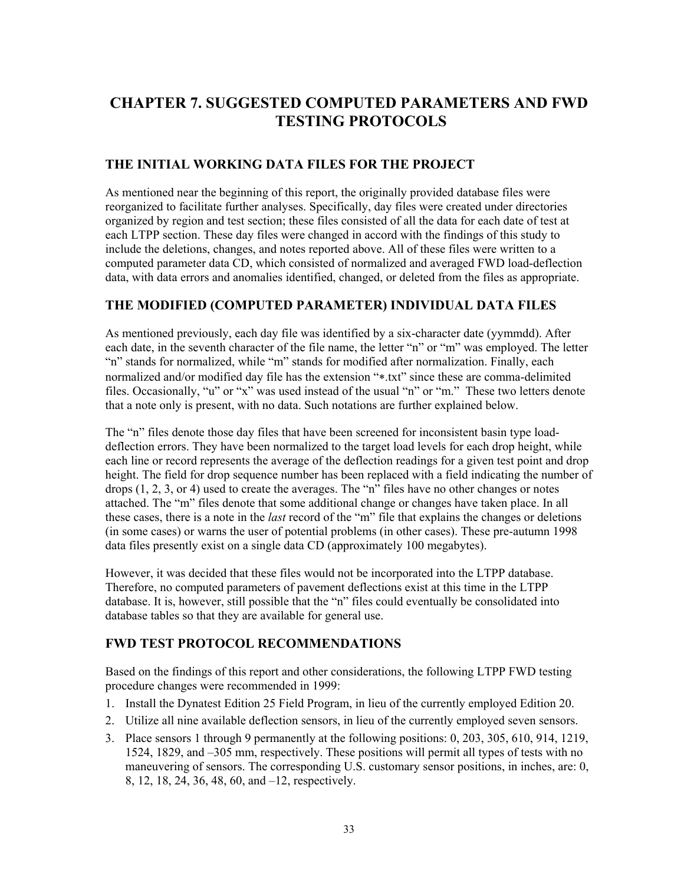# CHAPTER 7. SUGGESTED COMPUTED PARAMETERS AND FWD TESTING PROTOCOLS

## THE INITIAL WORKING DATA FILES FOR THE PROJECT

As mentioned near the beginning of this report, the originally provided database files were reorganized to facilitate further analyses. Specifically, day files were created under directories organized by region and test section; these files consisted of all the data for each date of test at each LTPP section. These day files were changed in accord with the findings of this study to include the deletions, changes, and notes reported above. All of these files were written to a computed parameter data CD, which consisted of normalized and averaged FWD load-deflection data, with data errors and anomalies identified, changed, or deleted from the files as appropriate.

## THE MODIFIED (COMPUTED PARAMETER) INDIVIDUAL DATA FILES

As mentioned previously, each day file was identified by a six-character date (yymmdd). After each date, in the seventh character of the file name, the letter "n" or "m" was employed. The letter "n" stands for normalized, while "m" stands for modified after normalization. Finally, each normalized and/or modified day file has the extension "∗.txt" since these are comma-delimited files. Occasionally, "u" or "x" was used instead of the usual "n" or "m." These two letters denote that a note only is present, with no data. Such notations are further explained below.

The "n" files denote those day files that have been screened for inconsistent basin type load-deflection errors. They have been normalized to the target load levels for each drop height, while each line or record represents the average of the deflection readings for a given test point and drop height. The field for drop sequence number has been replaced with a field indicating the number of drops (1, 2, 3, or 4) used to create the averages. The "n" files have no other changes or notes attached. The "m" files denote that some additional change or changes have taken place. In all these cases, there is a note in the *last* record of the "m" file that explains the changes or deletions (in some cases) or warns the user of potential problems (in other cases). These pre-autumn 1998 data files presently exist on a single data CD (approximately 100 megabytes).

However, it was decided that these files would not be incorporated into the LTPP database. Therefore, no computed parameters of pavement deflections exist at this time in the LTPP database. It is, however, still possible that the "n" files could eventually be consolidated into database tables so that they are available for general use.

## FWD TEST PROTOCOL RECOMMENDATIONS

Based on the findings of this report and other considerations, the following LTPP FWD testing procedure changes were recommended in 1999:

1. Install the Dynatest Edition 25 Field Program, in lieu of the currently employed Edition 20.
2. Utilize all nine available deflection sensors, in lieu of the currently employed seven sensors.
3. Place sensors 1 through 9 permanently at the following positions: 0, 203, 305, 610, 914, 1219, 1524, 1829, and –305 mm, respectively. These positions will permit all types of tests with no maneuvering of sensors. The corresponding U.S. customary sensor positions, in inches, are: 0, 8, 12, 18, 24, 36, 48, 60, and –12, respectively.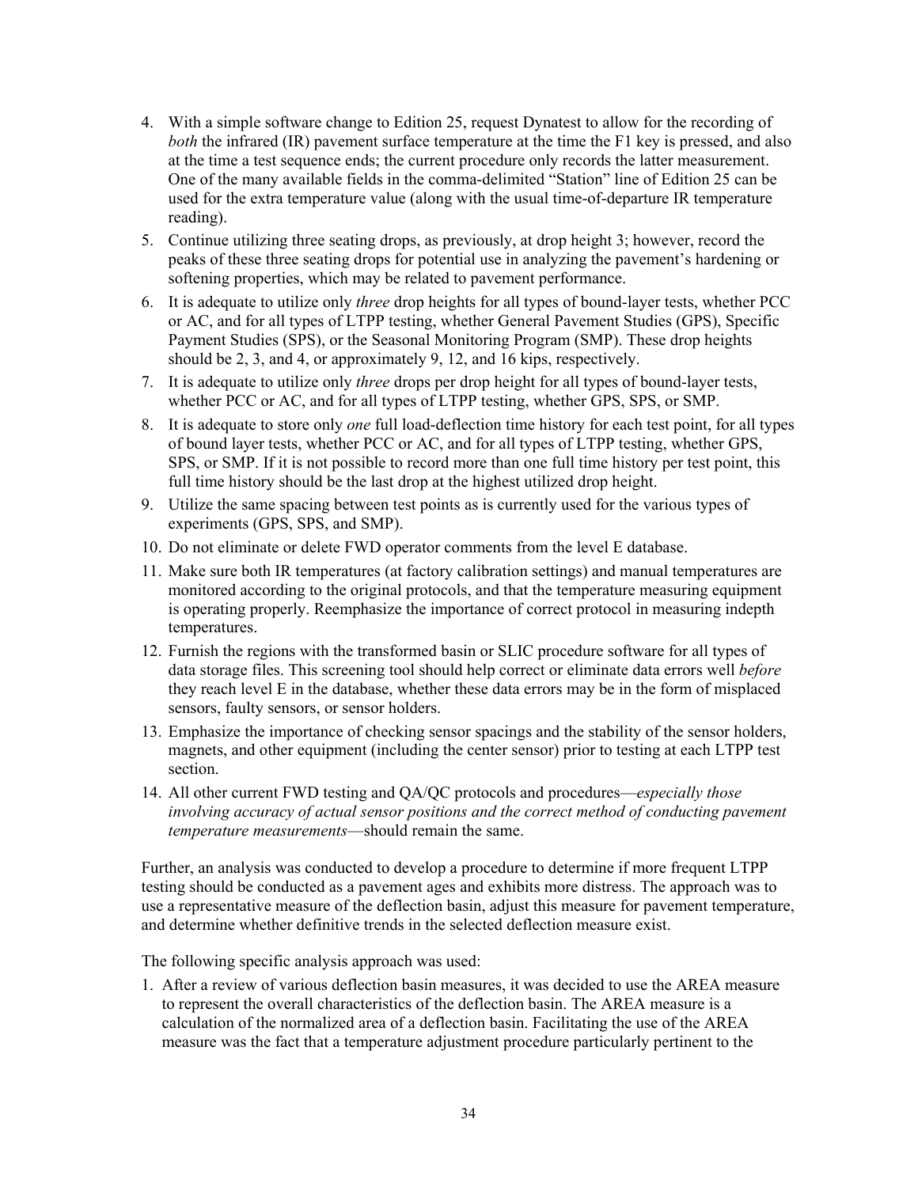4. With a simple software change to Edition 25, request Dynatest to allow for the recording of *both* the infrared (IR) pavement surface temperature at the time the F1 key is pressed, and also at the time a test sequence ends; the current procedure only records the latter measurement. One of the many available fields in the comma-delimited "Station" line of Edition 25 can be used for the extra temperature value (along with the usual time-of-departure IR temperature reading).
5. Continue utilizing three seating drops, as previously, at drop height 3; however, record the peaks of these three seating drops for potential use in analyzing the pavement's hardening or softening properties, which may be related to pavement performance.
6. It is adequate to utilize only *three* drop heights for all types of bound-layer tests, whether PCC or AC, and for all types of LTPP testing, whether General Pavement Studies (GPS), Specific Payment Studies (SPS), or the Seasonal Monitoring Program (SMP). These drop heights should be 2, 3, and 4, or approximately 9, 12, and 16 kips, respectively.
7. It is adequate to utilize only *three* drops per drop height for all types of bound-layer tests, whether PCC or AC, and for all types of LTPP testing, whether GPS, SPS, or SMP.
8. It is adequate to store only *one* full load-deflection time history for each test point, for all types of bound layer tests, whether PCC or AC, and for all types of LTPP testing, whether GPS, SPS, or SMP. If it is not possible to record more than one full time history per test point, this full time history should be the last drop at the highest utilized drop height.
9. Utilize the same spacing between test points as is currently used for the various types of experiments (GPS, SPS, and SMP).
10. Do not eliminate or delete FWD operator comments from the level E database.
11. Make sure both IR temperatures (at factory calibration settings) and manual temperatures are monitored according to the original protocols, and that the temperature measuring equipment is operating properly. Reemphasize the importance of correct protocol in measuring indepth temperatures.
12. Furnish the regions with the transformed basin or SLIC procedure software for all types of data storage files. This screening tool should help correct or eliminate data errors well *before* they reach level E in the database, whether these data errors may be in the form of misplaced sensors, faulty sensors, or sensor holders.
13. Emphasize the importance of checking sensor spacings and the stability of the sensor holders, magnets, and other equipment (including the center sensor) prior to testing at each LTPP test section.
14. All other current FWD testing and QA/QC protocols and procedures—*especially those involving accuracy of actual sensor positions and the correct method of conducting pavement temperature measurements*—should remain the same.

Further, an analysis was conducted to develop a procedure to determine if more frequent LTPP testing should be conducted as a pavement ages and exhibits more distress. The approach was to use a representative measure of the deflection basin, adjust this measure for pavement temperature, and determine whether definitive trends in the selected deflection measure exist.

The following specific analysis approach was used:

1. After a review of various deflection basin measures, it was decided to use the AREA measure to represent the overall characteristics of the deflection basin. The AREA measure is a calculation of the normalized area of a deflection basin. Facilitating the use of the AREA measure was the fact that a temperature adjustment procedure particularly pertinent to the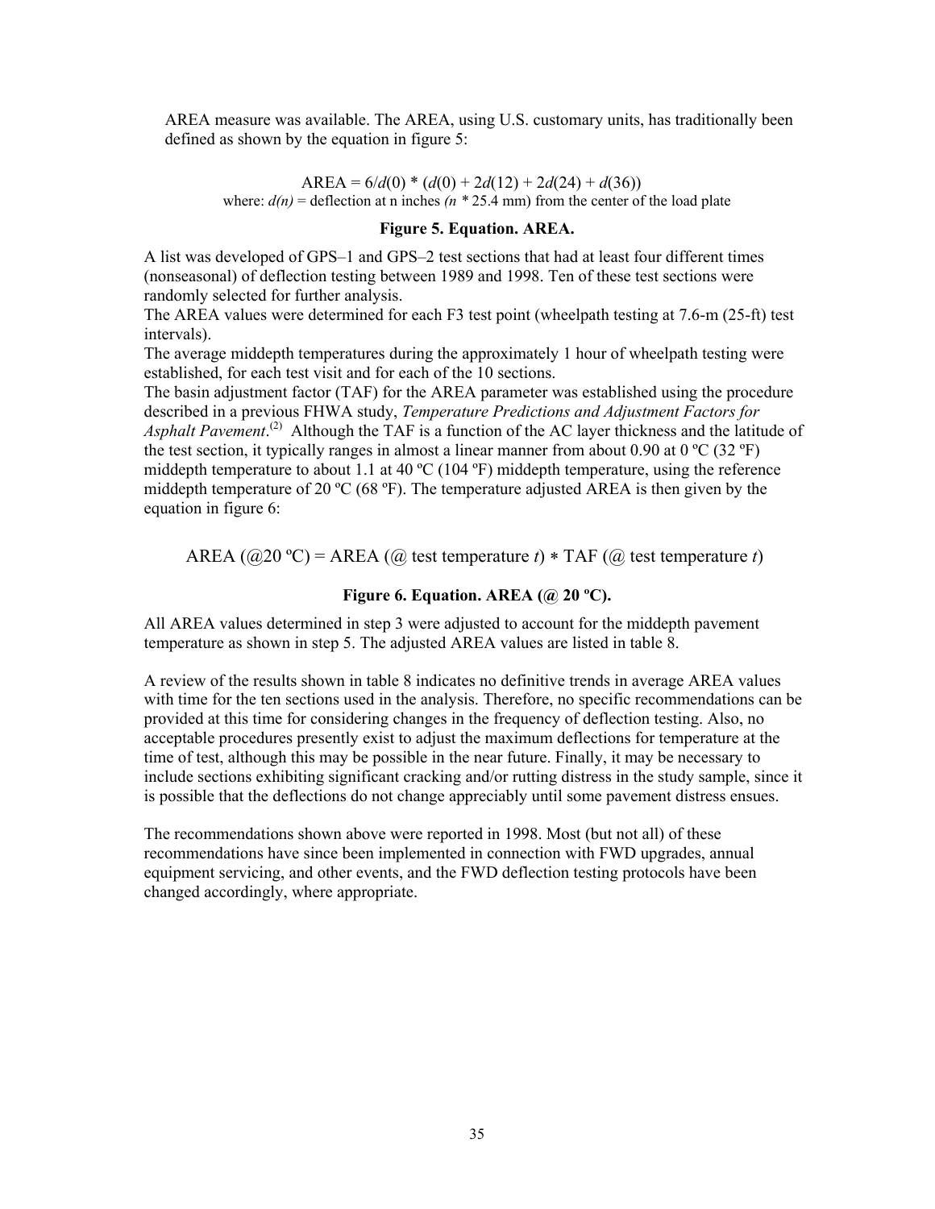AREA measure was available. The AREA, using U.S. customary units, has traditionally been defined as shown by the equation in figure 5:

$$AREA = 6/d(0) * (d(0) + 2d(12) + 2d(24) + d(36))$$

where: $d(n)$ = deflection at n inches $(n * 25.4 \text{ mm})$ from the center of the load plate

**Figure 5. Equation. AREA.**

A list was developed of GPS–1 and GPS–2 test sections that had at least four different times (nonseasonal) of deflection testing between 1989 and 1998. Ten of these test sections were randomly selected for further analysis.

The AREA values were determined for each F3 test point (wheelpath testing at 7.6-m (25-ft) test intervals).

The average middepth temperatures during the approximately 1 hour of wheelpath testing were established, for each test visit and for each of the 10 sections.

The basin adjustment factor (TAF) for the AREA parameter was established using the procedure described in a previous FHWA study, *Temperature Predictions and Adjustment Factors for Asphalt Pavement*.[2] Although the TAF is a function of the AC layer thickness and the latitude of the test section, it typically ranges in almost a linear manner from about 0.90 at 0 ºC (32 ºF) middepth temperature to about 1.1 at 40 ºC (104 ºF) middepth temperature, using the reference middepth temperature of 20 ºC (68 ºF). The temperature adjusted AREA is then given by the equation in figure 6:

$$AREA\ (@20\ ºC) = AREA\ (@\ \text{test temperature}\ t) * TAF\ (@\ \text{test temperature}\ t)$$

**Figure 6. Equation. AREA (@ 20 ºC).**

All AREA values determined in step 3 were adjusted to account for the middepth pavement temperature as shown in step 5. The adjusted AREA values are listed in table 8.

A review of the results shown in table 8 indicates no definitive trends in average AREA values with time for the ten sections used in the analysis. Therefore, no specific recommendations can be provided at this time for considering changes in the frequency of deflection testing. Also, no acceptable procedures presently exist to adjust the maximum deflections for temperature at the time of test, although this may be possible in the near future. Finally, it may be necessary to include sections exhibiting significant cracking and/or rutting distress in the study sample, since it is possible that the deflections do not change appreciably until some pavement distress ensues.

The recommendations shown above were reported in 1998. Most (but not all) of these recommendations have since been implemented in connection with FWD upgrades, annual equipment servicing, and other events, and the FWD deflection testing protocols have been changed accordingly, where appropriate.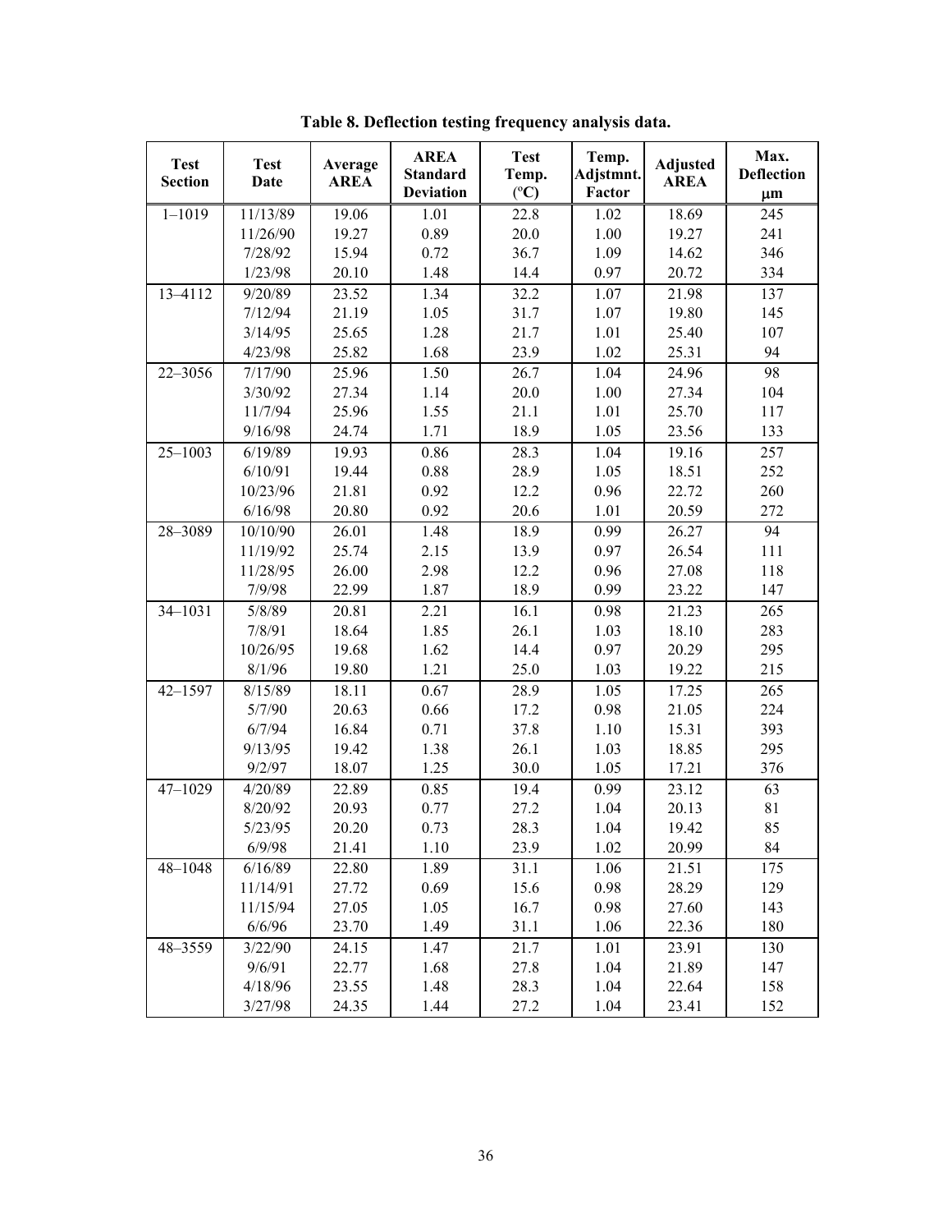**Table 8. Deflection testing frequency analysis data.**

| Test Section | Test Date | Average AREA | AREA Standard Deviation | Test Temp. (°C) | Temp. Adjstmnt. Factor | Adjusted AREA | Max. Deflection μm |
|---|---|---|---|---|---|---|---|
| 1–1019 | 11/13/89 | 19.06 | 1.01 | 22.8 | 1.02 | 18.69 | 245 |
| | 11/26/90 | 19.27 | 0.89 | 20.0 | 1.00 | 19.27 | 241 |
| | 7/28/92 | 15.94 | 0.72 | 36.7 | 1.09 | 14.62 | 346 |
| | 1/23/98 | 20.10 | 1.48 | 14.4 | 0.97 | 20.72 | 334 |
| 13–4112 | 9/20/89 | 23.52 | 1.34 | 32.2 | 1.07 | 21.98 | 137 |
| | 7/12/94 | 21.19 | 1.05 | 31.7 | 1.07 | 19.80 | 145 |
| | 3/14/95 | 25.65 | 1.28 | 21.7 | 1.01 | 25.40 | 107 |
| | 4/23/98 | 25.82 | 1.68 | 23.9 | 1.02 | 25.31 | 94 |
| 22–3056 | 7/17/90 | 25.96 | 1.50 | 26.7 | 1.04 | 24.96 | 98 |
| | 3/30/92 | 27.34 | 1.14 | 20.0 | 1.00 | 27.34 | 104 |
| | 11/7/94 | 25.96 | 1.55 | 21.1 | 1.01 | 25.70 | 117 |
| | 9/16/98 | 24.74 | 1.71 | 18.9 | 1.05 | 23.56 | 133 |
| 25–1003 | 6/19/89 | 19.93 | 0.86 | 28.3 | 1.04 | 19.16 | 257 |
| | 6/10/91 | 19.44 | 0.88 | 28.9 | 1.05 | 18.51 | 252 |
| | 10/23/96 | 21.81 | 0.92 | 12.2 | 0.96 | 22.72 | 260 |
| | 6/16/98 | 20.80 | 0.92 | 20.6 | 1.01 | 20.59 | 272 |
| 28–3089 | 10/10/90 | 26.01 | 1.48 | 18.9 | 0.99 | 26.27 | 94 |
| | 11/19/92 | 25.74 | 2.15 | 13.9 | 0.97 | 26.54 | 111 |
| | 11/28/95 | 26.00 | 2.98 | 12.2 | 0.96 | 27.08 | 118 |
| | 7/9/98 | 22.99 | 1.87 | 18.9 | 0.99 | 23.22 | 147 |
| 34–1031 | 5/8/89 | 20.81 | 2.21 | 16.1 | 0.98 | 21.23 | 265 |
| | 7/8/91 | 18.64 | 1.85 | 26.1 | 1.03 | 18.10 | 283 |
| | 10/26/95 | 19.68 | 1.62 | 14.4 | 0.97 | 20.29 | 295 |
| | 8/1/96 | 19.80 | 1.21 | 25.0 | 1.03 | 19.22 | 215 |
| 42–1597 | 8/15/89 | 18.11 | 0.67 | 28.9 | 1.05 | 17.25 | 265 |
| | 5/7/90 | 20.63 | 0.66 | 17.2 | 0.98 | 21.05 | 224 |
| | 6/7/94 | 16.84 | 0.71 | 37.8 | 1.10 | 15.31 | 393 |
| | 9/13/95 | 19.42 | 1.38 | 26.1 | 1.03 | 18.85 | 295 |
| | 9/2/97 | 18.07 | 1.25 | 30.0 | 1.05 | 17.21 | 376 |
| 47–1029 | 4/20/89 | 22.89 | 0.85 | 19.4 | 0.99 | 23.12 | 63 |
| | 8/20/92 | 20.93 | 0.77 | 27.2 | 1.04 | 20.13 | 81 |
| | 5/23/95 | 20.20 | 0.73 | 28.3 | 1.04 | 19.42 | 85 |
| | 6/9/98 | 21.41 | 1.10 | 23.9 | 1.02 | 20.99 | 84 |
| 48–1048 | 6/16/89 | 22.80 | 1.89 | 31.1 | 1.06 | 21.51 | 175 |
| | 11/14/91 | 27.72 | 0.69 | 15.6 | 0.98 | 28.29 | 129 |
| | 11/15/94 | 27.05 | 1.05 | 16.7 | 0.98 | 27.60 | 143 |
| | 6/6/96 | 23.70 | 1.49 | 31.1 | 1.06 | 22.36 | 180 |
| 48–3559 | 3/22/90 | 24.15 | 1.47 | 21.7 | 1.01 | 23.91 | 130 |
| | 9/6/91 | 22.77 | 1.68 | 27.8 | 1.04 | 21.89 | 147 |
| | 4/18/96 | 23.55 | 1.48 | 28.3 | 1.04 | 22.64 | 158 |
| | 3/27/98 | 24.35 | 1.44 | 27.2 | 1.04 | 23.41 | 152 |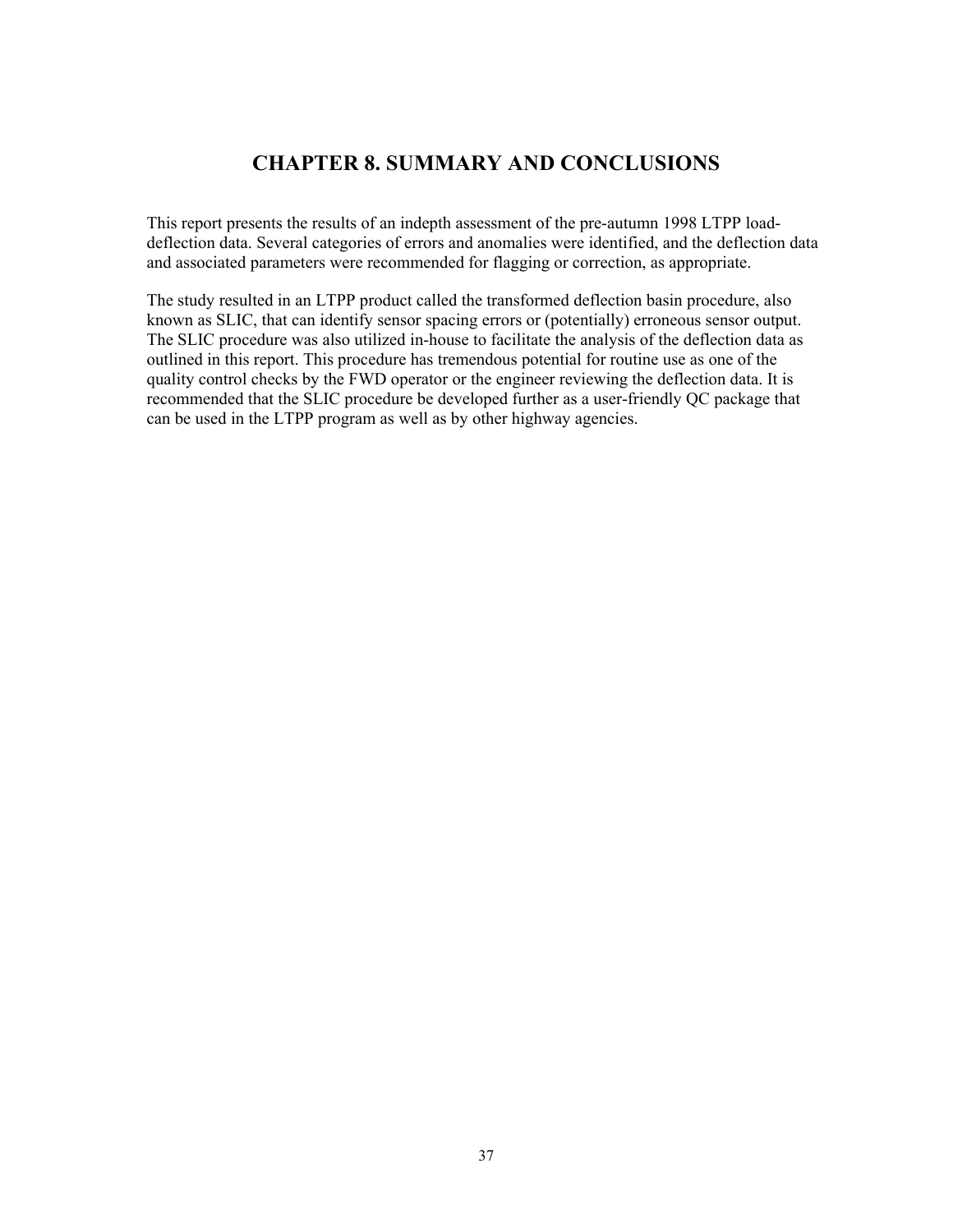# CHAPTER 8. SUMMARY AND CONCLUSIONS

This report presents the results of an indepth assessment of the pre-autumn 1998 LTPP load-deflection data. Several categories of errors and anomalies were identified, and the deflection data and associated parameters were recommended for flagging or correction, as appropriate.

The study resulted in an LTPP product called the transformed deflection basin procedure, also known as SLIC, that can identify sensor spacing errors or (potentially) erroneous sensor output. The SLIC procedure was also utilized in-house to facilitate the analysis of the deflection data as outlined in this report. This procedure has tremendous potential for routine use as one of the quality control checks by the FWD operator or the engineer reviewing the deflection data. It is recommended that the SLIC procedure be developed further as a user-friendly QC package that can be used in the LTPP program as well as by other highway agencies.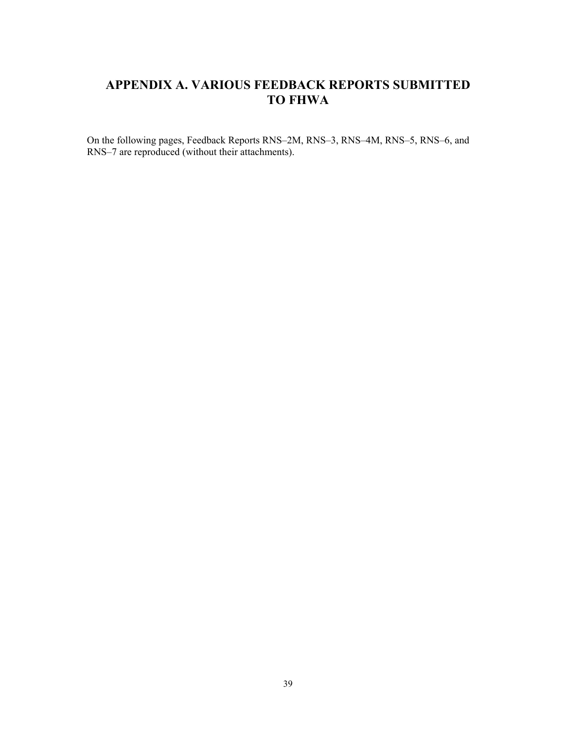# APPENDIX A. VARIOUS FEEDBACK REPORTS SUBMITTED TO FHWA

On the following pages, Feedback Reports RNS–2M, RNS–3, RNS–4M, RNS–5, RNS–6, and RNS–7 are reproduced (without their attachments).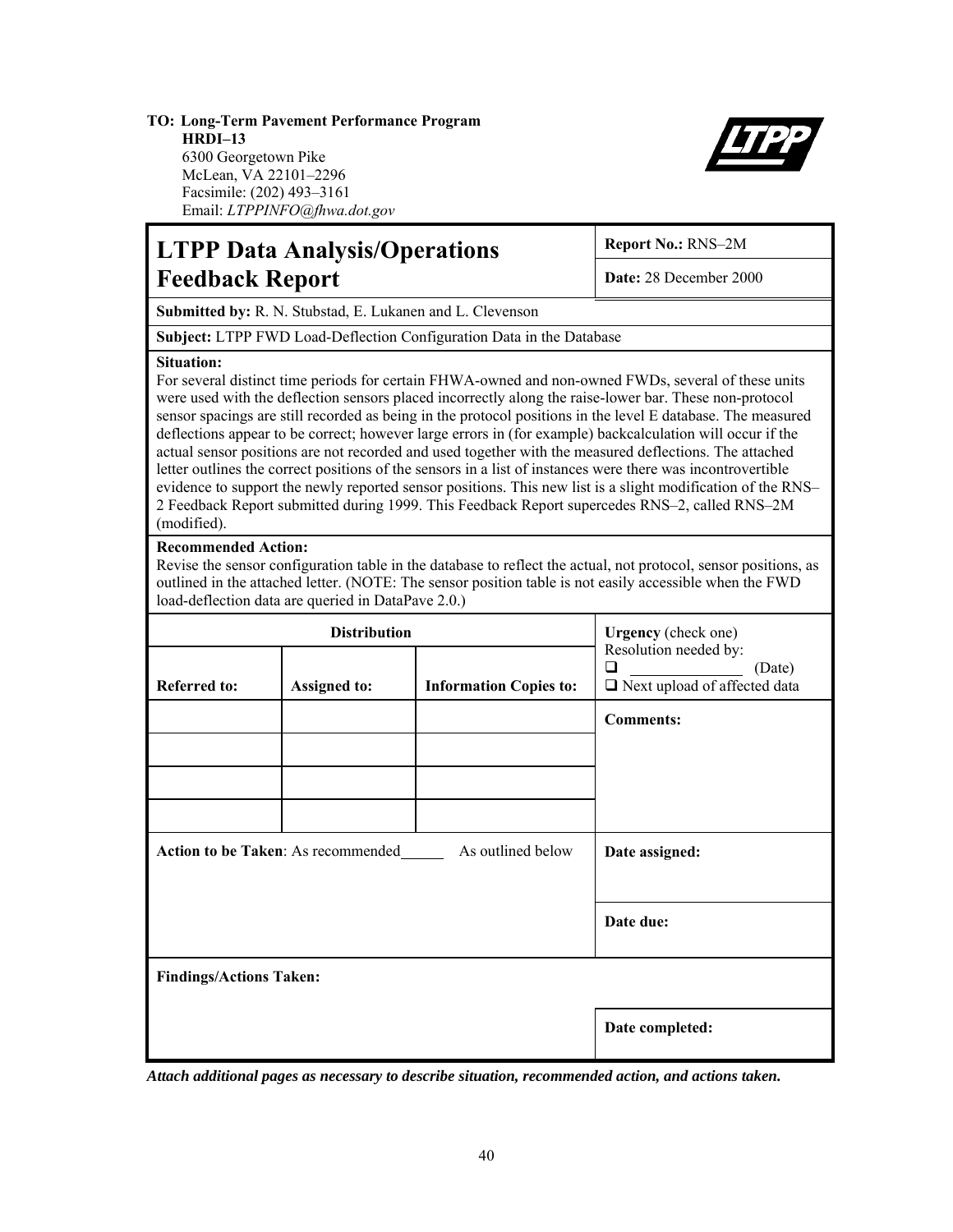**TO: Long-Term Pavement Performance Program**
**HRDI–13**
6300 Georgetown Pike
McLean, VA 22101–2296
Facsimile: (202) 493–3161
Email: *LTPPINFO@fhwa.dot.gov*

# LTPP Data Analysis/Operations Feedback Report

**Report No.:** RNS–2M

**Date:** 28 December 2000

**Submitted by:** R. N. Stubstad, E. Lukanen and L. Clevenson

**Subject:** LTPP FWD Load-Deflection Configuration Data in the Database

**Situation:**
For several distinct time periods for certain FHWA-owned and non-owned FWDs, several of these units were used with the deflection sensors placed incorrectly along the raise-lower bar. These non-protocol sensor spacings are still recorded as being in the protocol positions in the level E database. The measured deflections appear to be correct; however large errors in (for example) backcalculation will occur if the actual sensor positions are not recorded and used together with the measured deflections. The attached letter outlines the correct positions of the sensors in a list of instances were there was incontrovertible evidence to support the newly reported sensor positions. This new list is a slight modification of the RNS–2 Feedback Report submitted during 1999. This Feedback Report supercedes RNS–2, called RNS–2M (modified).

**Recommended Action:**
Revise the sensor configuration table in the database to reflect the actual, not protocol, sensor positions, as outlined in the attached letter. (NOTE: The sensor position table is not easily accessible when the FWD load-deflection data are queried in DataPave 2.0.)

| Distribution | | | **Urgency** (check one) Resolution needed by: ☐ ______ (Date) ☐ Next upload of affected data |
|---|---|---|---|
| **Referred to:** | **Assigned to:** | **Information Copies to:** | |
| | | | **Comments:** |
| | | | |
| | | | |
| | | | |

**Action to be Taken**: As recommended______ As outlined below

**Date assigned:**

**Date due:**

**Findings/Actions Taken:**

**Date completed:**

***Attach additional pages as necessary to describe situation, recommended action, and actions taken.***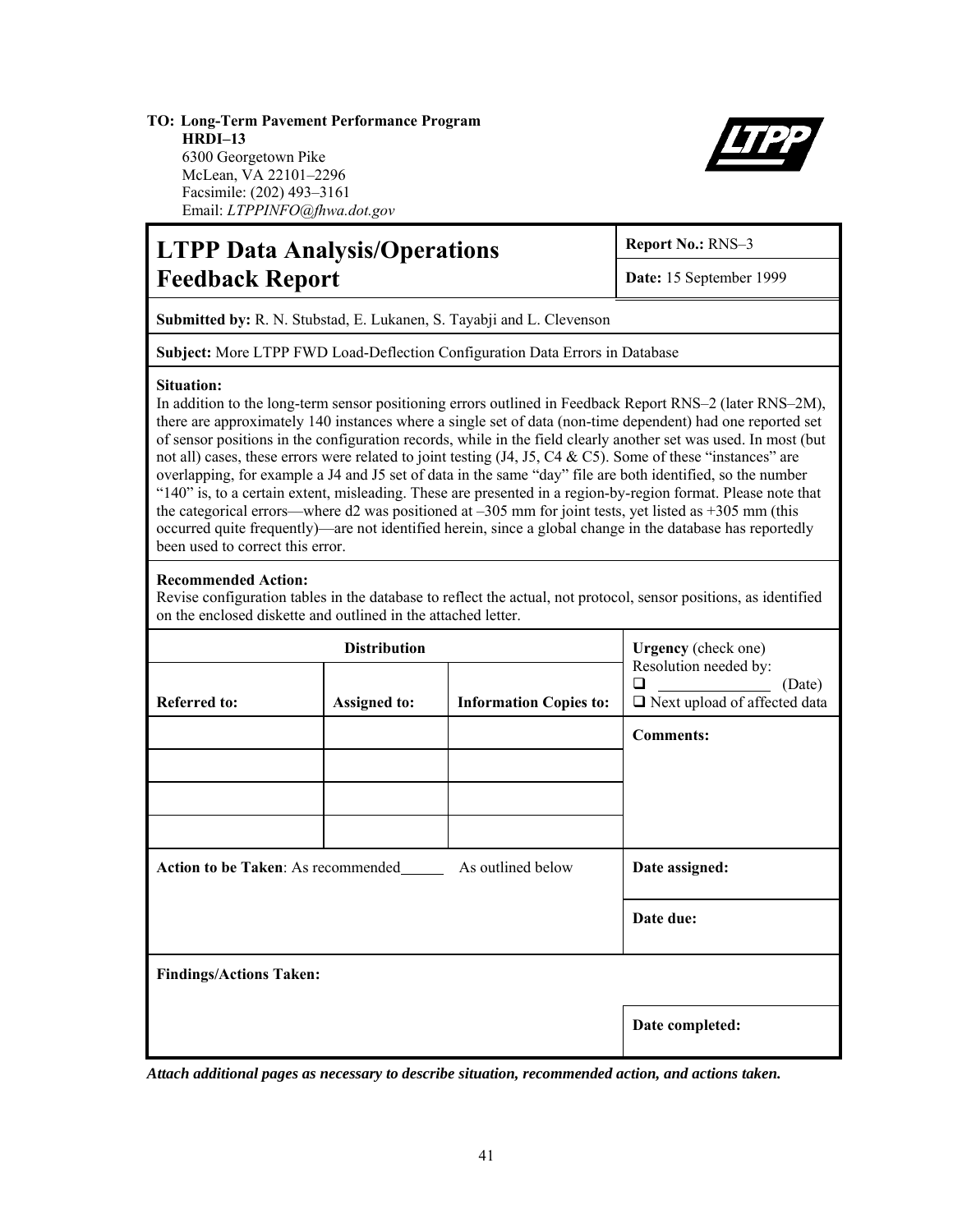**TO: Long-Term Pavement Performance Program**
**HRDI–13**
6300 Georgetown Pike
McLean, VA 22101–2296
Facsimile: (202) 493–3161
Email: *LTPPINFO@fhwa.dot.gov*

# LTPP Data Analysis/Operations Feedback Report

**Report No.:** RNS–3

**Date:** 15 September 1999

**Submitted by:** R. N. Stubstad, E. Lukanen, S. Tayabji and L. Clevenson

**Subject:** More LTPP FWD Load-Deflection Configuration Data Errors in Database

**Situation:**
In addition to the long-term sensor positioning errors outlined in Feedback Report RNS–2 (later RNS–2M), there are approximately 140 instances where a single set of data (non-time dependent) had one reported set of sensor positions in the configuration records, while in the field clearly another set was used. In most (but not all) cases, these errors were related to joint testing (J4, J5, C4 & C5). Some of these "instances" are overlapping, for example a J4 and J5 set of data in the same "day" file are both identified, so the number "140" is, to a certain extent, misleading. These are presented in a region-by-region format. Please note that the categorical errors—where d2 was positioned at –305 mm for joint tests, yet listed as +305 mm (this occurred quite frequently)—are not identified herein, since a global change in the database has reportedly been used to correct this error.

**Recommended Action:**
Revise configuration tables in the database to reflect the actual, not protocol, sensor positions, as identified on the enclosed diskette and outlined in the attached letter.

| Distribution | | | Urgency (check one) Resolution needed by: ❑ ______________ (Date) ❑ Next upload of affected data |
|---|---|---|---|
| **Referred to:** | **Assigned to:** | **Information Copies to:** | |
| | | | **Comments:** |
| | | | |
| | | | |
| | | | |

**Action to be Taken**: As recommended______ As outlined below

**Date assigned:**

**Date due:**

**Findings/Actions Taken:**

**Date completed:**

***Attach additional pages as necessary to describe situation, recommended action, and actions taken.***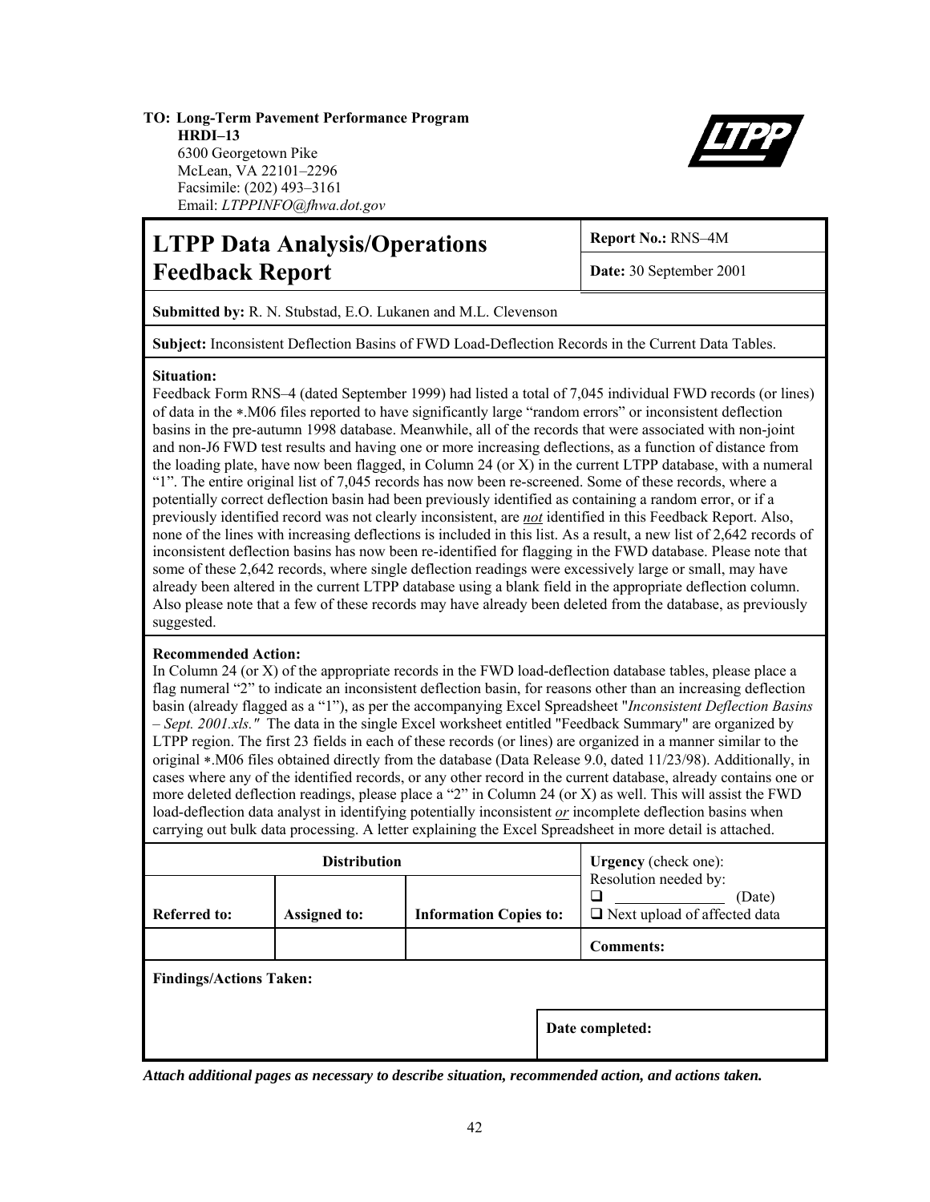**TO: Long-Term Pavement Performance Program**
**HRDI–13**
6300 Georgetown Pike
McLean, VA 22101–2296
Facsimile: (202) 493–3161
Email: *LTPPINFO@fhwa.dot.gov*

# LTPP Data Analysis/Operations Feedback Report

**Report No.:** RNS–4M

**Date:** 30 September 2001

**Submitted by:** R. N. Stubstad, E.O. Lukanen and M.L. Clevenson

**Subject:** Inconsistent Deflection Basins of FWD Load-Deflection Records in the Current Data Tables.

**Situation:**
Feedback Form RNS–4 (dated September 1999) had listed a total of 7,045 individual FWD records (or lines) of data in the ∗.M06 files reported to have significantly large "random errors" or inconsistent deflection basins in the pre-autumn 1998 database. Meanwhile, all of the records that were associated with non-joint and non-J6 FWD test results and having one or more increasing deflections, as a function of distance from the loading plate, have now been flagged, in Column 24 (or X) in the current LTPP database, with a numeral "1". The entire original list of 7,045 records has now been re-screened. Some of these records, where a potentially correct deflection basin had been previously identified as containing a random error, or if a previously identified record was not clearly inconsistent, are ***not*** identified in this Feedback Report. Also, none of the lines with increasing deflections is included in this list. As a result, a new list of 2,642 records of inconsistent deflection basins has now been re-identified for flagging in the FWD database. Please note that some of these 2,642 records, where single deflection readings were excessively large or small, may have already been altered in the current LTPP database using a blank field in the appropriate deflection column. Also please note that a few of these records may have already been deleted from the database, as previously suggested.

**Recommended Action:**
In Column 24 (or X) of the appropriate records in the FWD load-deflection database tables, please place a flag numeral "2" to indicate an inconsistent deflection basin, for reasons other than an increasing deflection basin (already flagged as a "1"), as per the accompanying Excel Spreadsheet "*Inconsistent Deflection Basins – Sept. 2001.xls."* The data in the single Excel worksheet entitled "Feedback Summary" are organized by LTPP region. The first 23 fields in each of these records (or lines) are organized in a manner similar to the original ∗.M06 files obtained directly from the database (Data Release 9.0, dated 11/23/98). Additionally, in cases where any of the identified records, or any other record in the current database, already contains one or more deleted deflection readings, please place a "2" in Column 24 (or X) as well. This will assist the FWD load-deflection data analyst in identifying potentially inconsistent ***or*** incomplete deflection basins when carrying out bulk data processing. A letter explaining the Excel Spreadsheet in more detail is attached.

| Distribution | | | **Urgency** (check one): Resolution needed by: ❑ ______ (Date) ❑ Next upload of affected data |
|---|---|---|---|
| **Referred to:** | **Assigned to:** | **Information Copies to:** | |
| | | | **Comments:** |

**Findings/Actions Taken:**

**Date completed:**

***Attach additional pages as necessary to describe situation, recommended action, and actions taken.***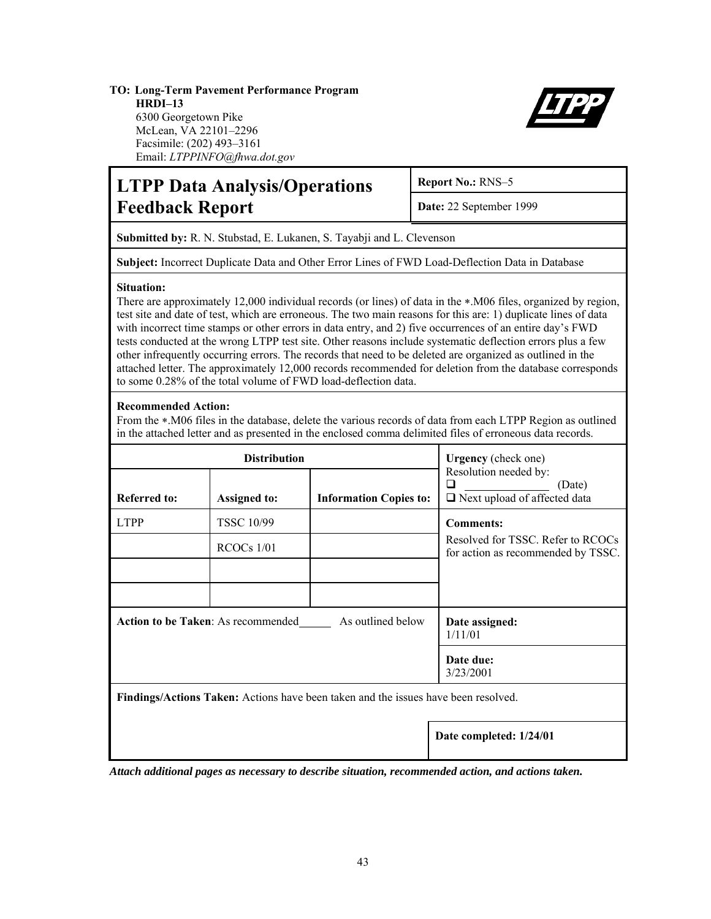**TO: Long-Term Pavement Performance Program**
**HRDI–13**
6300 Georgetown Pike
McLean, VA 22101–2296
Facsimile: (202) 493–3161
Email: *LTPPINFO@fhwa.dot.gov*

# LTPP Data Analysis/Operations Feedback Report

**Report No.:** RNS–5

**Date:** 22 September 1999

**Submitted by:** R. N. Stubstad, E. Lukanen, S. Tayabji and L. Clevenson

**Subject:** Incorrect Duplicate Data and Other Error Lines of FWD Load-Deflection Data in Database

**Situation:**
There are approximately 12,000 individual records (or lines) of data in the ∗.M06 files, organized by region, test site and date of test, which are erroneous. The two main reasons for this are: 1) duplicate lines of data with incorrect time stamps or other errors in data entry, and 2) five occurrences of an entire day's FWD tests conducted at the wrong LTPP test site. Other reasons include systematic deflection errors plus a few other infrequently occurring errors. The records that need to be deleted are organized as outlined in the attached letter. The approximately 12,000 records recommended for deletion from the database corresponds to some 0.28% of the total volume of FWD load-deflection data.

**Recommended Action:**
From the ∗.M06 files in the database, delete the various records of data from each LTPP Region as outlined in the attached letter and as presented in the enclosed comma delimited files of erroneous data records.

| Distribution | | | **Urgency** (check one) Resolution needed by: ❑ _______ (Date) ❑ Next upload of affected data |
|---|---|---|---|
| **Referred to:** | **Assigned to:** | **Information Copies to:** | |
| LTPP | TSSC 10/99 | | **Comments:** Resolved for TSSC. Refer to RCOCs for action as recommended by TSSC. |
| | RCOCs 1/01 | | |
| | | | |
| | | | |

**Action to be Taken**: As recommended______ As outlined below

**Date assigned:** 1/11/01

**Date due:** 3/23/2001

**Findings/Actions Taken:** Actions have been taken and the issues have been resolved.

**Date completed: 1/24/01**

***Attach additional pages as necessary to describe situation, recommended action, and actions taken.***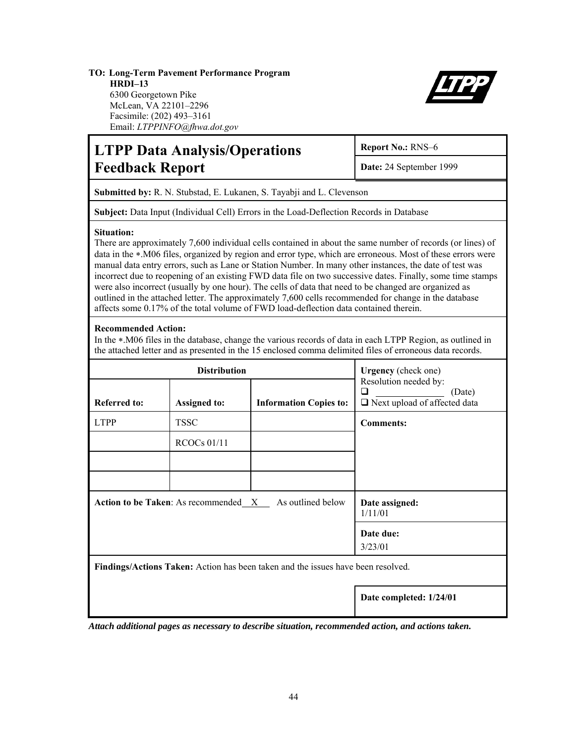**TO: Long-Term Pavement Performance Program**
**HRDI–13**
6300 Georgetown Pike
McLean, VA 22101–2296
Facsimile: (202) 493–3161
Email: *LTPPINFO@fhwa.dot.gov*

# LTPP Data Analysis/Operations Feedback Report

**Report No.:** RNS–6

**Date:** 24 September 1999

**Submitted by:** R. N. Stubstad, E. Lukanen, S. Tayabji and L. Clevenson

**Subject:** Data Input (Individual Cell) Errors in the Load-Deflection Records in Database

**Situation:**
There are approximately 7,600 individual cells contained in about the same number of records (or lines) of data in the ∗.M06 files, organized by region and error type, which are erroneous. Most of these errors were manual data entry errors, such as Lane or Station Number. In many other instances, the date of test was incorrect due to reopening of an existing FWD data file on two successive dates. Finally, some time stamps were also incorrect (usually by one hour). The cells of data that need to be changed are organized as outlined in the attached letter. The approximately 7,600 cells recommended for change in the database affects some 0.17% of the total volume of FWD load-deflection data contained therein.

**Recommended Action:**
In the ∗.M06 files in the database, change the various records of data in each LTPP Region, as outlined in the attached letter and as presented in the 15 enclosed comma delimited files of erroneous data records.

| Distribution | | | **Urgency** (check one) Resolution needed by: ❑ ______________ (Date) ❑ Next upload of affected data |
|---|---|---|---|
| **Referred to:** | **Assigned to:** | **Information Copies to:** | |
| LTPP | TSSC | | **Comments:** |
| | RCOCs 01/11 | | |
| | | | |
| | | | |

**Action to be Taken**: As recommended __X__ As outlined below

**Date assigned:** 1/11/01

**Date due:** 3/23/01

**Findings/Actions Taken:** Action has been taken and the issues have been resolved.

**Date completed: 1/24/01**

***Attach additional pages as necessary to describe situation, recommended action, and actions taken.***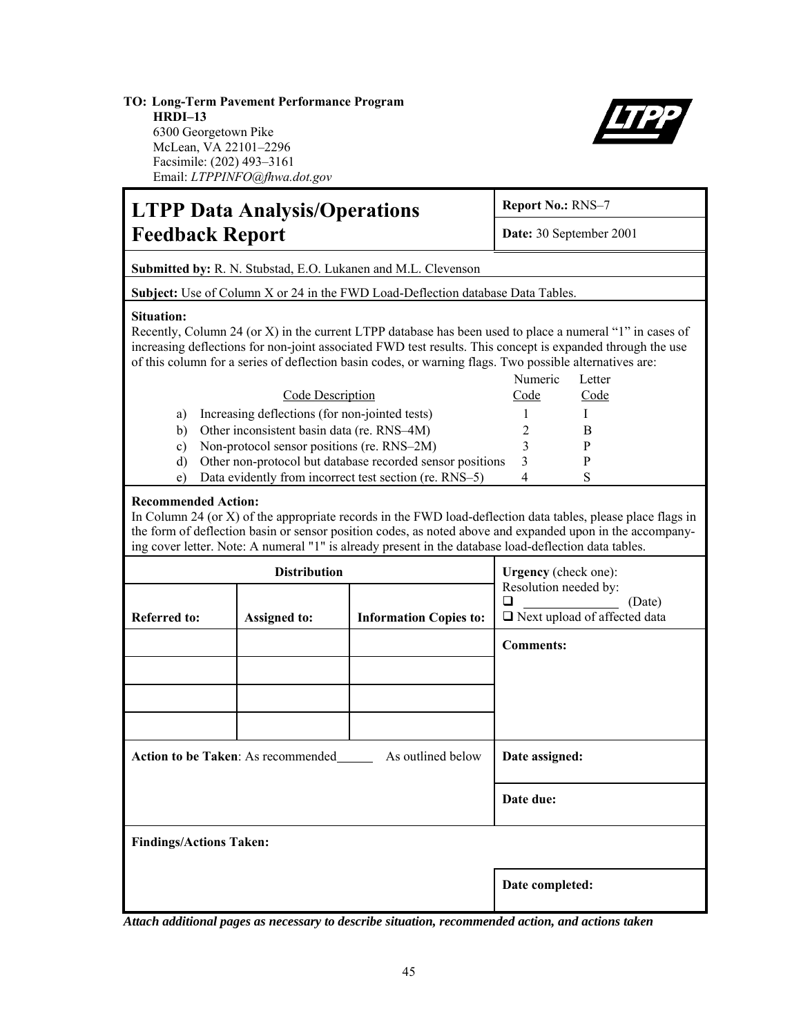**TO: Long-Term Pavement Performance Program**
**HRDI–13**
6300 Georgetown Pike
McLean, VA 22101–2296
Facsimile: (202) 493–3161
Email: *LTPPINFO@fhwa.dot.gov*

# LTPP Data Analysis/Operations Feedback Report

**Report No.:** RNS–7

**Date:** 30 September 2001

**Submitted by:** R. N. Stubstad, E.O. Lukanen and M.L. Clevenson

**Subject:** Use of Column X or 24 in the FWD Load-Deflection database Data Tables.

**Situation:**
Recently, Column 24 (or X) in the current LTPP database has been used to place a numeral "1" in cases of increasing deflections for non-joint associated FWD test results. This concept is expanded through the use of this column for a series of deflection basin codes, or warning flags. Two possible alternatives are:

| | Code Description | Numeric Code | Letter Code |
|---|---|---|---|
| a) | Increasing deflections (for non-jointed tests) | 1 | I |
| b) | Other inconsistent basin data (re. RNS–4M) | 2 | B |
| c) | Non-protocol sensor positions (re. RNS–2M) | 3 | P |
| d) | Other non-protocol but database recorded sensor positions | 3 | P |
| e) | Data evidently from incorrect test section (re. RNS–5) | 4 | S |

**Recommended Action:**
In Column 24 (or X) of the appropriate records in the FWD load-deflection data tables, please place flags in the form of deflection basin or sensor position codes, as noted above and expanded upon in the accompanying cover letter. Note: A numeral "1" is already present in the database load-deflection data tables.

| Distribution | | |
|---|---|---|
| **Referred to:** | **Assigned to:** | **Information Copies to:** |
| | | |
| | | |
| | | |
| | | |

**Urgency** (check one):
Resolution needed by:
- ❑ ______________ (Date)
- ❑ Next upload of affected data

**Comments:**

**Action to be Taken**: As recommended______ As outlined below

**Date assigned:**

**Date due:**

**Findings/Actions Taken:**

**Date completed:**

***Attach additional pages as necessary to describe situation, recommended action, and actions taken***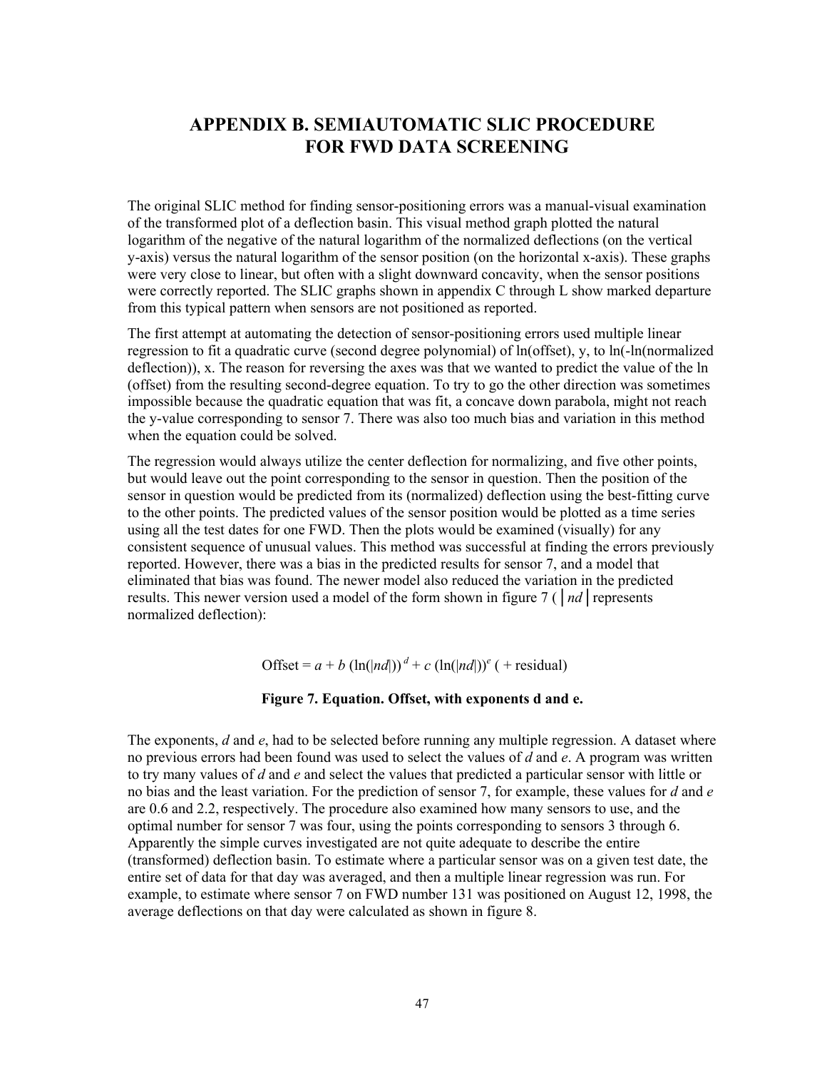# APPENDIX B. SEMIAUTOMATIC SLIC PROCEDURE FOR FWD DATA SCREENING

The original SLIC method for finding sensor-positioning errors was a manual-visual examination of the transformed plot of a deflection basin. This visual method graph plotted the natural logarithm of the negative of the natural logarithm of the normalized deflections (on the vertical y-axis) versus the natural logarithm of the sensor position (on the horizontal x-axis). These graphs were very close to linear, but often with a slight downward concavity, when the sensor positions were correctly reported. The SLIC graphs shown in appendix C through L show marked departure from this typical pattern when sensors are not positioned as reported.

The first attempt at automating the detection of sensor-positioning errors used multiple linear regression to fit a quadratic curve (second degree polynomial) of ln(offset), y, to ln(-ln(normalized deflection)), x. The reason for reversing the axes was that we wanted to predict the value of the ln (offset) from the resulting second-degree equation. To try to go the other direction was sometimes impossible because the quadratic equation that was fit, a concave down parabola, might not reach the y-value corresponding to sensor 7. There was also too much bias and variation in this method when the equation could be solved.

The regression would always utilize the center deflection for normalizing, and five other points, but would leave out the point corresponding to the sensor in question. Then the position of the sensor in question would be predicted from its (normalized) deflection using the best-fitting curve to the other points. The predicted values of the sensor position would be plotted as a time series using all the test dates for one FWD. Then the plots would be examined (visually) for any consistent sequence of unusual values. This method was successful at finding the errors previously reported. However, there was a bias in the predicted results for sensor 7, and a model that eliminated that bias was found. The newer model also reduced the variation in the predicted results. This newer version used a model of the form shown in figure 7 ( $|nd|$ represents normalized deflection):

$$\text{Offset} = a + b\,(\ln(|nd|))^{d} + c\,(\ln(|nd|))^{e} \;(+ \text{ residual})$$

**Figure 7. Equation. Offset, with exponents d and e.**

The exponents, $d$ and $e$, had to be selected before running any multiple regression. A dataset where no previous errors had been found was used to select the values of $d$ and $e$. A program was written to try many values of $d$ and $e$ and select the values that predicted a particular sensor with little or no bias and the least variation. For the prediction of sensor 7, for example, these values for $d$ and $e$ are 0.6 and 2.2, respectively. The procedure also examined how many sensors to use, and the optimal number for sensor 7 was four, using the points corresponding to sensors 3 through 6. Apparently the simple curves investigated are not quite adequate to describe the entire (transformed) deflection basin. To estimate where a particular sensor was on a given test date, the entire set of data for that day was averaged, and then a multiple linear regression was run. For example, to estimate where sensor 7 on FWD number 131 was positioned on August 12, 1998, the average deflections on that day were calculated as shown in figure 8.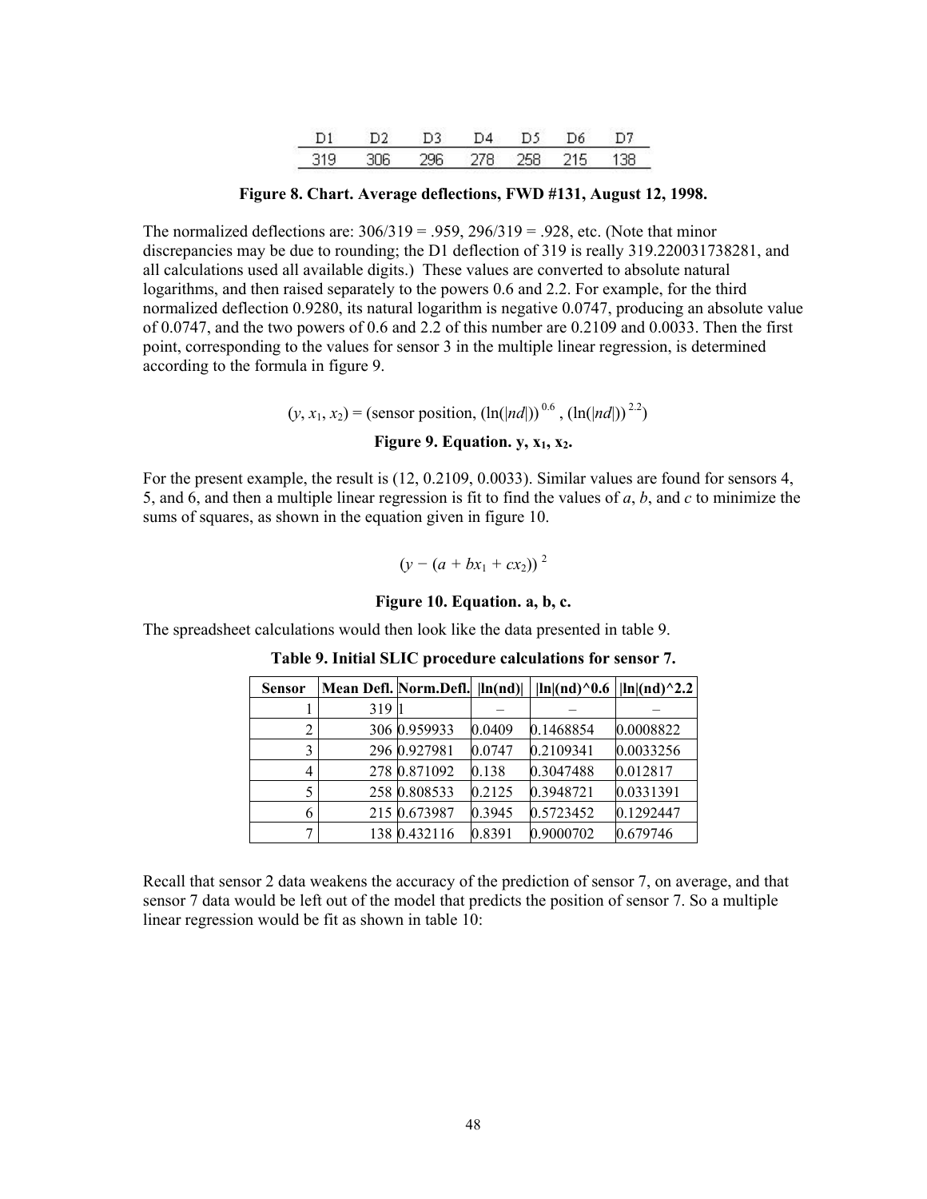| D1 | D2 | D3 | D4 | D5 | D6 | D7 |
|---|---|---|---|---|---|---|
| 319 | 306 | 296 | 278 | 258 | 215 | 138 |

**Figure 8. Chart. Average deflections, FWD #131, August 12, 1998.**

The normalized deflections are: 306/319 = .959, 296/319 = .928, etc. (Note that minor discrepancies may be due to rounding; the D1 deflection of 319 is really 319.220031738281, and all calculations used all available digits.) These values are converted to absolute natural logarithms, and then raised separately to the powers 0.6 and 2.2. For example, for the third normalized deflection 0.9280, its natural logarithm is negative 0.0747, producing an absolute value of 0.0747, and the two powers of 0.6 and 2.2 of this number are 0.2109 and 0.0033. Then the first point, corresponding to the values for sensor 3 in the multiple linear regression, is determined according to the formula in figure 9.

$$(y, x_1, x_2) = (\text{sensor position}, (\ln(|nd|))^{0.6}, (\ln(|nd|))^{2.2})$$

**Figure 9. Equation. y, x₁, x₂.**

For the present example, the result is (12, 0.2109, 0.0033). Similar values are found for sensors 4, 5, and 6, and then a multiple linear regression is fit to find the values of *a*, *b*, and *c* to minimize the sums of squares, as shown in the equation given in figure 10.

$$(y - (a + bx_1 + cx_2))^2$$

**Figure 10. Equation. a, b, c.**

The spreadsheet calculations would then look like the data presented in table 9.

**Table 9. Initial SLIC procedure calculations for sensor 7.**

| Sensor | Mean Defl. | Norm.Defl. | \|ln(nd)\| | \|ln\|(nd)^0.6 | \|ln\|(nd)^2.2 |
|---|---|---|---|---|---|
| 1 | 319 | 1 | – | – | – |
| 2 | 306 | 0.959933 | 0.0409 | 0.1468854 | 0.0008822 |
| 3 | 296 | 0.927981 | 0.0747 | 0.2109341 | 0.0033256 |
| 4 | 278 | 0.871092 | 0.138 | 0.3047488 | 0.012817 |
| 5 | 258 | 0.808533 | 0.2125 | 0.3948721 | 0.0331391 |
| 6 | 215 | 0.673987 | 0.3945 | 0.5723452 | 0.1292447 |
| 7 | 138 | 0.432116 | 0.8391 | 0.9000702 | 0.679746 |

Recall that sensor 2 data weakens the accuracy of the prediction of sensor 7, on average, and that sensor 7 data would be left out of the model that predicts the position of sensor 7. So a multiple linear regression would be fit as shown in table 10: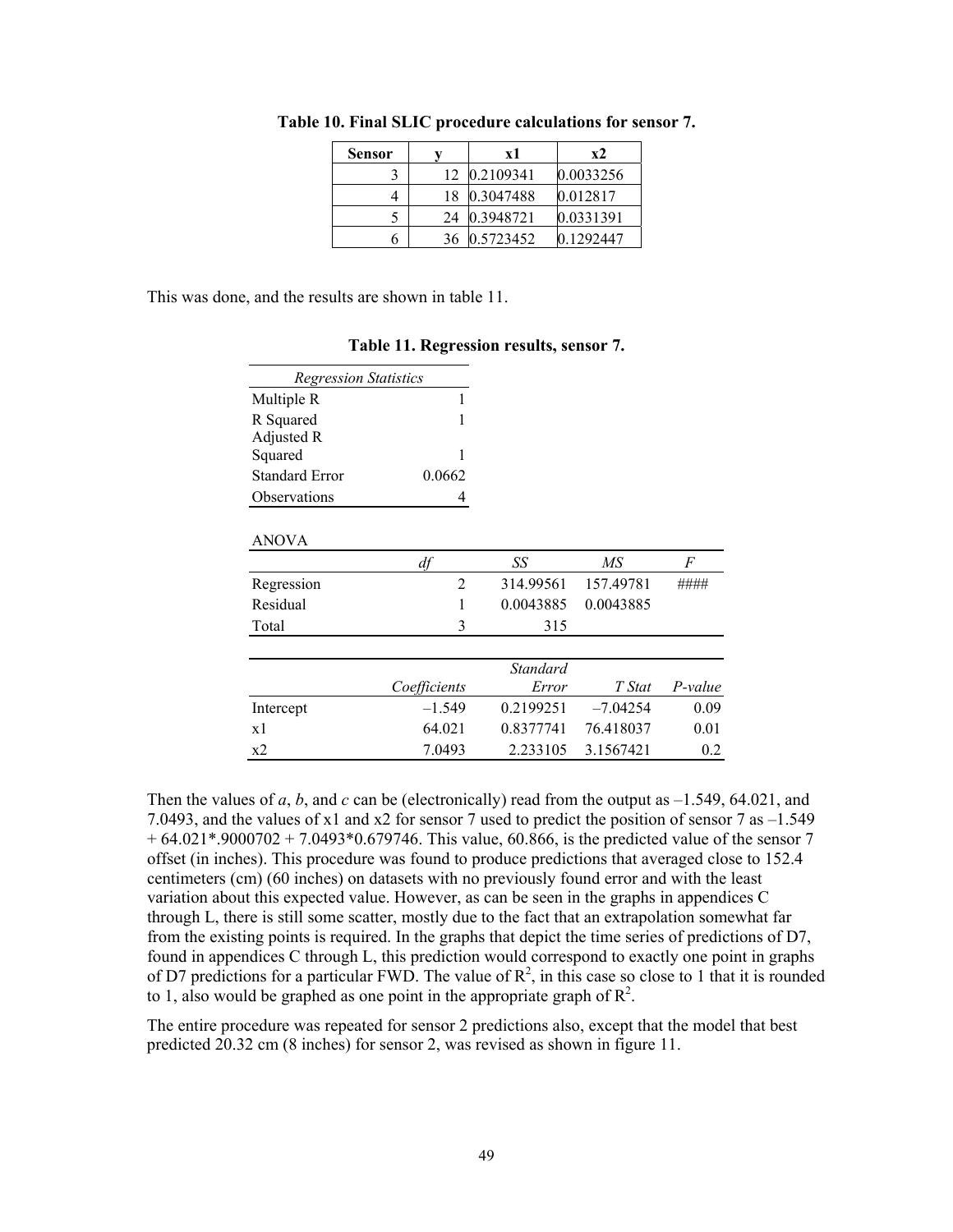**Table 10. Final SLIC procedure calculations for sensor 7.**

| Sensor | y | x1 | x2 |
|---|---|---|---|
| 3 | 12 | 0.2109341 | 0.0033256 |
| 4 | 18 | 0.3047488 | 0.012817 |
| 5 | 24 | 0.3948721 | 0.0331391 |
| 6 | 36 | 0.5723452 | 0.1292447 |

This was done, and the results are shown in table 11.

**Table 11. Regression results, sensor 7.**

| *Regression Statistics* | |
|---|---|
| Multiple R | 1 |
| R Squared | 1 |
| Adjusted R Squared | 1 |
| Standard Error | 0.0662 |
| Observations | 4 |

ANOVA

| | *df* | *SS* | *MS* | *F* |
|---|---|---|---|---|
| Regression | 2 | 314.99561 | 157.49781 | #### |
| Residual | 1 | 0.0043885 | 0.0043885 | |
| Total | 3 | 315 | | |

| | *Coefficients* | *Standard Error* | *T Stat* | *P-value* |
|---|---|---|---|---|
| Intercept | –1.549 | 0.2199251 | –7.04254 | 0.09 |
| x1 | 64.021 | 0.8377741 | 76.418037 | 0.01 |
| x2 | 7.0493 | 2.233105 | 3.1567421 | 0.2 |

Then the values of *a*, *b*, and *c* can be (electronically) read from the output as –1.549, 64.021, and 7.0493, and the values of x1 and x2 for sensor 7 used to predict the position of sensor 7 as –1.549 + 64.021*.9000702 + 7.0493*0.679746. This value, 60.866, is the predicted value of the sensor 7 offset (in inches). This procedure was found to produce predictions that averaged close to 152.4 centimeters (cm) (60 inches) on datasets with no previously found error and with the least variation about this expected value. However, as can be seen in the graphs in appendices C through L, there is still some scatter, mostly due to the fact that an extrapolation somewhat far from the existing points is required. In the graphs that depict the time series of predictions of D7, found in appendices C through L, this prediction would correspond to exactly one point in graphs of D7 predictions for a particular FWD. The value of $R^2$, in this case so close to 1 that it is rounded to 1, also would be graphed as one point in the appropriate graph of $R^2$.

The entire procedure was repeated for sensor 2 predictions also, except that the model that best predicted 20.32 cm (8 inches) for sensor 2, was revised as shown in figure 11.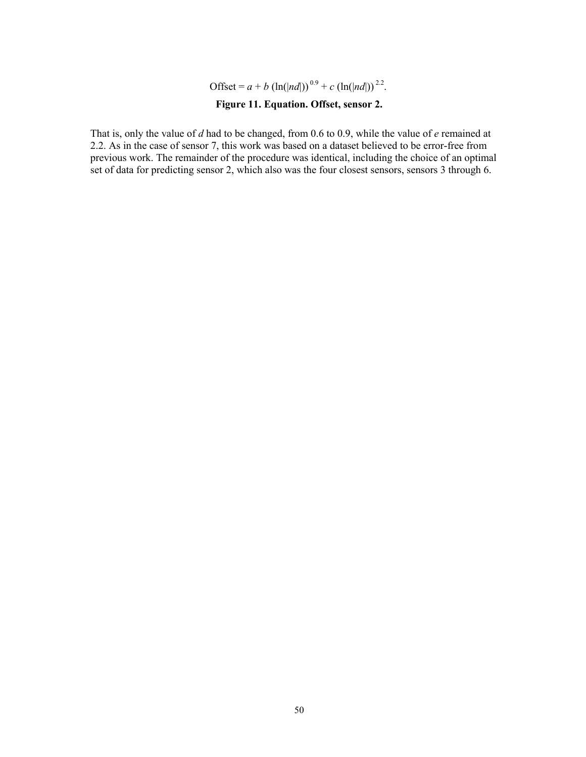$$\text{Offset} = a + b\,(\ln(|nd|))^{0.9} + c\,(\ln(|nd|))^{2.2}.$$

**Figure 11. Equation. Offset, sensor 2.**

That is, only the value of $d$ had to be changed, from 0.6 to 0.9, while the value of $e$ remained at 2.2. As in the case of sensor 7, this work was based on a dataset believed to be error-free from previous work. The remainder of the procedure was identical, including the choice of an optimal set of data for predicting sensor 2, which also was the four closest sensors, sensors 3 through 6.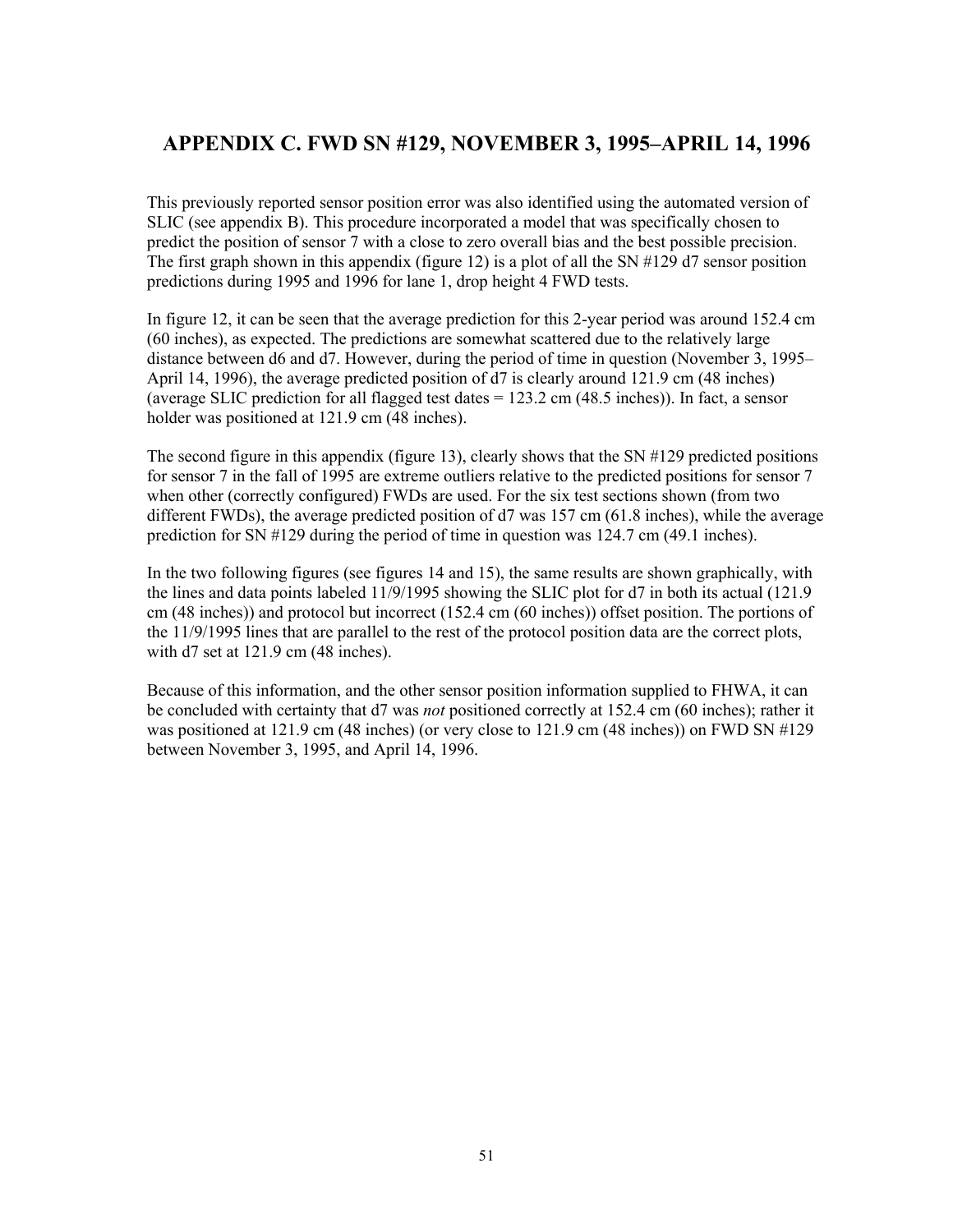# APPENDIX C. FWD SN #129, NOVEMBER 3, 1995–APRIL 14, 1996

This previously reported sensor position error was also identified using the automated version of SLIC (see appendix B). This procedure incorporated a model that was specifically chosen to predict the position of sensor 7 with a close to zero overall bias and the best possible precision. The first graph shown in this appendix (figure 12) is a plot of all the SN #129 d7 sensor position predictions during 1995 and 1996 for lane 1, drop height 4 FWD tests.

In figure 12, it can be seen that the average prediction for this 2-year period was around 152.4 cm (60 inches), as expected. The predictions are somewhat scattered due to the relatively large distance between d6 and d7. However, during the period of time in question (November 3, 1995–April 14, 1996), the average predicted position of d7 is clearly around 121.9 cm (48 inches) (average SLIC prediction for all flagged test dates = 123.2 cm (48.5 inches)). In fact, a sensor holder was positioned at 121.9 cm (48 inches).

The second figure in this appendix (figure 13), clearly shows that the SN #129 predicted positions for sensor 7 in the fall of 1995 are extreme outliers relative to the predicted positions for sensor 7 when other (correctly configured) FWDs are used. For the six test sections shown (from two different FWDs), the average predicted position of d7 was 157 cm (61.8 inches), while the average prediction for SN #129 during the period of time in question was 124.7 cm (49.1 inches).

In the two following figures (see figures 14 and 15), the same results are shown graphically, with the lines and data points labeled 11/9/1995 showing the SLIC plot for d7 in both its actual (121.9 cm (48 inches)) and protocol but incorrect (152.4 cm (60 inches)) offset position. The portions of the 11/9/1995 lines that are parallel to the rest of the protocol position data are the correct plots, with d7 set at 121.9 cm (48 inches).

Because of this information, and the other sensor position information supplied to FHWA, it can be concluded with certainty that d7 was *not* positioned correctly at 152.4 cm (60 inches); rather it was positioned at 121.9 cm (48 inches) (or very close to 121.9 cm (48 inches)) on FWD SN #129 between November 3, 1995, and April 14, 1996.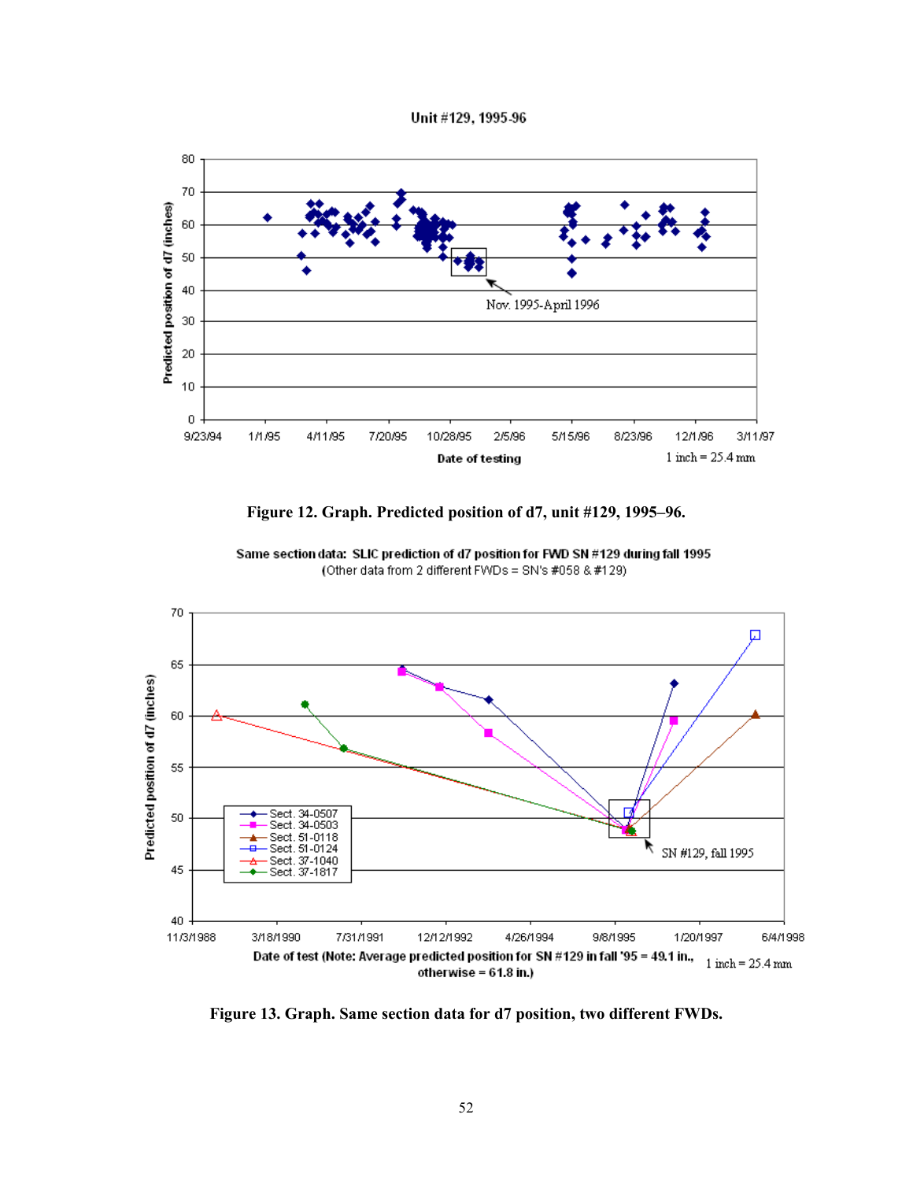Figure 12. Graph. Predicted position of d7, unit #129, 1995–96.

Figure 13. Graph. Same section data for d7 position, two different FWDs.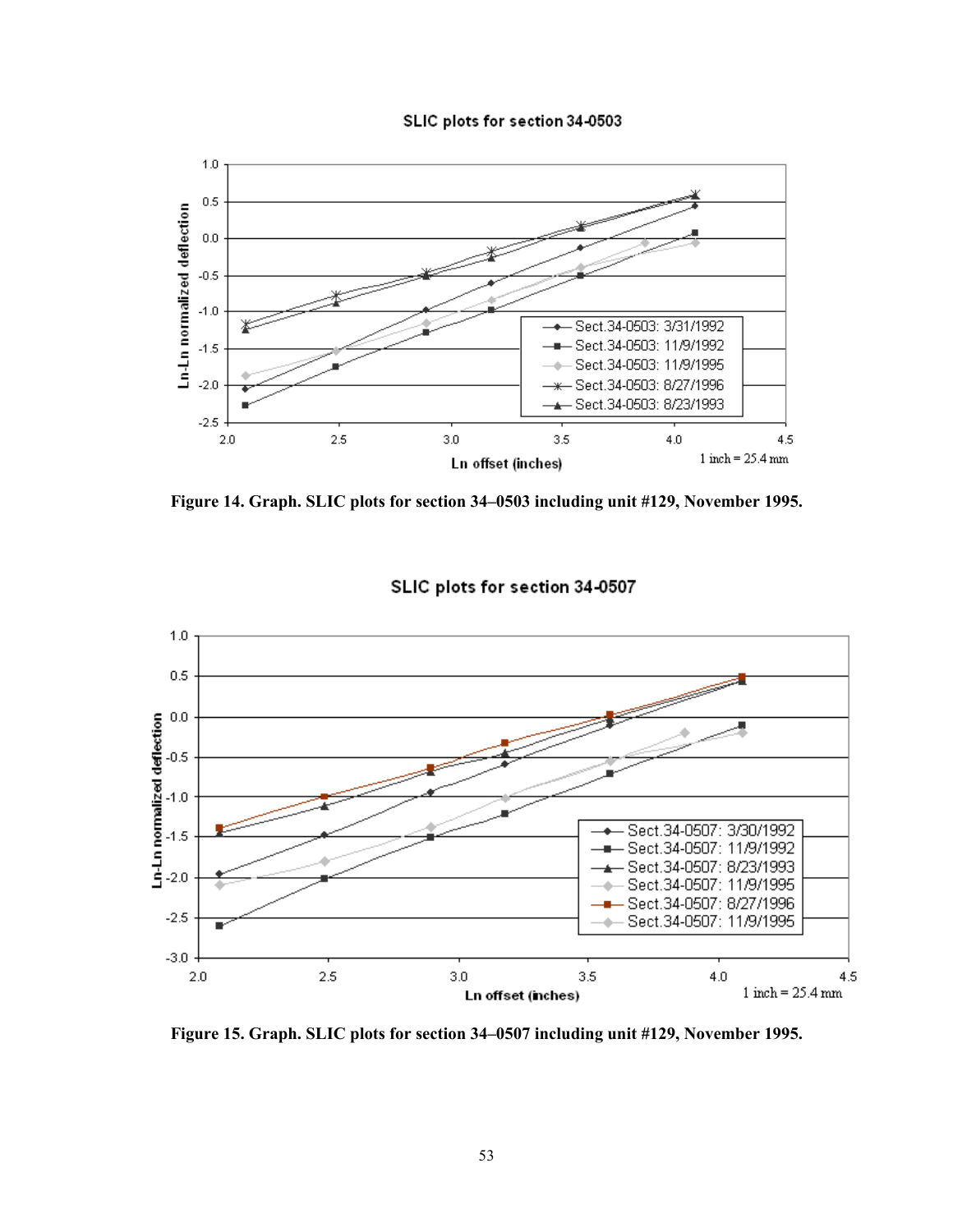Figure 14. Graph. SLIC plots for section 34–0503 including unit #129, November 1995.

Figure 15. Graph. SLIC plots for section 34–0507 including unit #129, November 1995.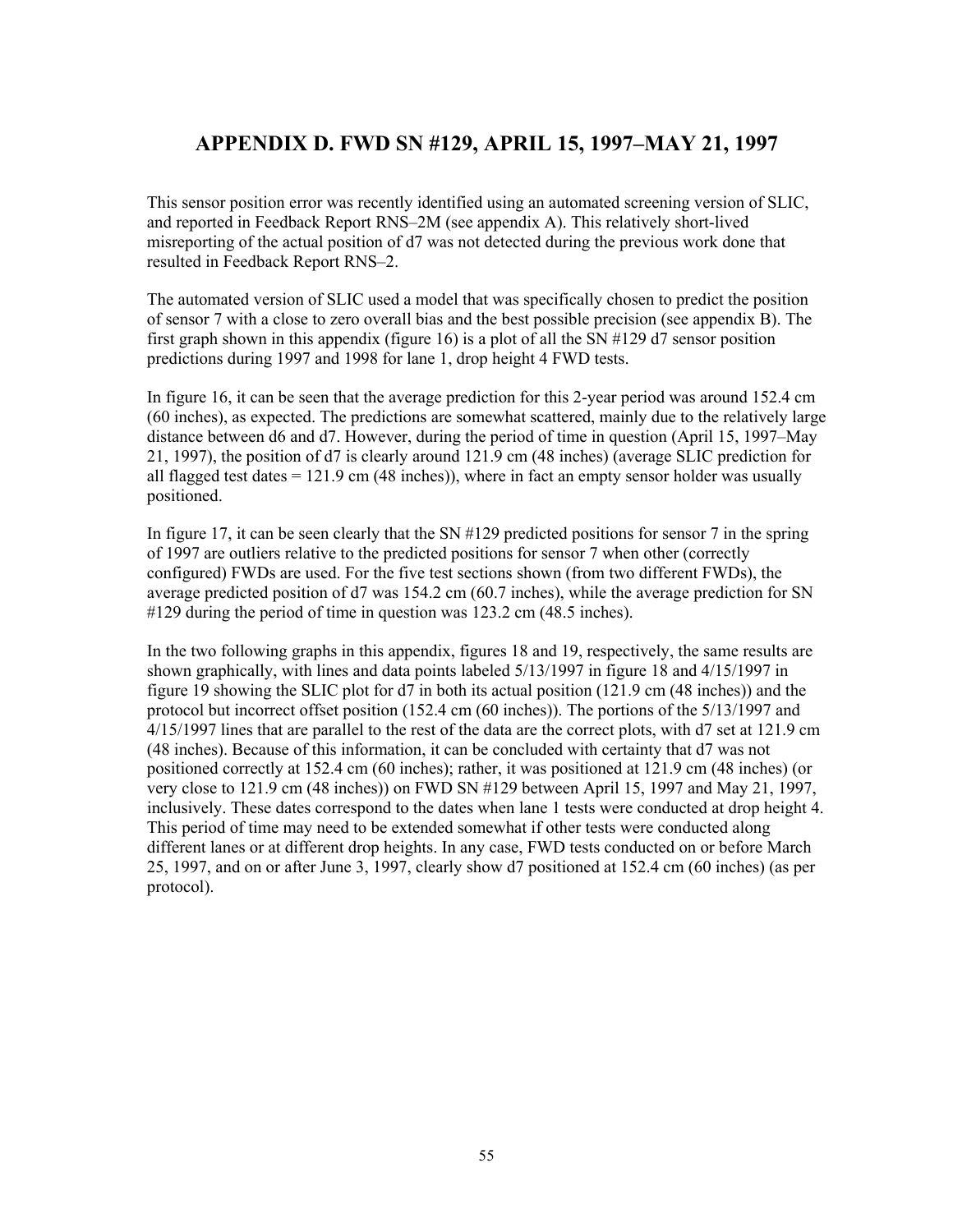# APPENDIX D. FWD SN #129, APRIL 15, 1997–MAY 21, 1997

This sensor position error was recently identified using an automated screening version of SLIC, and reported in Feedback Report RNS–2M (see appendix A). This relatively short-lived misreporting of the actual position of d7 was not detected during the previous work done that resulted in Feedback Report RNS–2.

The automated version of SLIC used a model that was specifically chosen to predict the position of sensor 7 with a close to zero overall bias and the best possible precision (see appendix B). The first graph shown in this appendix (figure 16) is a plot of all the SN #129 d7 sensor position predictions during 1997 and 1998 for lane 1, drop height 4 FWD tests.

In figure 16, it can be seen that the average prediction for this 2-year period was around 152.4 cm (60 inches), as expected. The predictions are somewhat scattered, mainly due to the relatively large distance between d6 and d7. However, during the period of time in question (April 15, 1997–May 21, 1997), the position of d7 is clearly around 121.9 cm (48 inches) (average SLIC prediction for all flagged test dates = 121.9 cm (48 inches)), where in fact an empty sensor holder was usually positioned.

In figure 17, it can be seen clearly that the SN #129 predicted positions for sensor 7 in the spring of 1997 are outliers relative to the predicted positions for sensor 7 when other (correctly configured) FWDs are used. For the five test sections shown (from two different FWDs), the average predicted position of d7 was 154.2 cm (60.7 inches), while the average prediction for SN #129 during the period of time in question was 123.2 cm (48.5 inches).

In the two following graphs in this appendix, figures 18 and 19, respectively, the same results are shown graphically, with lines and data points labeled 5/13/1997 in figure 18 and 4/15/1997 in figure 19 showing the SLIC plot for d7 in both its actual position (121.9 cm (48 inches)) and the protocol but incorrect offset position (152.4 cm (60 inches)). The portions of the 5/13/1997 and 4/15/1997 lines that are parallel to the rest of the data are the correct plots, with d7 set at 121.9 cm (48 inches). Because of this information, it can be concluded with certainty that d7 was not positioned correctly at 152.4 cm (60 inches); rather, it was positioned at 121.9 cm (48 inches) (or very close to 121.9 cm (48 inches)) on FWD SN #129 between April 15, 1997 and May 21, 1997, inclusively. These dates correspond to the dates when lane 1 tests were conducted at drop height 4. This period of time may need to be extended somewhat if other tests were conducted along different lanes or at different drop heights. In any case, FWD tests conducted on or before March 25, 1997, and on or after June 3, 1997, clearly show d7 positioned at 152.4 cm (60 inches) (as per protocol).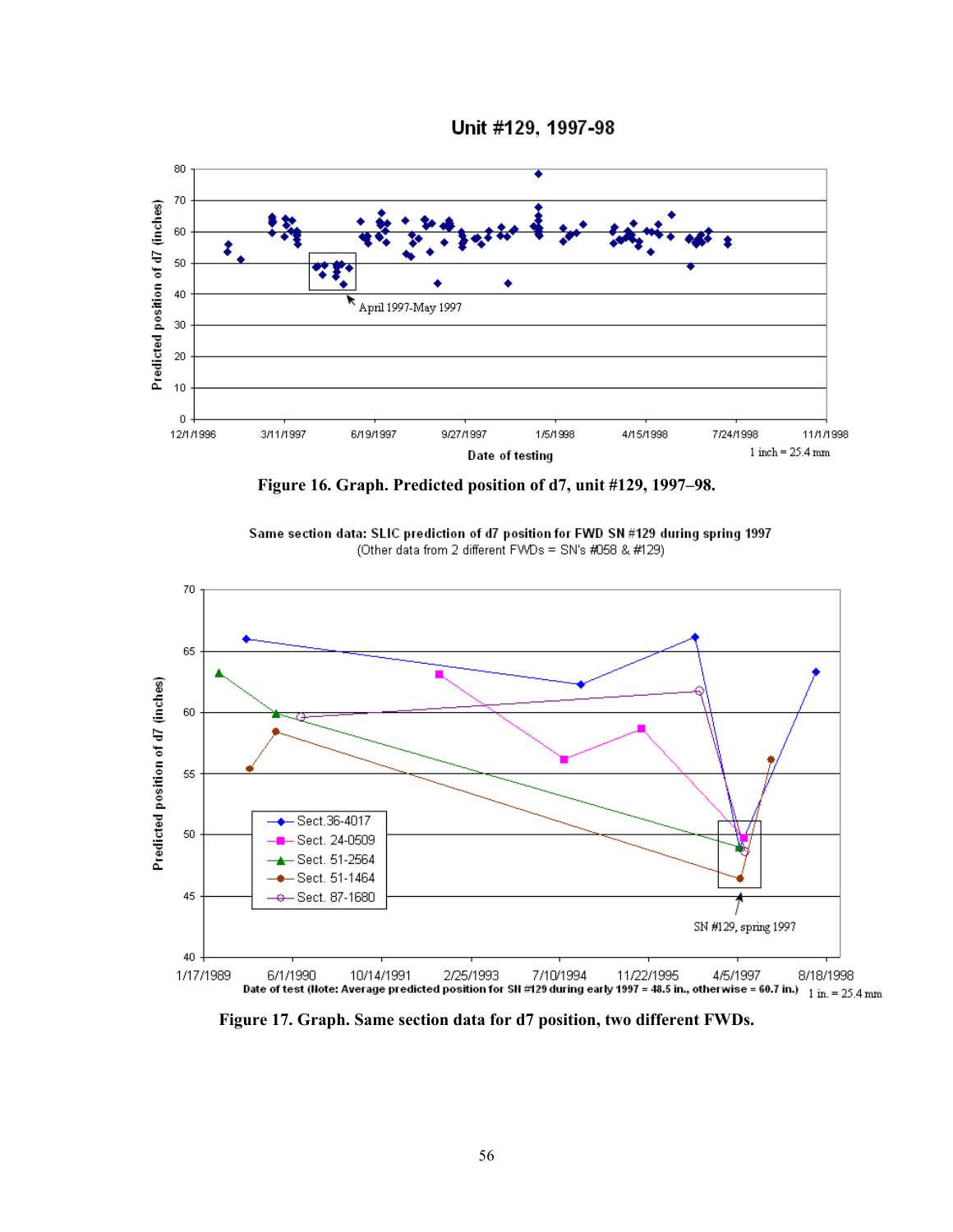Figure 16. Graph. Predicted position of d7, unit #129, 1997–98.

Figure 17. Graph. Same section data for d7 position, two different FWDs.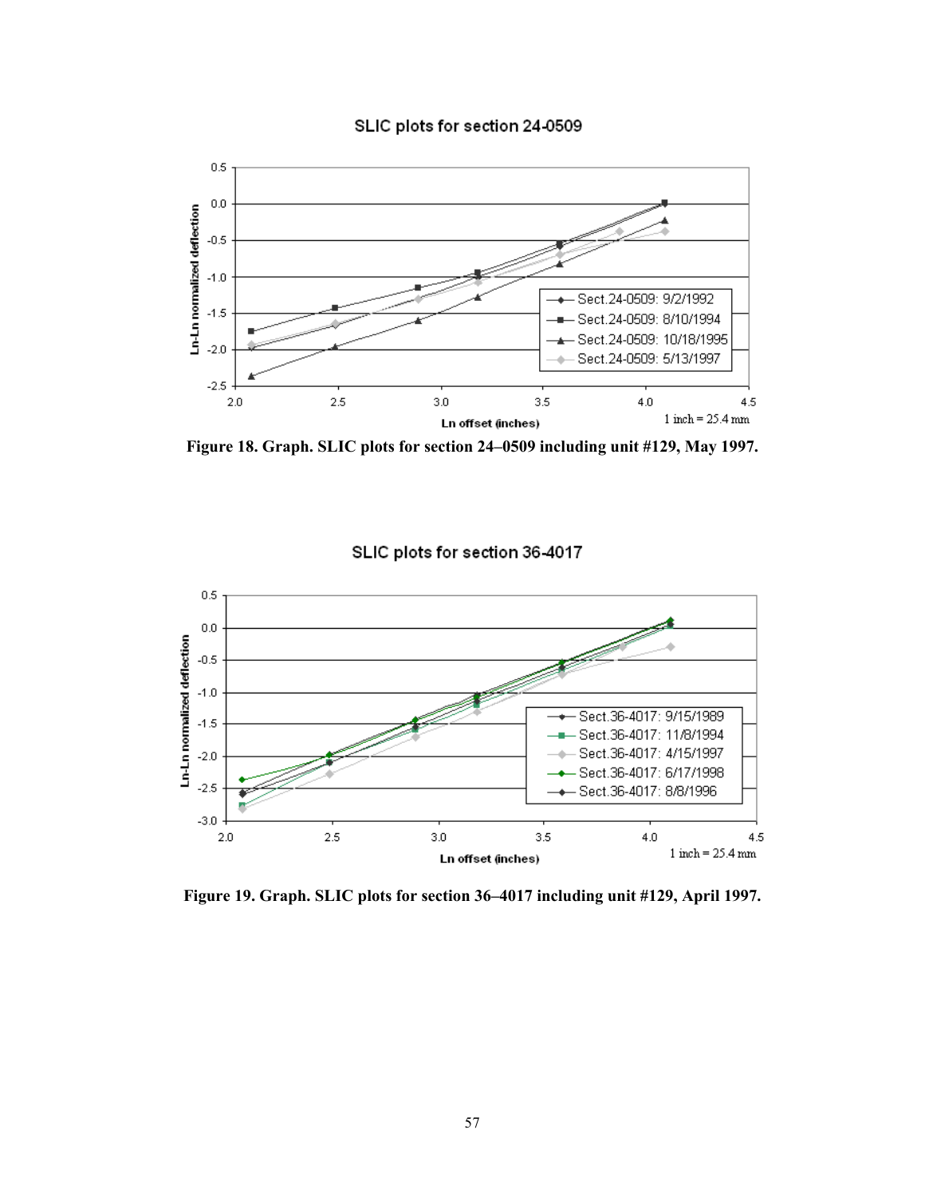**Figure 18. Graph. SLIC plots for section 24–0509 including unit #129, May 1997.**

**Figure 19. Graph. SLIC plots for section 36–4017 including unit #129, April 1997.**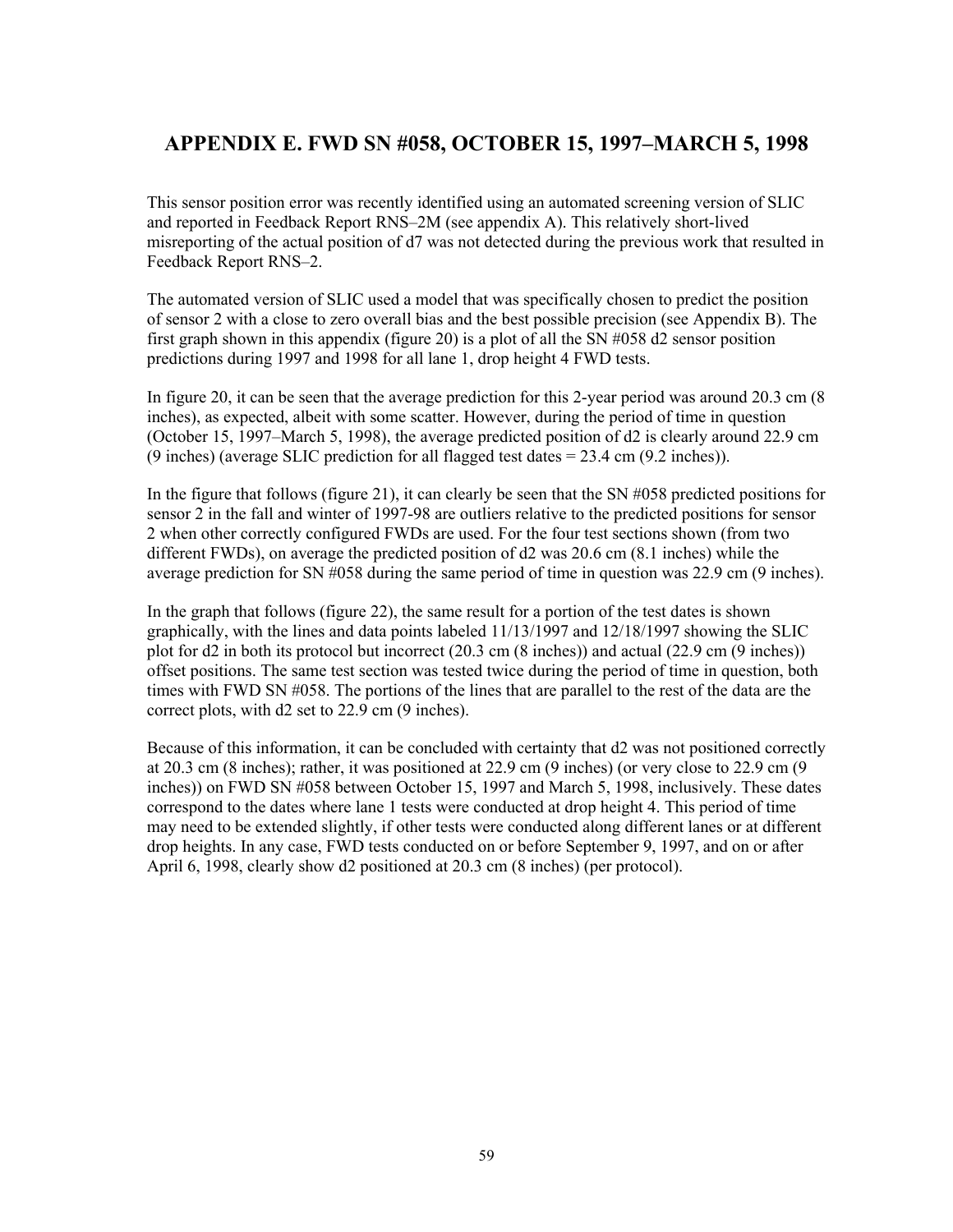# APPENDIX E. FWD SN #058, OCTOBER 15, 1997–MARCH 5, 1998

This sensor position error was recently identified using an automated screening version of SLIC and reported in Feedback Report RNS–2M (see appendix A). This relatively short-lived misreporting of the actual position of d7 was not detected during the previous work that resulted in Feedback Report RNS–2.

The automated version of SLIC used a model that was specifically chosen to predict the position of sensor 2 with a close to zero overall bias and the best possible precision (see Appendix B). The first graph shown in this appendix (figure 20) is a plot of all the SN #058 d2 sensor position predictions during 1997 and 1998 for all lane 1, drop height 4 FWD tests.

In figure 20, it can be seen that the average prediction for this 2-year period was around 20.3 cm (8 inches), as expected, albeit with some scatter. However, during the period of time in question (October 15, 1997–March 5, 1998), the average predicted position of d2 is clearly around 22.9 cm (9 inches) (average SLIC prediction for all flagged test dates = 23.4 cm (9.2 inches)).

In the figure that follows (figure 21), it can clearly be seen that the SN #058 predicted positions for sensor 2 in the fall and winter of 1997-98 are outliers relative to the predicted positions for sensor 2 when other correctly configured FWDs are used. For the four test sections shown (from two different FWDs), on average the predicted position of d2 was 20.6 cm (8.1 inches) while the average prediction for SN #058 during the same period of time in question was 22.9 cm (9 inches).

In the graph that follows (figure 22), the same result for a portion of the test dates is shown graphically, with the lines and data points labeled 11/13/1997 and 12/18/1997 showing the SLIC plot for d2 in both its protocol but incorrect (20.3 cm (8 inches)) and actual (22.9 cm (9 inches)) offset positions. The same test section was tested twice during the period of time in question, both times with FWD SN #058. The portions of the lines that are parallel to the rest of the data are the correct plots, with d2 set to 22.9 cm (9 inches).

Because of this information, it can be concluded with certainty that d2 was not positioned correctly at 20.3 cm (8 inches); rather, it was positioned at 22.9 cm (9 inches) (or very close to 22.9 cm (9 inches)) on FWD SN #058 between October 15, 1997 and March 5, 1998, inclusively. These dates correspond to the dates where lane 1 tests were conducted at drop height 4. This period of time may need to be extended slightly, if other tests were conducted along different lanes or at different drop heights. In any case, FWD tests conducted on or before September 9, 1997, and on or after April 6, 1998, clearly show d2 positioned at 20.3 cm (8 inches) (per protocol).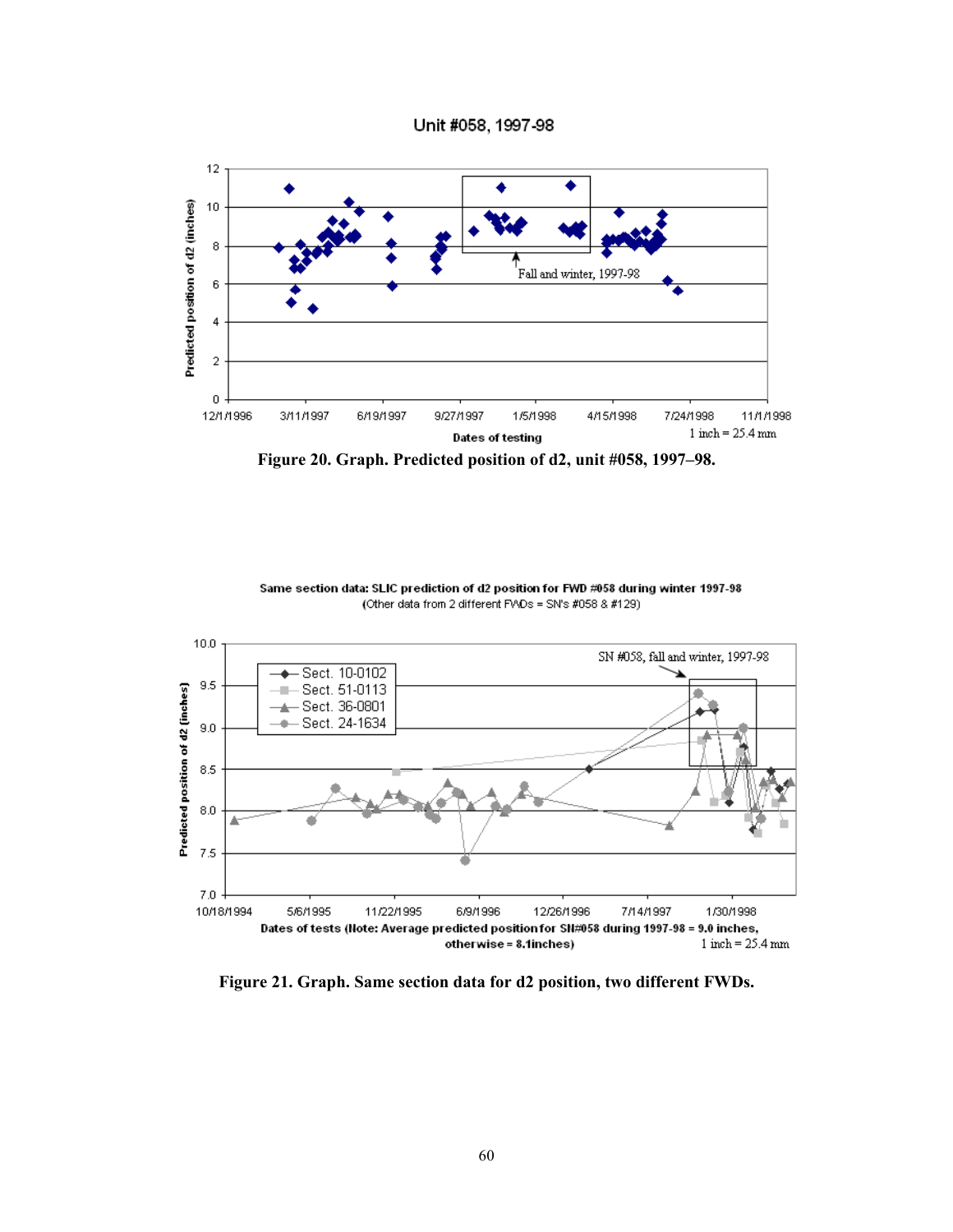Unit #058, 1997-98

Predicted position of d2 (inches)

Fall and winter, 1997-98

Dates of testing

1 inch = 25.4 mm

**Figure 20. Graph. Predicted position of d2, unit #058, 1997–98.**

Same section data: SLIC prediction of d2 position for FWD #058 during winter 1997-98
(Other data from 2 different FWDs = SN's #058 & #129)

Sect. 10-0102
Sect. 51-0113
Sect. 36-0801
Sect. 24-1634

SN #058, fall and winter, 1997-98

Predicted position of d2 (inches)

Dates of tests (Note: Average predicted position for SN#058 during 1997-98 = 9.0 inches, otherwise = 8.1inches)

1 inch = 25.4 mm

**Figure 21. Graph. Same section data for d2 position, two different FWDs.**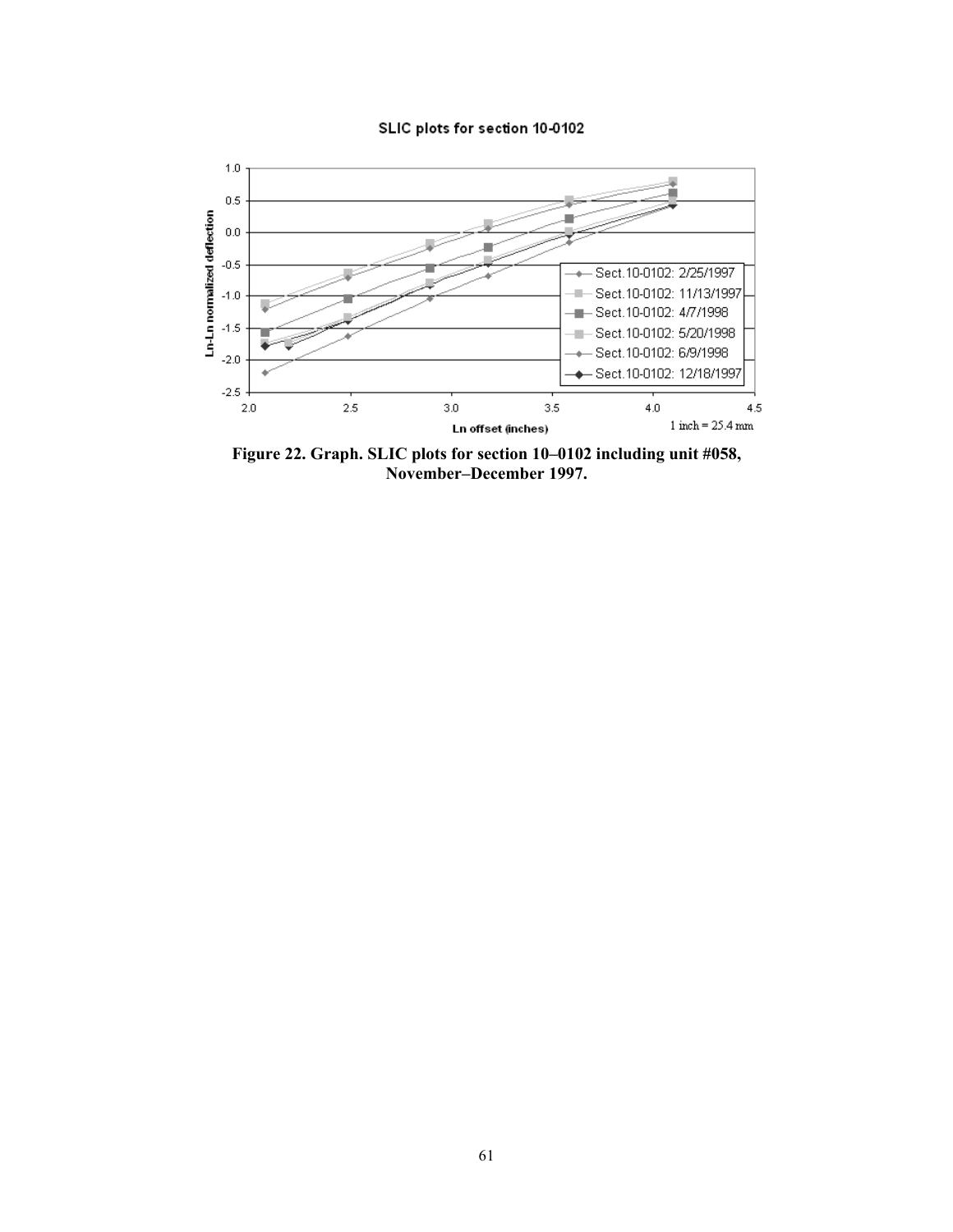SLIC plots for section 10-0102

Ln-Ln normalized deflection

Ln offset (inches)

1 inch = 25.4 mm

- Sect.10-0102: 2/25/1997
- Sect.10-0102: 11/13/1997
- Sect.10-0102: 4/7/1998
- Sect.10-0102: 5/20/1998
- Sect.10-0102: 6/9/1998
- Sect.10-0102: 12/18/1997

**Figure 22. Graph. SLIC plots for section 10–0102 including unit #058, November–December 1997.**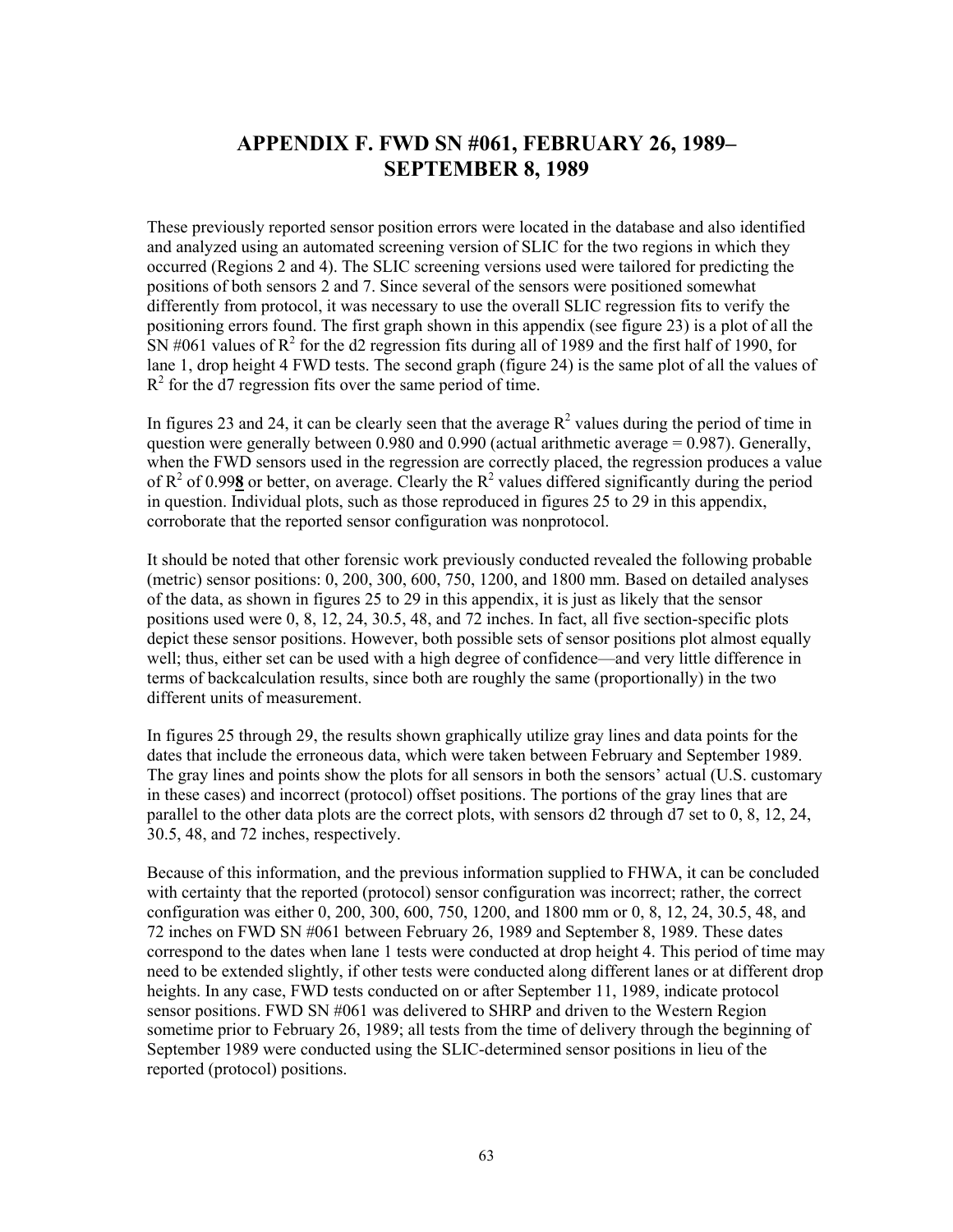# APPENDIX F. FWD SN #061, FEBRUARY 26, 1989–SEPTEMBER 8, 1989

These previously reported sensor position errors were located in the database and also identified and analyzed using an automated screening version of SLIC for the two regions in which they occurred (Regions 2 and 4). The SLIC screening versions used were tailored for predicting the positions of both sensors 2 and 7. Since several of the sensors were positioned somewhat differently from protocol, it was necessary to use the overall SLIC regression fits to verify the positioning errors found. The first graph shown in this appendix (see figure 23) is a plot of all the SN #061 values of $R^2$ for the d2 regression fits during all of 1989 and the first half of 1990, for lane 1, drop height 4 FWD tests. The second graph (figure 24) is the same plot of all the values of $R^2$ for the d7 regression fits over the same period of time.

In figures 23 and 24, it can be clearly seen that the average $R^2$ values during the period of time in question were generally between 0.980 and 0.990 (actual arithmetic average = 0.987). Generally, when the FWD sensors used in the regression are correctly placed, the regression produces a value of $R^2$ of 0.99**8** or better, on average. Clearly the $R^2$ values differed significantly during the period in question. Individual plots, such as those reproduced in figures 25 to 29 in this appendix, corroborate that the reported sensor configuration was nonprotocol.

It should be noted that other forensic work previously conducted revealed the following probable (metric) sensor positions: 0, 200, 300, 600, 750, 1200, and 1800 mm. Based on detailed analyses of the data, as shown in figures 25 to 29 in this appendix, it is just as likely that the sensor positions used were 0, 8, 12, 24, 30.5, 48, and 72 inches. In fact, all five section-specific plots depict these sensor positions. However, both possible sets of sensor positions plot almost equally well; thus, either set can be used with a high degree of confidence—and very little difference in terms of backcalculation results, since both are roughly the same (proportionally) in the two different units of measurement.

In figures 25 through 29, the results shown graphically utilize gray lines and data points for the dates that include the erroneous data, which were taken between February and September 1989. The gray lines and points show the plots for all sensors in both the sensors' actual (U.S. customary in these cases) and incorrect (protocol) offset positions. The portions of the gray lines that are parallel to the other data plots are the correct plots, with sensors d2 through d7 set to 0, 8, 12, 24, 30.5, 48, and 72 inches, respectively.

Because of this information, and the previous information supplied to FHWA, it can be concluded with certainty that the reported (protocol) sensor configuration was incorrect; rather, the correct configuration was either 0, 200, 300, 600, 750, 1200, and 1800 mm or 0, 8, 12, 24, 30.5, 48, and 72 inches on FWD SN #061 between February 26, 1989 and September 8, 1989. These dates correspond to the dates when lane 1 tests were conducted at drop height 4. This period of time may need to be extended slightly, if other tests were conducted along different lanes or at different drop heights. In any case, FWD tests conducted on or after September 11, 1989, indicate protocol sensor positions. FWD SN #061 was delivered to SHRP and driven to the Western Region sometime prior to February 26, 1989; all tests from the time of delivery through the beginning of September 1989 were conducted using the SLIC-determined sensor positions in lieu of the reported (protocol) positions.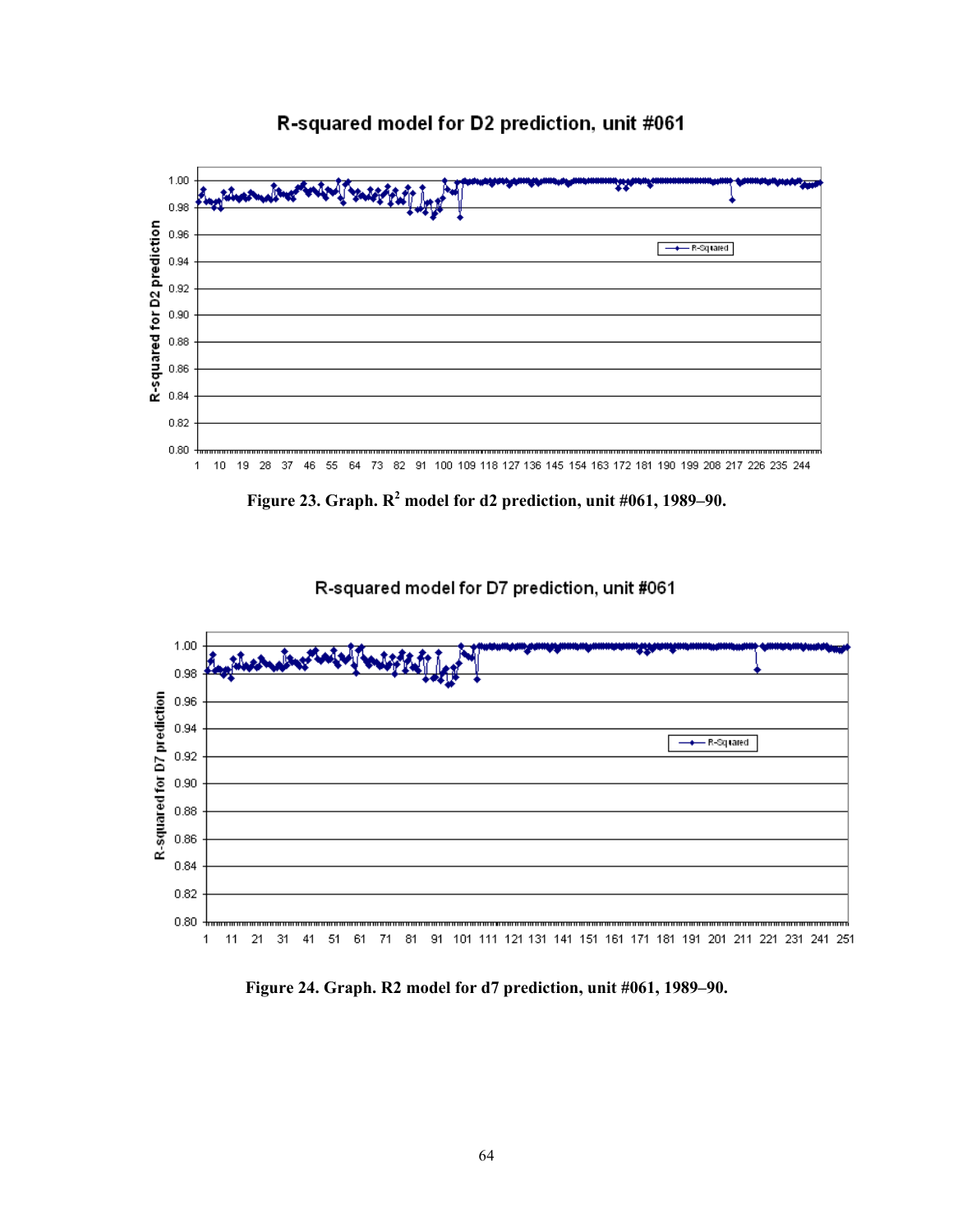**R-squared model for D2 prediction, unit #061**

Figure 23. Graph. $R^2$ model for d2 prediction, unit #061, 1989–90.

**R-squared model for D7 prediction, unit #061**

Figure 24. Graph. R2 model for d7 prediction, unit #061, 1989–90.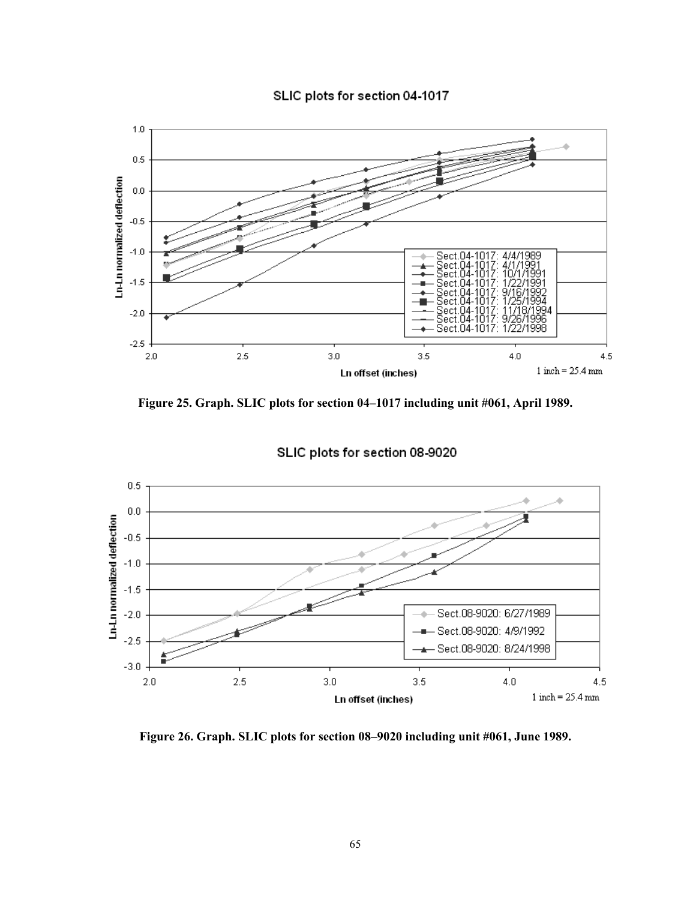**Figure 25. Graph. SLIC plots for section 04–1017 including unit #061, April 1989.**

**Figure 26. Graph. SLIC plots for section 08–9020 including unit #061, June 1989.**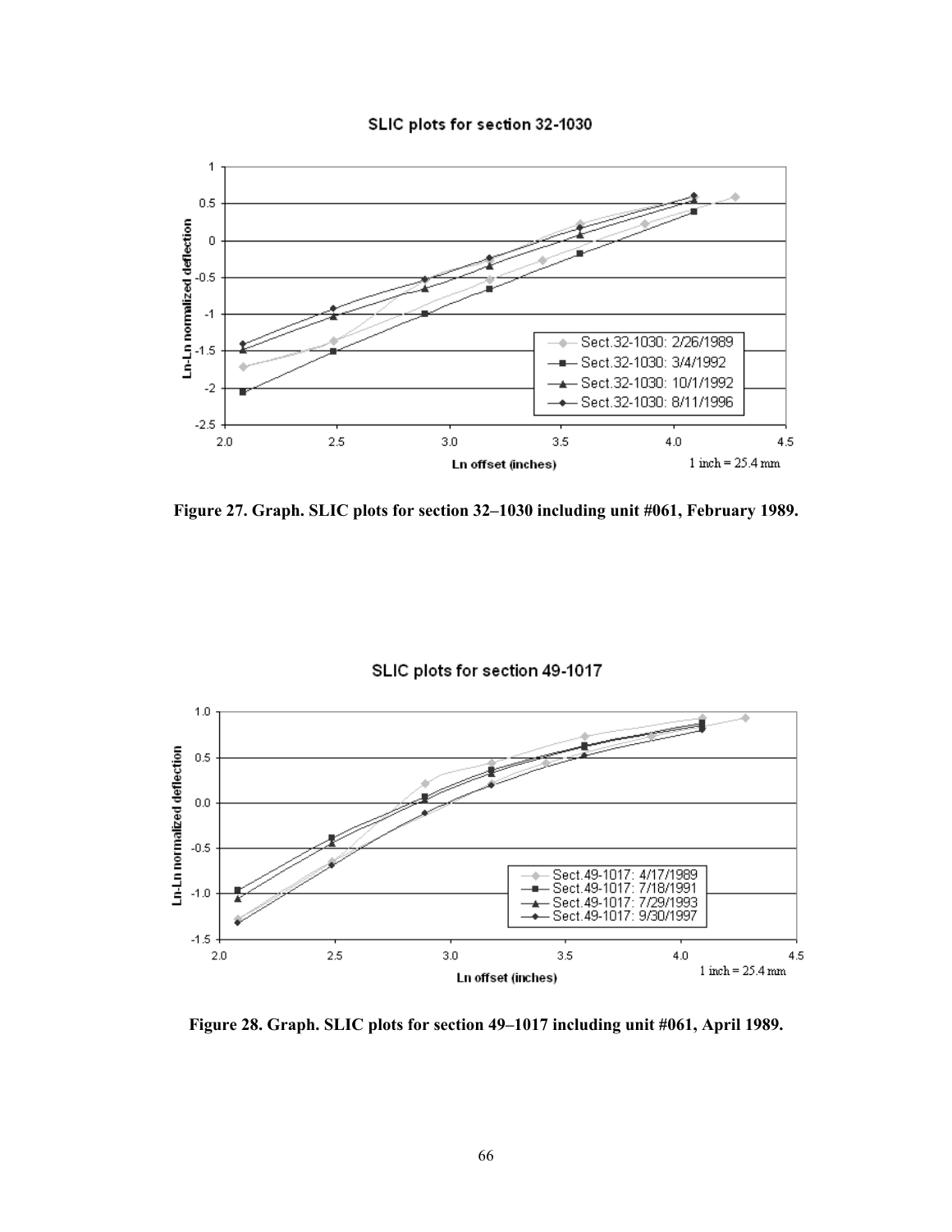Figure 27. Graph. SLIC plots for section 32–1030 including unit #061, February 1989.

Figure 28. Graph. SLIC plots for section 49–1017 including unit #061, April 1989.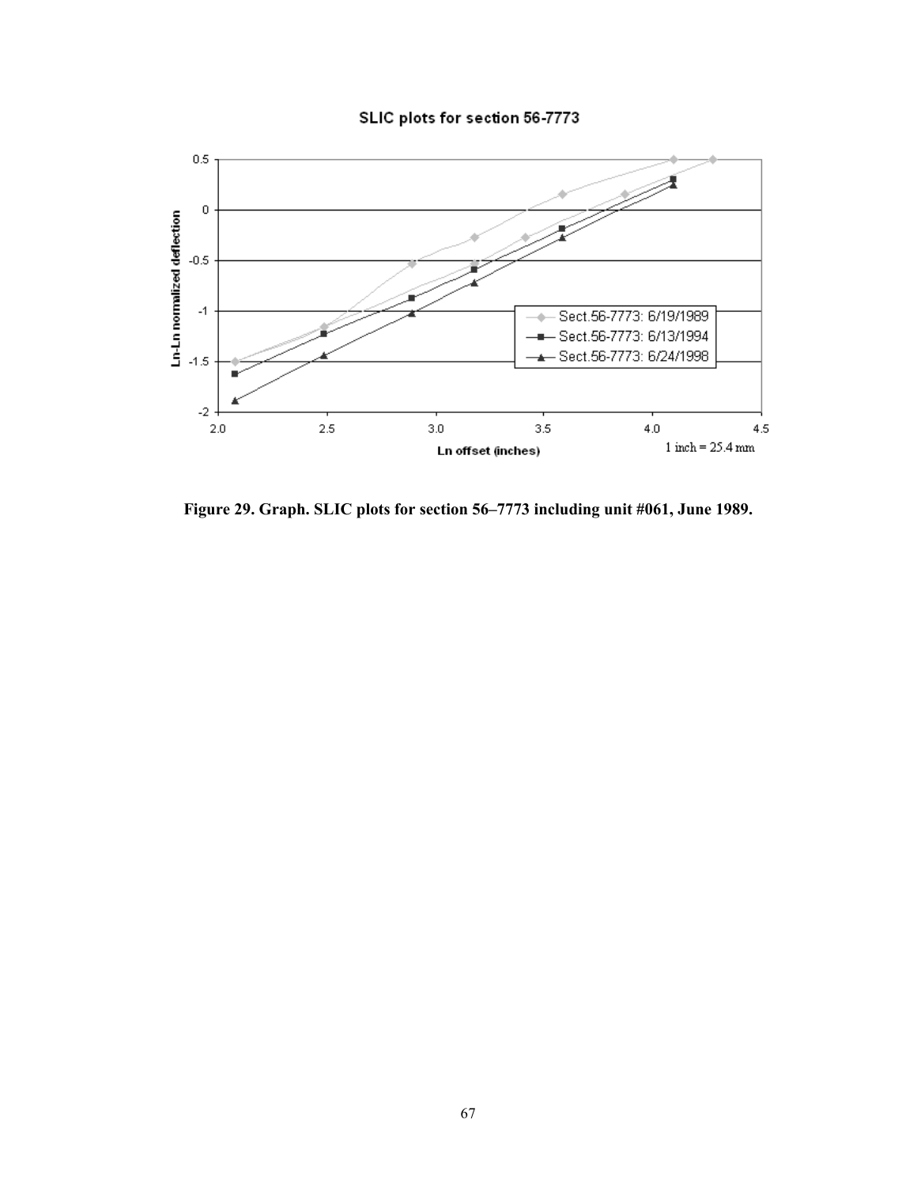SLIC plots for section 56-7773

| Ln offset (inches) | Sect.56-7773: 6/19/1989 | Sect.56-7773: 6/13/1994 | Sect.56-7773: 6/24/1998 |
| --- | --- | --- | --- |
| 2.08 | -1.5 | -1.62 | -1.88 |
| 2.48 | -1.15 | -1.22 | -1.44 |
| 2.89 | -0.53 | -0.87 | -1.02 |
| 3.18 | -0.27 | -0.59 | -0.72 |
| 3.18 | -0.53 | | |
| 3.42 | -0.27 | | |
| 3.58 | 0.15 | -0.18 | -0.27 |
| 3.87 | 0.15 | | |
| 4.09 | 0.5 | 0.31 | 0.25 |
| 4.28 | 0.5 | | |

Ln-Ln normalized deflection (y-axis); Ln offset (inches) (x-axis)

1 inch = 25.4 mm

**Figure 29. Graph. SLIC plots for section 56–7773 including unit #061, June 1989.**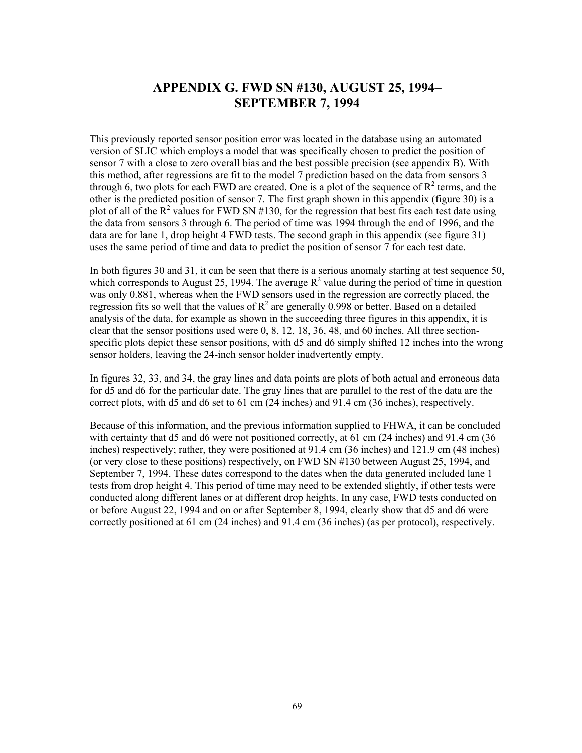# APPENDIX G. FWD SN #130, AUGUST 25, 1994– SEPTEMBER 7, 1994

This previously reported sensor position error was located in the database using an automated version of SLIC which employs a model that was specifically chosen to predict the position of sensor 7 with a close to zero overall bias and the best possible precision (see appendix B). With this method, after regressions are fit to the model 7 prediction based on the data from sensors 3 through 6, two plots for each FWD are created. One is a plot of the sequence of $R^2$ terms, and the other is the predicted position of sensor 7. The first graph shown in this appendix (figure 30) is a plot of all of the $R^2$ values for FWD SN #130, for the regression that best fits each test date using the data from sensors 3 through 6. The period of time was 1994 through the end of 1996, and the data are for lane 1, drop height 4 FWD tests. The second graph in this appendix (see figure 31) uses the same period of time and data to predict the position of sensor 7 for each test date.

In both figures 30 and 31, it can be seen that there is a serious anomaly starting at test sequence 50, which corresponds to August 25, 1994. The average $R^2$ value during the period of time in question was only 0.881, whereas when the FWD sensors used in the regression are correctly placed, the regression fits so well that the values of $R^2$ are generally 0.998 or better. Based on a detailed analysis of the data, for example as shown in the succeeding three figures in this appendix, it is clear that the sensor positions used were 0, 8, 12, 18, 36, 48, and 60 inches. All three section-specific plots depict these sensor positions, with d5 and d6 simply shifted 12 inches into the wrong sensor holders, leaving the 24-inch sensor holder inadvertently empty.

In figures 32, 33, and 34, the gray lines and data points are plots of both actual and erroneous data for d5 and d6 for the particular date. The gray lines that are parallel to the rest of the data are the correct plots, with d5 and d6 set to 61 cm (24 inches) and 91.4 cm (36 inches), respectively.

Because of this information, and the previous information supplied to FHWA, it can be concluded with certainty that d5 and d6 were not positioned correctly, at 61 cm (24 inches) and 91.4 cm (36 inches) respectively; rather, they were positioned at 91.4 cm (36 inches) and 121.9 cm (48 inches) (or very close to these positions) respectively, on FWD SN #130 between August 25, 1994, and September 7, 1994. These dates correspond to the dates when the data generated included lane 1 tests from drop height 4. This period of time may need to be extended slightly, if other tests were conducted along different lanes or at different drop heights. In any case, FWD tests conducted on or before August 22, 1994 and on or after September 8, 1994, clearly show that d5 and d6 were correctly positioned at 61 cm (24 inches) and 91.4 cm (36 inches) (as per protocol), respectively.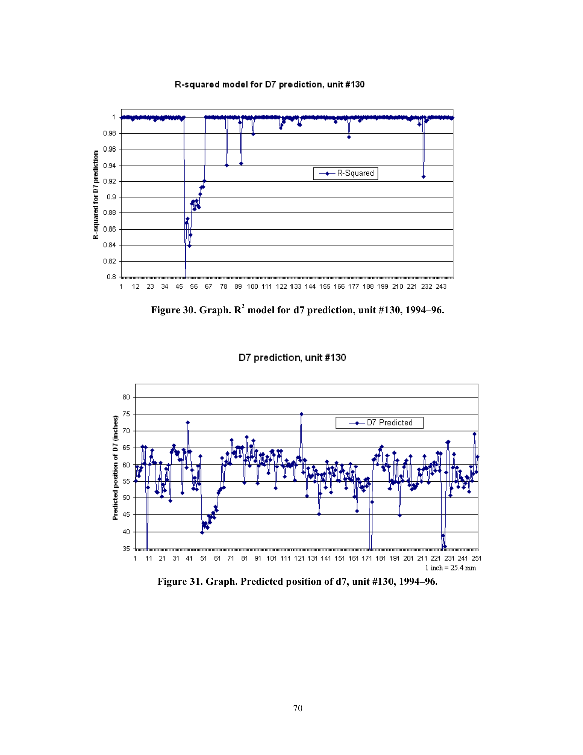Figure 30. Graph. $R^2$ model for d7 prediction, unit #130, 1994–96.

Figure 31. Graph. Predicted position of d7, unit #130, 1994–96.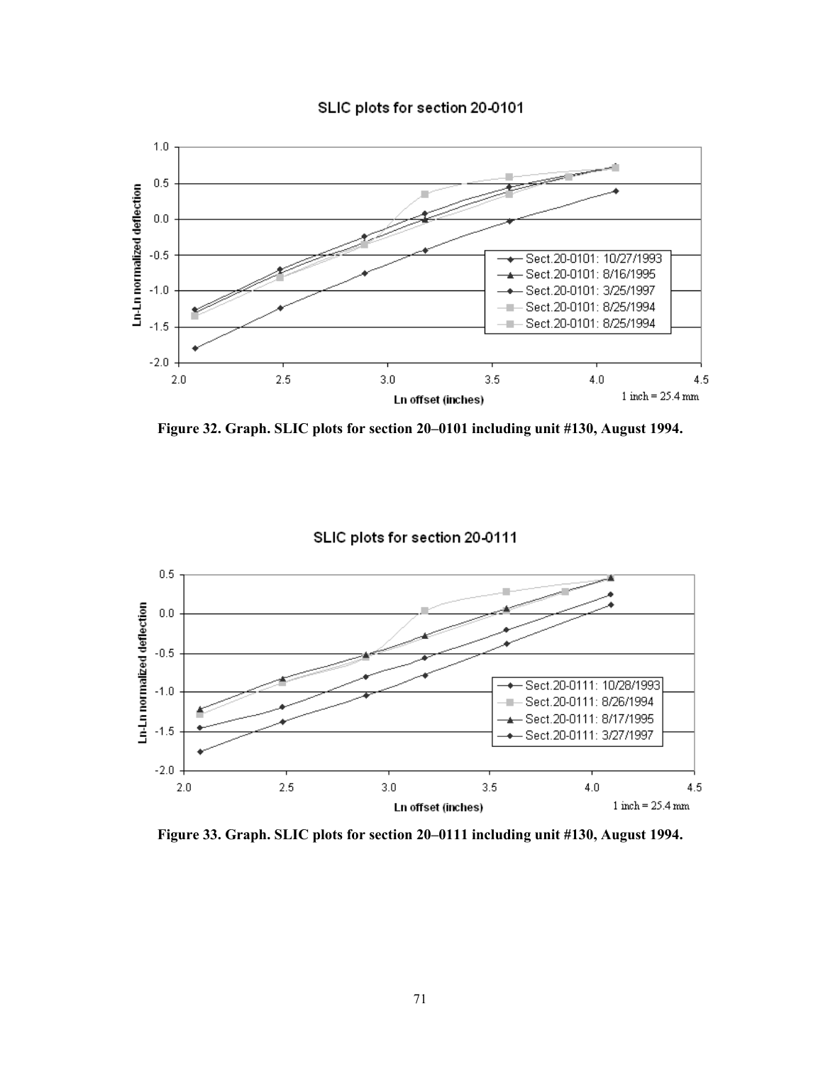SLIC plots for section 20-0101

Ln-Ln normalized deflection

Ln offset (inches)

1 inch = 25.4 mm

- Sect.20-0101: 10/27/1993
- Sect.20-0101: 8/16/1995
- Sect.20-0101: 3/25/1997
- Sect.20-0101: 8/25/1994
- Sect.20-0101: 8/25/1994

**Figure 32. Graph. SLIC plots for section 20–0101 including unit #130, August 1994.**

SLIC plots for section 20-0111

Ln-Ln normalized deflection

Ln offset (inches)

1 inch = 25.4 mm

- Sect.20-0111: 10/28/1993
- Sect.20-0111: 8/26/1994
- Sect.20-0111: 8/17/1995
- Sect.20-0111: 3/27/1997

**Figure 33. Graph. SLIC plots for section 20–0111 including unit #130, August 1994.**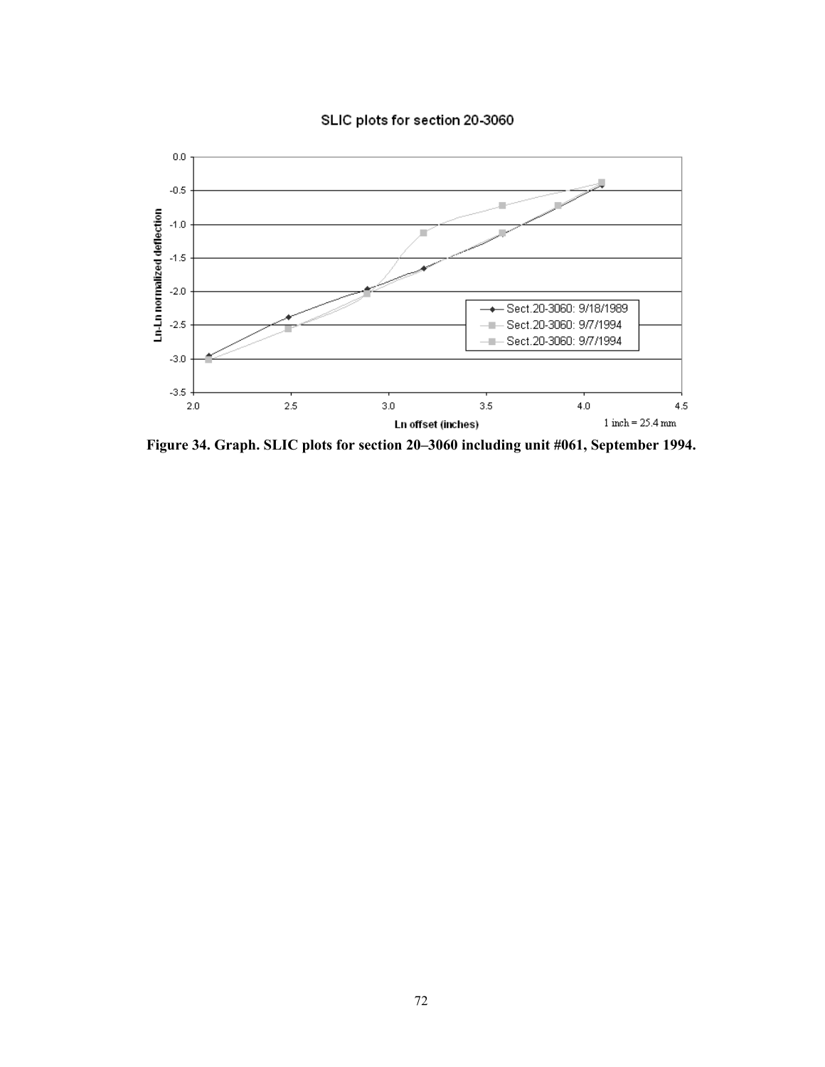SLIC plots for section 20-3060

Ln-Ln normalized deflection

Ln offset (inches)

1 inch = 25.4 mm

Sect.20-3060: 9/18/1989

Sect.20-3060: 9/7/1994

Sect.20-3060: 9/7/1994

**Figure 34. Graph. SLIC plots for section 20–3060 including unit #061, September 1994.**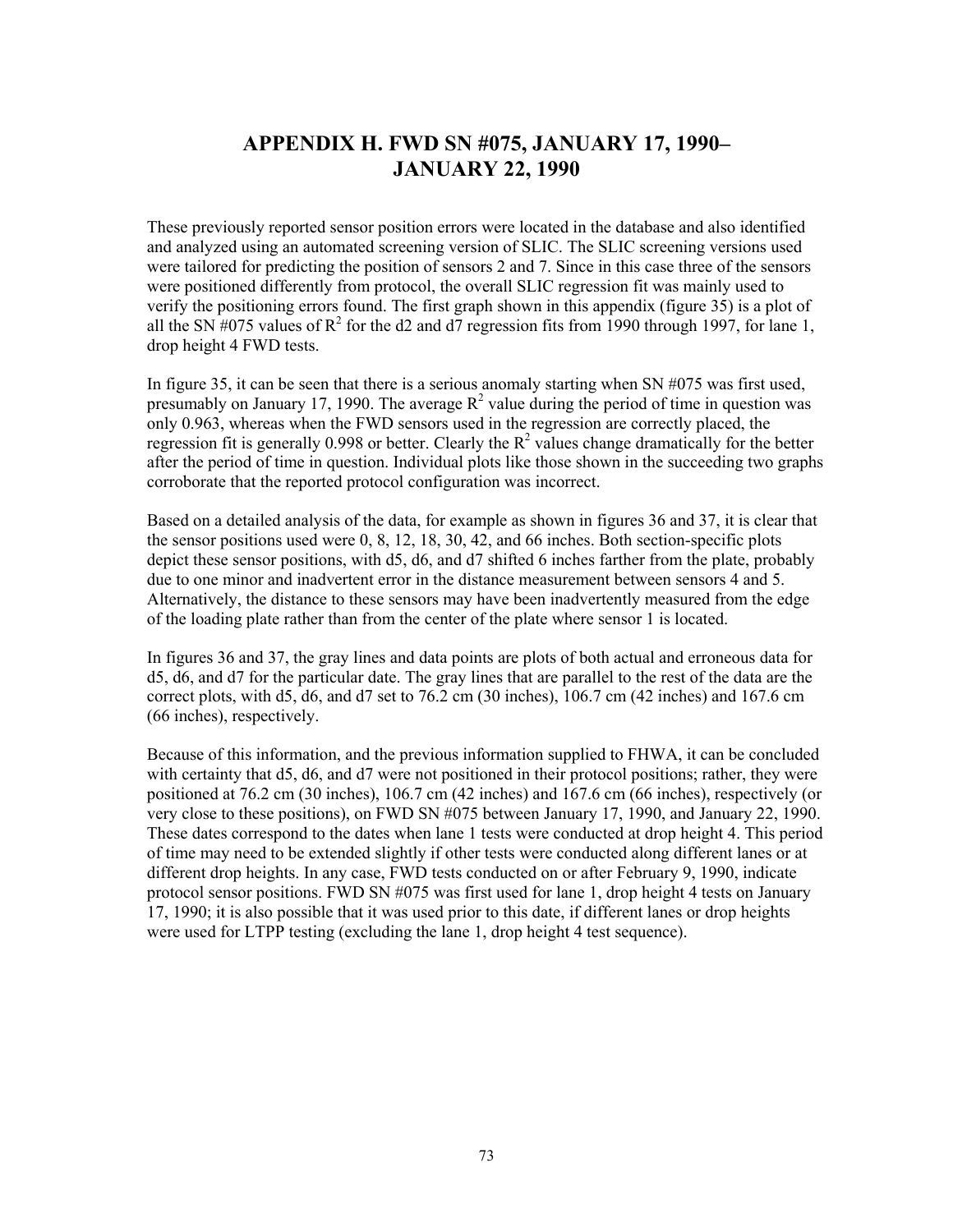# APPENDIX H. FWD SN #075, JANUARY 17, 1990–JANUARY 22, 1990

These previously reported sensor position errors were located in the database and also identified and analyzed using an automated screening version of SLIC. The SLIC screening versions used were tailored for predicting the position of sensors 2 and 7. Since in this case three of the sensors were positioned differently from protocol, the overall SLIC regression fit was mainly used to verify the positioning errors found. The first graph shown in this appendix (figure 35) is a plot of all the SN #075 values of $R^2$ for the d2 and d7 regression fits from 1990 through 1997, for lane 1, drop height 4 FWD tests.

In figure 35, it can be seen that there is a serious anomaly starting when SN #075 was first used, presumably on January 17, 1990. The average $R^2$ value during the period of time in question was only 0.963, whereas when the FWD sensors used in the regression are correctly placed, the regression fit is generally 0.998 or better. Clearly the $R^2$ values change dramatically for the better after the period of time in question. Individual plots like those shown in the succeeding two graphs corroborate that the reported protocol configuration was incorrect.

Based on a detailed analysis of the data, for example as shown in figures 36 and 37, it is clear that the sensor positions used were 0, 8, 12, 18, 30, 42, and 66 inches. Both section-specific plots depict these sensor positions, with d5, d6, and d7 shifted 6 inches farther from the plate, probably due to one minor and inadvertent error in the distance measurement between sensors 4 and 5. Alternatively, the distance to these sensors may have been inadvertently measured from the edge of the loading plate rather than from the center of the plate where sensor 1 is located.

In figures 36 and 37, the gray lines and data points are plots of both actual and erroneous data for d5, d6, and d7 for the particular date. The gray lines that are parallel to the rest of the data are the correct plots, with d5, d6, and d7 set to 76.2 cm (30 inches), 106.7 cm (42 inches) and 167.6 cm (66 inches), respectively.

Because of this information, and the previous information supplied to FHWA, it can be concluded with certainty that d5, d6, and d7 were not positioned in their protocol positions; rather, they were positioned at 76.2 cm (30 inches), 106.7 cm (42 inches) and 167.6 cm (66 inches), respectively (or very close to these positions), on FWD SN #075 between January 17, 1990, and January 22, 1990. These dates correspond to the dates when lane 1 tests were conducted at drop height 4. This period of time may need to be extended slightly if other tests were conducted along different lanes or at different drop heights. In any case, FWD tests conducted on or after February 9, 1990, indicate protocol sensor positions. FWD SN #075 was first used for lane 1, drop height 4 tests on January 17, 1990; it is also possible that it was used prior to this date, if different lanes or drop heights were used for LTPP testing (excluding the lane 1, drop height 4 test sequence).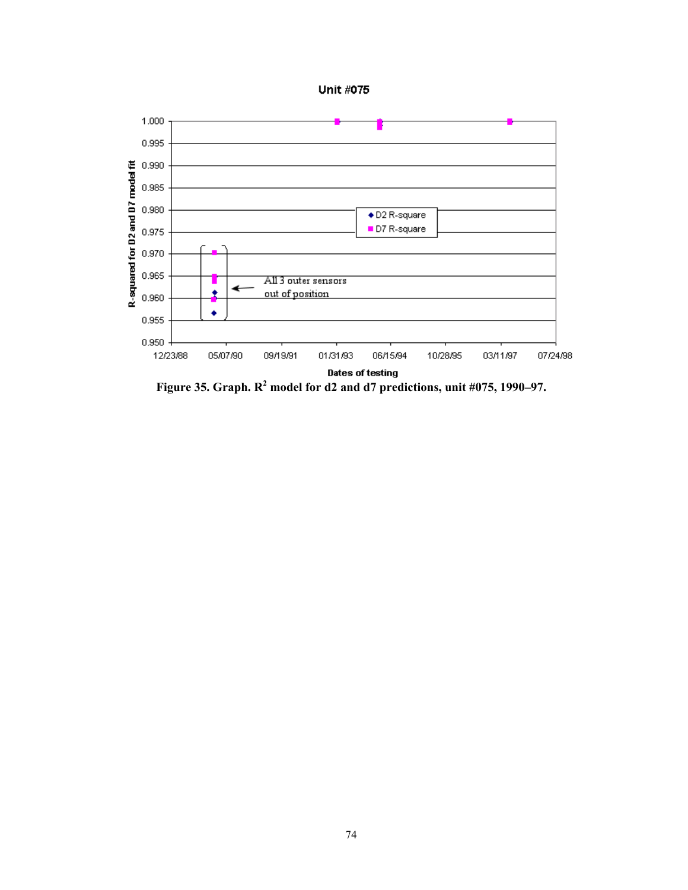**Figure 35. Graph. $R^2$ model for d2 and d7 predictions, unit #075, 1990–97.**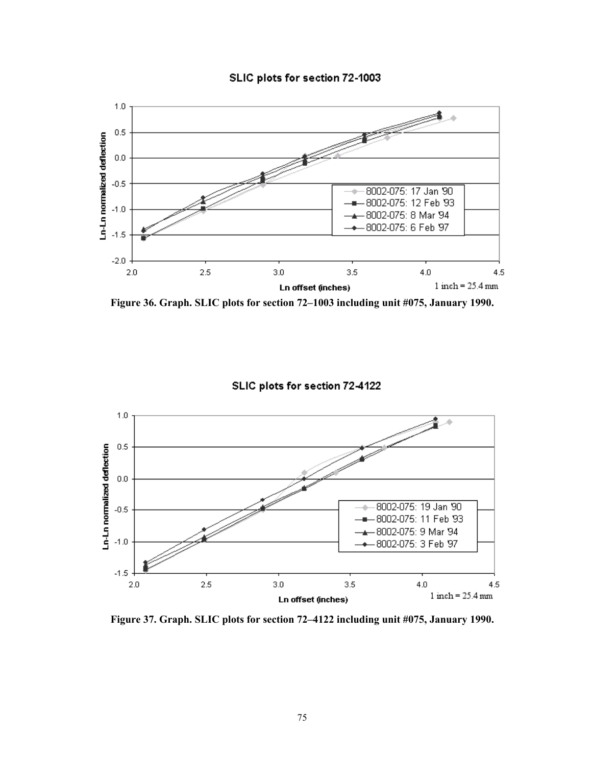SLIC plots for section 72-1003

Figure 36. Graph. SLIC plots for section 72–1003 including unit #075, January 1990.

SLIC plots for section 72-4122

Figure 37. Graph. SLIC plots for section 72–4122 including unit #075, January 1990.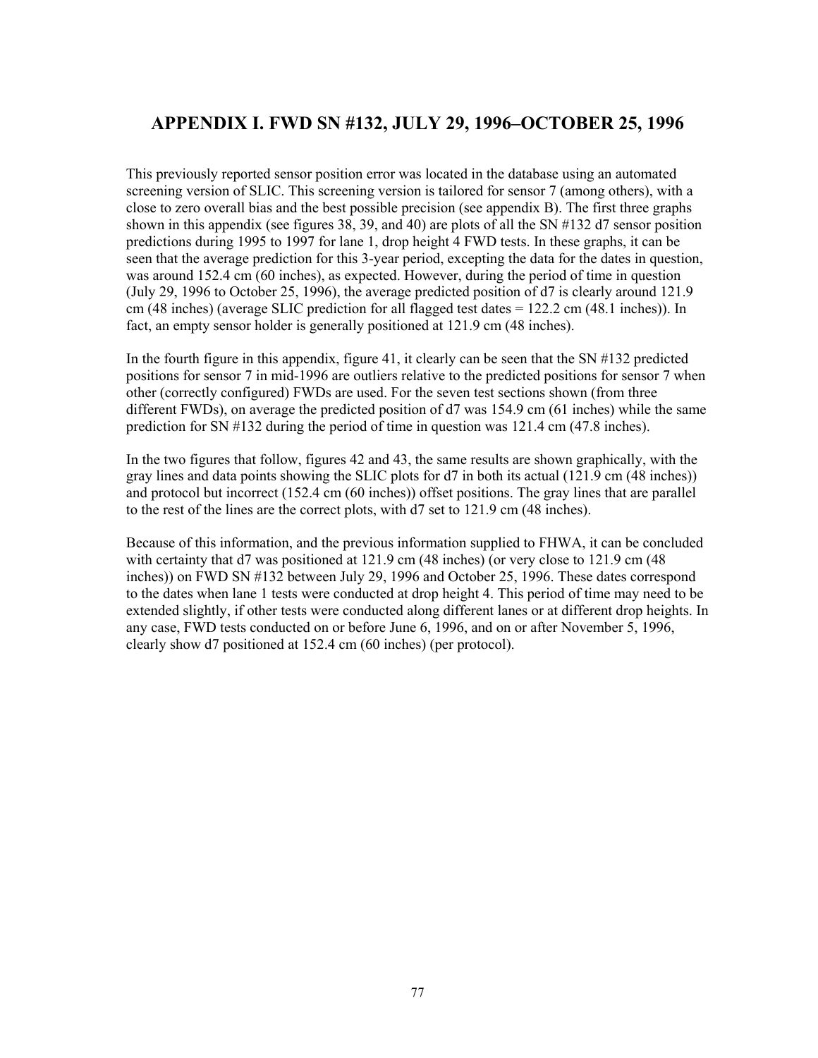# APPENDIX I. FWD SN #132, JULY 29, 1996–OCTOBER 25, 1996

This previously reported sensor position error was located in the database using an automated screening version of SLIC. This screening version is tailored for sensor 7 (among others), with a close to zero overall bias and the best possible precision (see appendix B). The first three graphs shown in this appendix (see figures 38, 39, and 40) are plots of all the SN #132 d7 sensor position predictions during 1995 to 1997 for lane 1, drop height 4 FWD tests. In these graphs, it can be seen that the average prediction for this 3-year period, excepting the data for the dates in question, was around 152.4 cm (60 inches), as expected. However, during the period of time in question (July 29, 1996 to October 25, 1996), the average predicted position of d7 is clearly around 121.9 cm (48 inches) (average SLIC prediction for all flagged test dates = 122.2 cm (48.1 inches)). In fact, an empty sensor holder is generally positioned at 121.9 cm (48 inches).

In the fourth figure in this appendix, figure 41, it clearly can be seen that the SN #132 predicted positions for sensor 7 in mid-1996 are outliers relative to the predicted positions for sensor 7 when other (correctly configured) FWDs are used. For the seven test sections shown (from three different FWDs), on average the predicted position of d7 was 154.9 cm (61 inches) while the same prediction for SN #132 during the period of time in question was 121.4 cm (47.8 inches).

In the two figures that follow, figures 42 and 43, the same results are shown graphically, with the gray lines and data points showing the SLIC plots for d7 in both its actual (121.9 cm (48 inches)) and protocol but incorrect (152.4 cm (60 inches)) offset positions. The gray lines that are parallel to the rest of the lines are the correct plots, with d7 set to 121.9 cm (48 inches).

Because of this information, and the previous information supplied to FHWA, it can be concluded with certainty that d7 was positioned at 121.9 cm (48 inches) (or very close to 121.9 cm (48 inches)) on FWD SN #132 between July 29, 1996 and October 25, 1996. These dates correspond to the dates when lane 1 tests were conducted at drop height 4. This period of time may need to be extended slightly, if other tests were conducted along different lanes or at different drop heights. In any case, FWD tests conducted on or before June 6, 1996, and on or after November 5, 1996, clearly show d7 positioned at 152.4 cm (60 inches) (per protocol).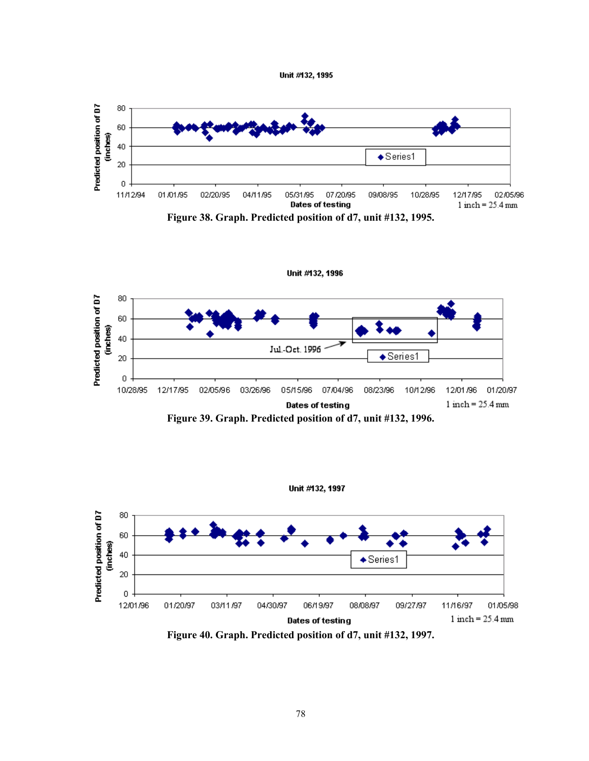Unit #132, 1995

Predicted position of D7 (inches)

Dates of testing

1 inch = 25.4 mm

**Figure 38. Graph. Predicted position of d7, unit #132, 1995.**

Unit #132, 1996

Predicted position of D7 (inches)

Jul.-Oct. 1996

Dates of testing

1 inch = 25.4 mm

**Figure 39. Graph. Predicted position of d7, unit #132, 1996.**

Unit #132, 1997

Predicted position of D7 (inches)

Dates of testing

1 inch = 25.4 mm

**Figure 40. Graph. Predicted position of d7, unit #132, 1997.**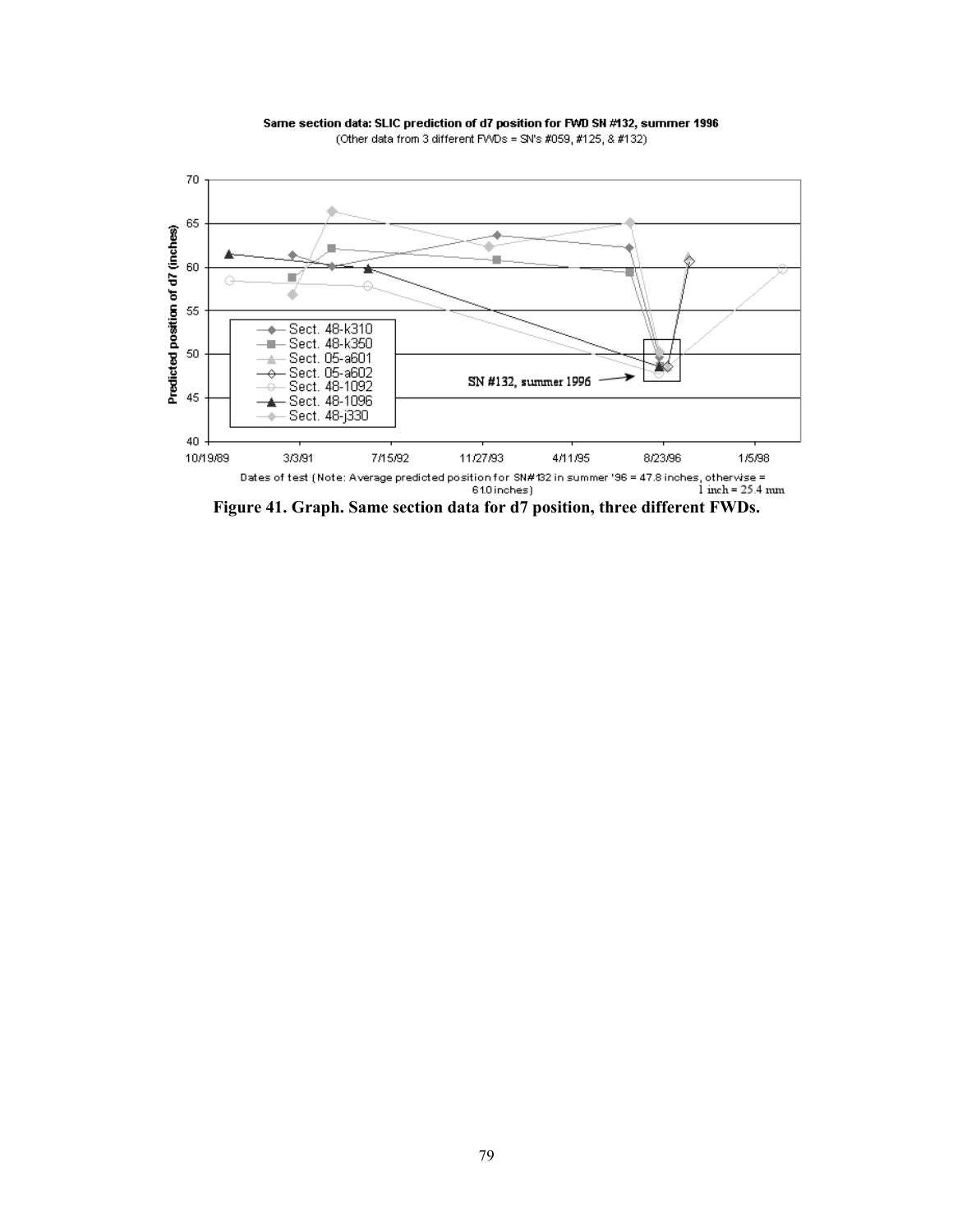Same section data: SLIC prediction of d7 position for FWD SN #132, summer 1996

(Other data from 3 different FWDs = SN's #059, #125, & #132)

Predicted position of d7 (inches)

Sect. 48-k310
Sect. 48-k350
Sect. 05-a601
Sect. 05-a602
Sect. 48-1092
Sect. 48-1096
Sect. 48-j330

SN #132, summer 1996

Dates of test (Note: Average predicted position for SN#132 in summer '96 = 47.8 inches, otherwise = 61.0 inches)

1 inch = 25.4 mm

**Figure 41. Graph. Same section data for d7 position, three different FWDs.**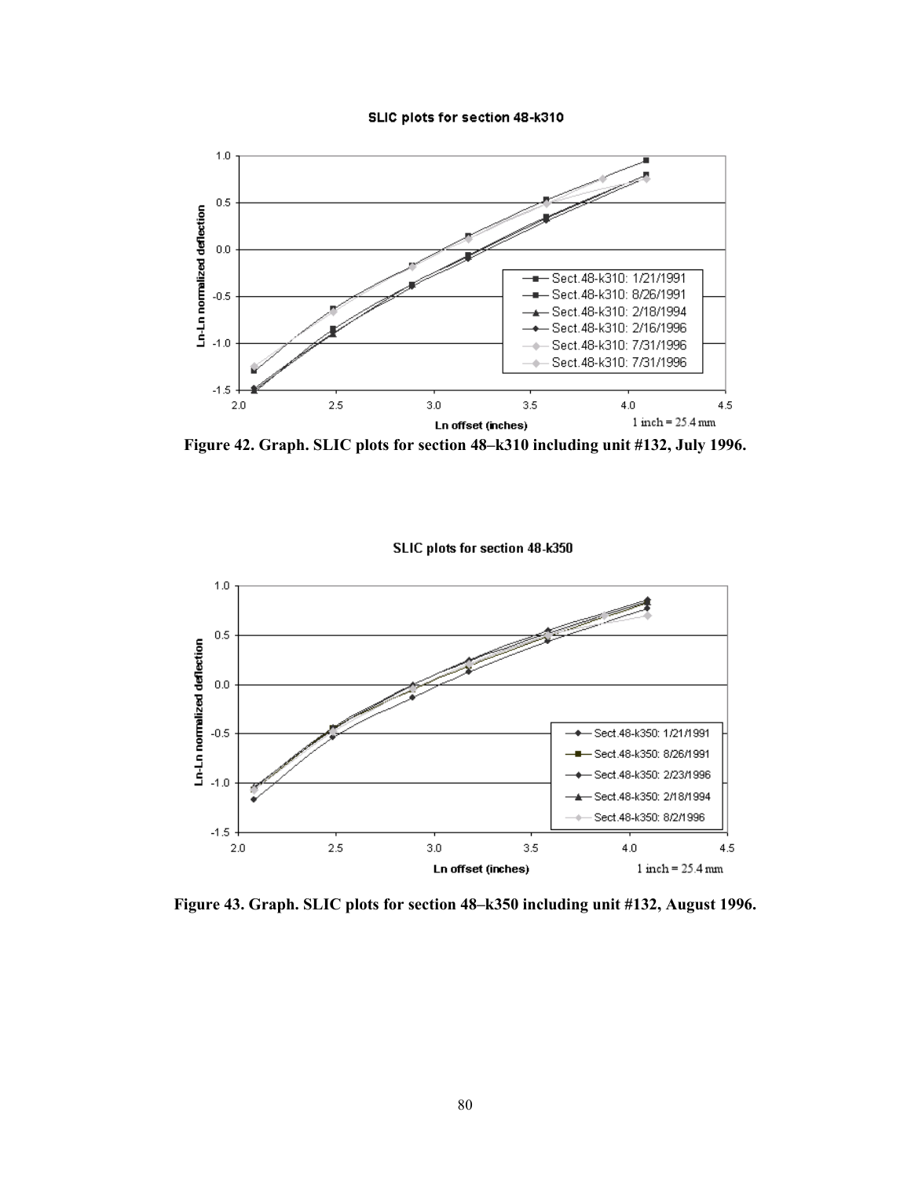SLIC plots for section 48-k310

Figure 42. Graph. SLIC plots for section 48–k310 including unit #132, July 1996.

SLIC plots for section 48-k350

Figure 43. Graph. SLIC plots for section 48–k350 including unit #132, August 1996.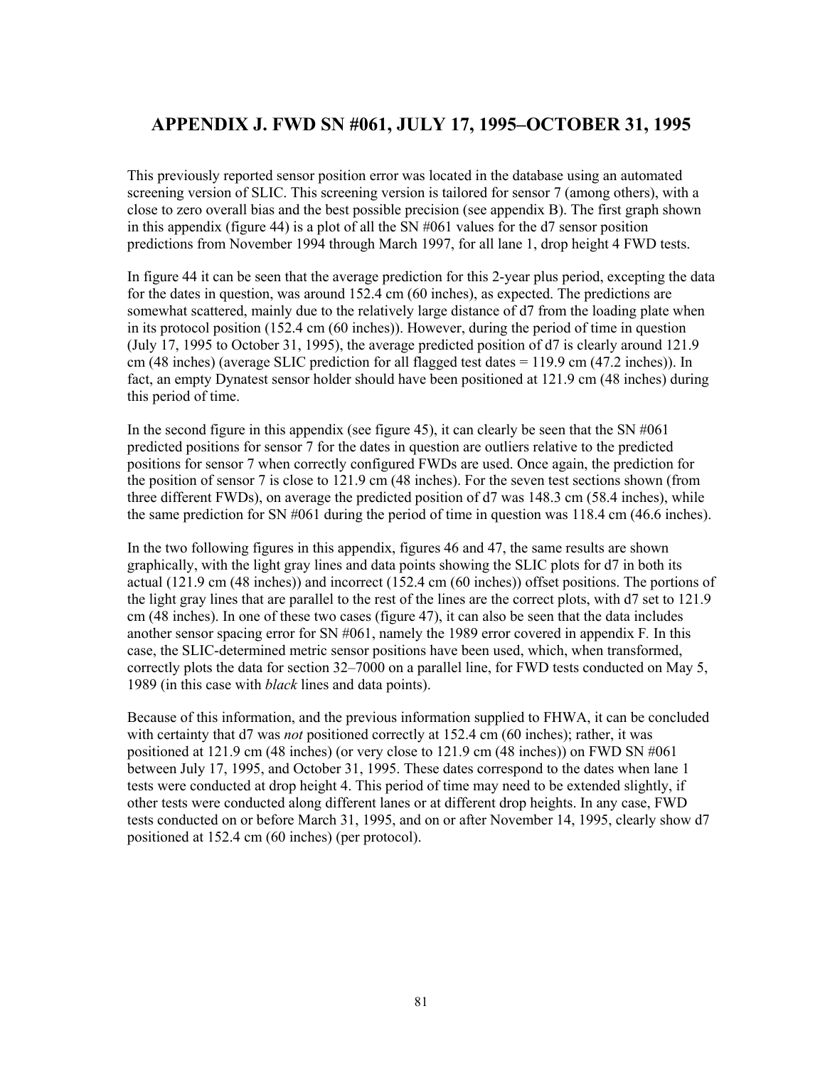# APPENDIX J. FWD SN #061, JULY 17, 1995–OCTOBER 31, 1995

This previously reported sensor position error was located in the database using an automated screening version of SLIC. This screening version is tailored for sensor 7 (among others), with a close to zero overall bias and the best possible precision (see appendix B). The first graph shown in this appendix (figure 44) is a plot of all the SN #061 values for the d7 sensor position predictions from November 1994 through March 1997, for all lane 1, drop height 4 FWD tests.

In figure 44 it can be seen that the average prediction for this 2-year plus period, excepting the data for the dates in question, was around 152.4 cm (60 inches), as expected. The predictions are somewhat scattered, mainly due to the relatively large distance of d7 from the loading plate when in its protocol position (152.4 cm (60 inches)). However, during the period of time in question (July 17, 1995 to October 31, 1995), the average predicted position of d7 is clearly around 121.9 cm (48 inches) (average SLIC prediction for all flagged test dates = 119.9 cm (47.2 inches)). In fact, an empty Dynatest sensor holder should have been positioned at 121.9 cm (48 inches) during this period of time.

In the second figure in this appendix (see figure 45), it can clearly be seen that the SN #061 predicted positions for sensor 7 for the dates in question are outliers relative to the predicted positions for sensor 7 when correctly configured FWDs are used. Once again, the prediction for the position of sensor 7 is close to 121.9 cm (48 inches). For the seven test sections shown (from three different FWDs), on average the predicted position of d7 was 148.3 cm (58.4 inches), while the same prediction for SN #061 during the period of time in question was 118.4 cm (46.6 inches).

In the two following figures in this appendix, figures 46 and 47, the same results are shown graphically, with the light gray lines and data points showing the SLIC plots for d7 in both its actual (121.9 cm (48 inches)) and incorrect (152.4 cm (60 inches)) offset positions. The portions of the light gray lines that are parallel to the rest of the lines are the correct plots, with d7 set to 121.9 cm (48 inches). In one of these two cases (figure 47), it can also be seen that the data includes another sensor spacing error for SN #061, namely the 1989 error covered in appendix F. In this case, the SLIC-determined metric sensor positions have been used, which, when transformed, correctly plots the data for section 32–7000 on a parallel line, for FWD tests conducted on May 5, 1989 (in this case with *black* lines and data points).

Because of this information, and the previous information supplied to FHWA, it can be concluded with certainty that d7 was *not* positioned correctly at 152.4 cm (60 inches); rather, it was positioned at 121.9 cm (48 inches) (or very close to 121.9 cm (48 inches)) on FWD SN #061 between July 17, 1995, and October 31, 1995. These dates correspond to the dates when lane 1 tests were conducted at drop height 4. This period of time may need to be extended slightly, if other tests were conducted along different lanes or at different drop heights. In any case, FWD tests conducted on or before March 31, 1995, and on or after November 14, 1995, clearly show d7 positioned at 152.4 cm (60 inches) (per protocol).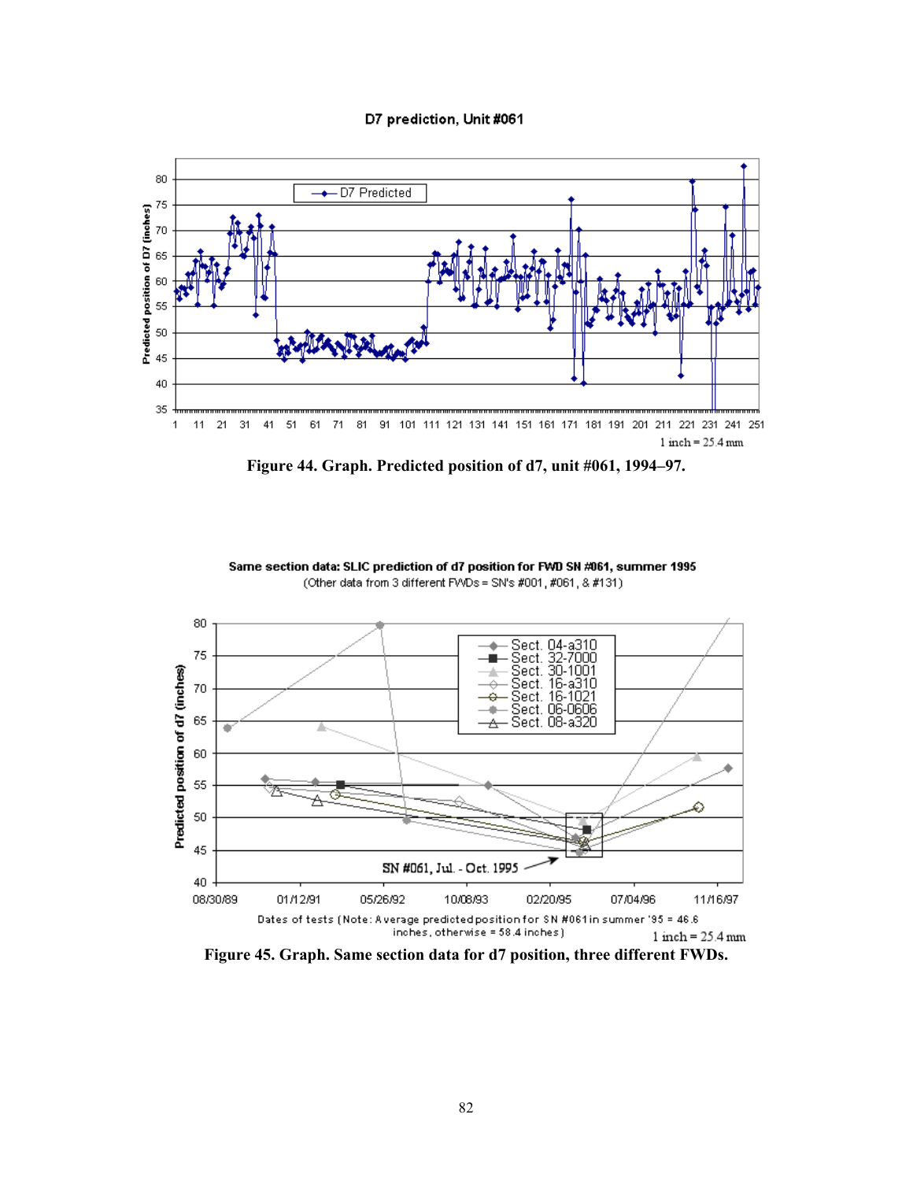Figure 44. Graph. Predicted position of d7, unit #061, 1994–97.

Figure 45. Graph. Same section data for d7 position, three different FWDs.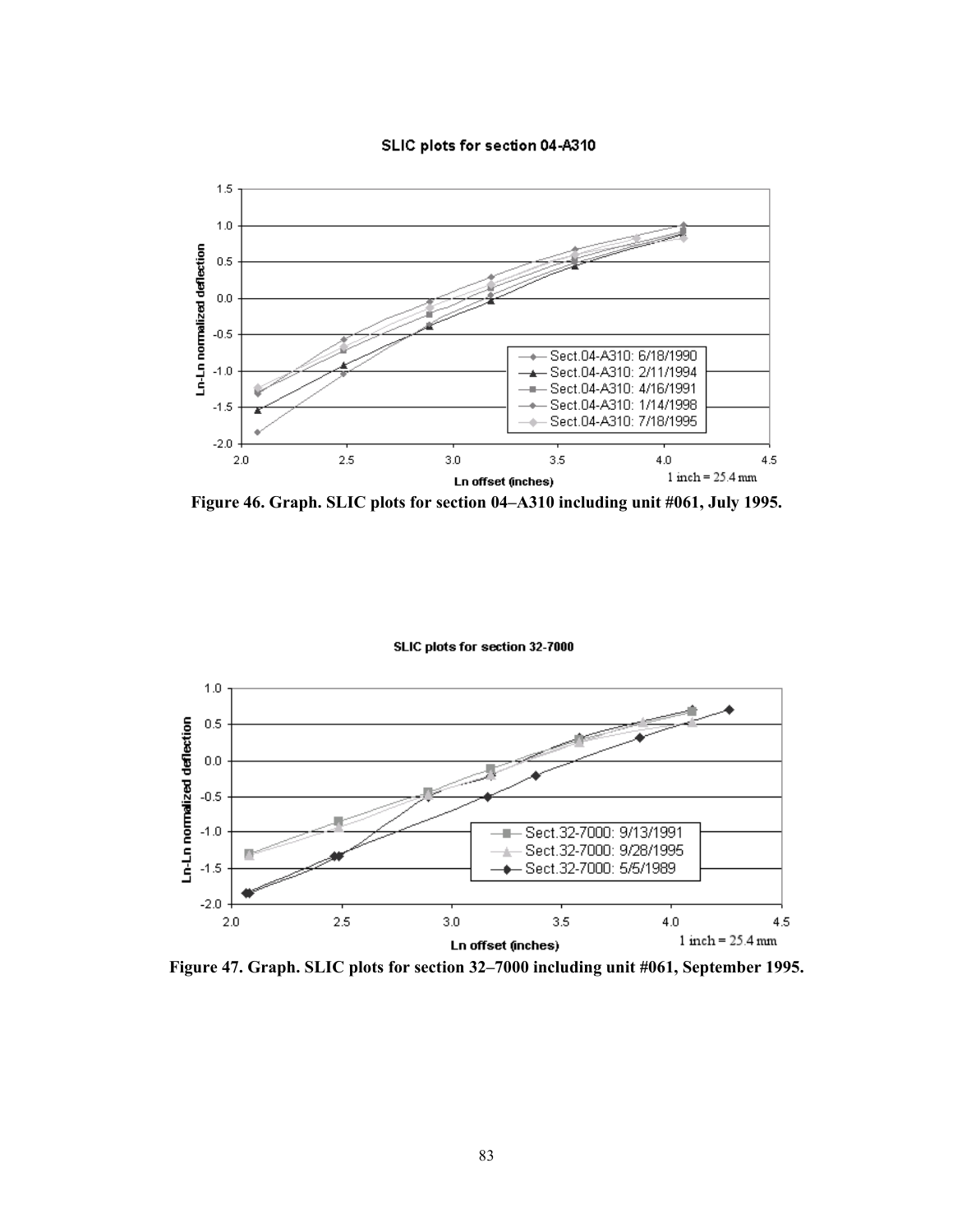SLIC plots for section 04-A310

Figure 46. Graph. SLIC plots for section 04–A310 including unit #061, July 1995.

SLIC plots for section 32-7000

Figure 47. Graph. SLIC plots for section 32–7000 including unit #061, September 1995.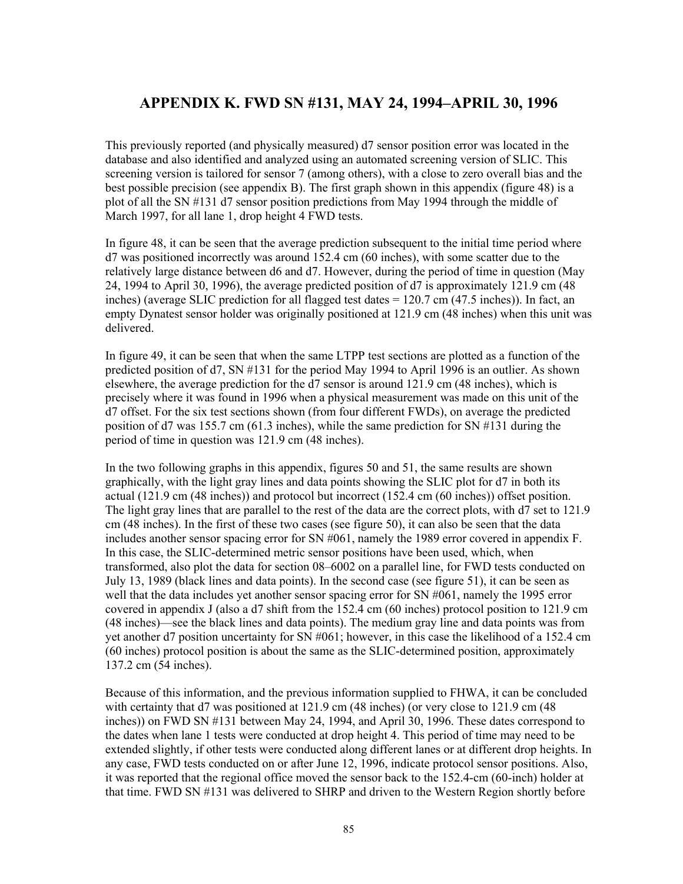# APPENDIX K. FWD SN #131, MAY 24, 1994–APRIL 30, 1996

This previously reported (and physically measured) d7 sensor position error was located in the database and also identified and analyzed using an automated screening version of SLIC. This screening version is tailored for sensor 7 (among others), with a close to zero overall bias and the best possible precision (see appendix B). The first graph shown in this appendix (figure 48) is a plot of all the SN #131 d7 sensor position predictions from May 1994 through the middle of March 1997, for all lane 1, drop height 4 FWD tests.

In figure 48, it can be seen that the average prediction subsequent to the initial time period where d7 was positioned incorrectly was around 152.4 cm (60 inches), with some scatter due to the relatively large distance between d6 and d7. However, during the period of time in question (May 24, 1994 to April 30, 1996), the average predicted position of d7 is approximately 121.9 cm (48 inches) (average SLIC prediction for all flagged test dates = 120.7 cm (47.5 inches)). In fact, an empty Dynatest sensor holder was originally positioned at 121.9 cm (48 inches) when this unit was delivered.

In figure 49, it can be seen that when the same LTPP test sections are plotted as a function of the predicted position of d7, SN #131 for the period May 1994 to April 1996 is an outlier. As shown elsewhere, the average prediction for the d7 sensor is around 121.9 cm (48 inches), which is precisely where it was found in 1996 when a physical measurement was made on this unit of the d7 offset. For the six test sections shown (from four different FWDs), on average the predicted position of d7 was 155.7 cm (61.3 inches), while the same prediction for SN #131 during the period of time in question was 121.9 cm (48 inches).

In the two following graphs in this appendix, figures 50 and 51, the same results are shown graphically, with the light gray lines and data points showing the SLIC plot for d7 in both its actual (121.9 cm (48 inches)) and protocol but incorrect (152.4 cm (60 inches)) offset position. The light gray lines that are parallel to the rest of the data are the correct plots, with d7 set to 121.9 cm (48 inches). In the first of these two cases (see figure 50), it can also be seen that the data includes another sensor spacing error for SN #061, namely the 1989 error covered in appendix F. In this case, the SLIC-determined metric sensor positions have been used, which, when transformed, also plot the data for section 08–6002 on a parallel line, for FWD tests conducted on July 13, 1989 (black lines and data points). In the second case (see figure 51), it can be seen as well that the data includes yet another sensor spacing error for SN #061, namely the 1995 error covered in appendix J (also a d7 shift from the 152.4 cm (60 inches) protocol position to 121.9 cm (48 inches)—see the black lines and data points). The medium gray line and data points was from yet another d7 position uncertainty for SN #061; however, in this case the likelihood of a 152.4 cm (60 inches) protocol position is about the same as the SLIC-determined position, approximately 137.2 cm (54 inches).

Because of this information, and the previous information supplied to FHWA, it can be concluded with certainty that d7 was positioned at 121.9 cm (48 inches) (or very close to 121.9 cm (48 inches)) on FWD SN #131 between May 24, 1994, and April 30, 1996. These dates correspond to the dates when lane 1 tests were conducted at drop height 4. This period of time may need to be extended slightly, if other tests were conducted along different lanes or at different drop heights. In any case, FWD tests conducted on or after June 12, 1996, indicate protocol sensor positions. Also, it was reported that the regional office moved the sensor back to the 152.4-cm (60-inch) holder at that time. FWD SN #131 was delivered to SHRP and driven to the Western Region shortly before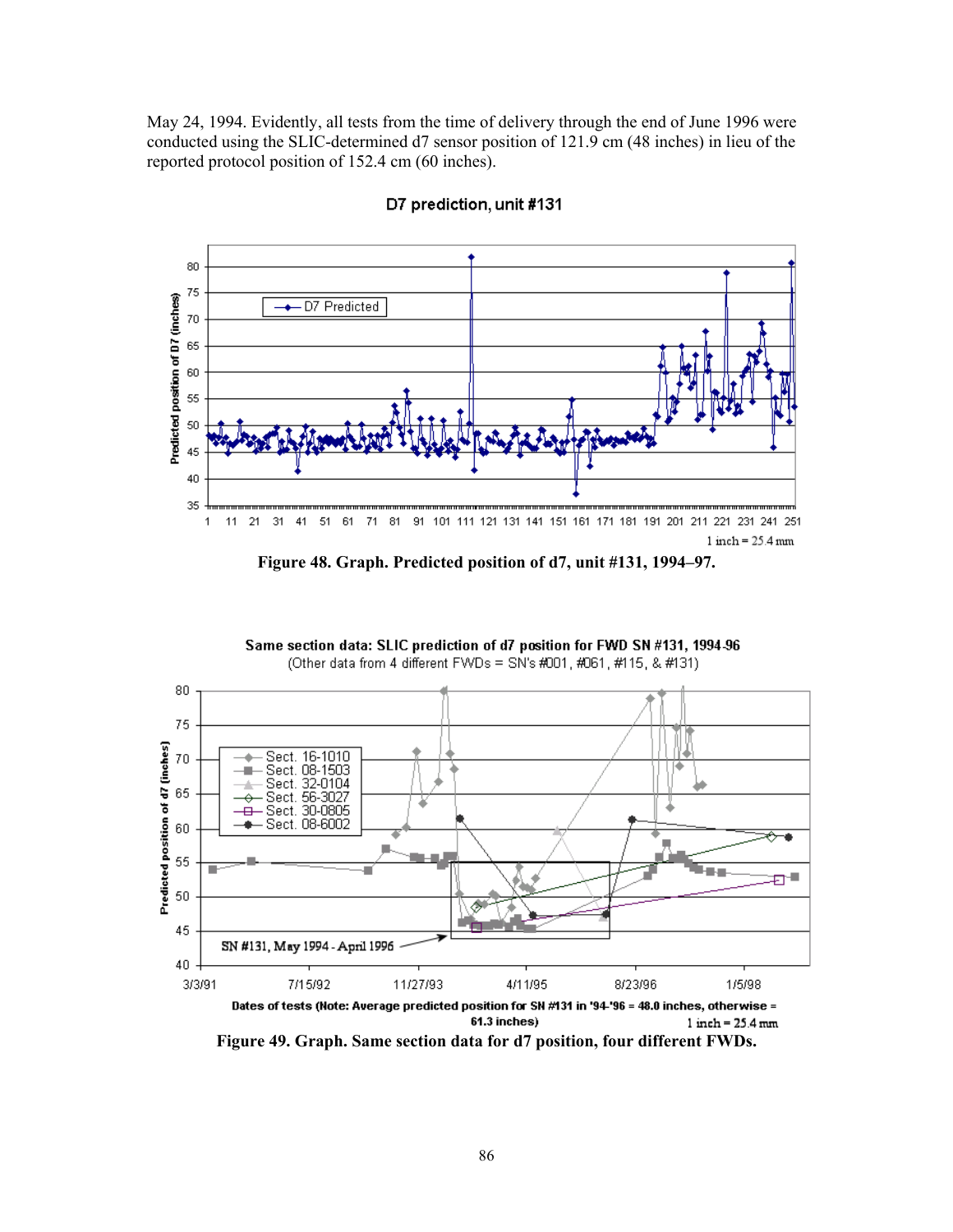May 24, 1994. Evidently, all tests from the time of delivery through the end of June 1996 were conducted using the SLIC-determined d7 sensor position of 121.9 cm (48 inches) in lieu of the reported protocol position of 152.4 cm (60 inches).

Figure 48. Graph. Predicted position of d7, unit #131, 1994–97.

Figure 49. Graph. Same section data for d7 position, four different FWDs.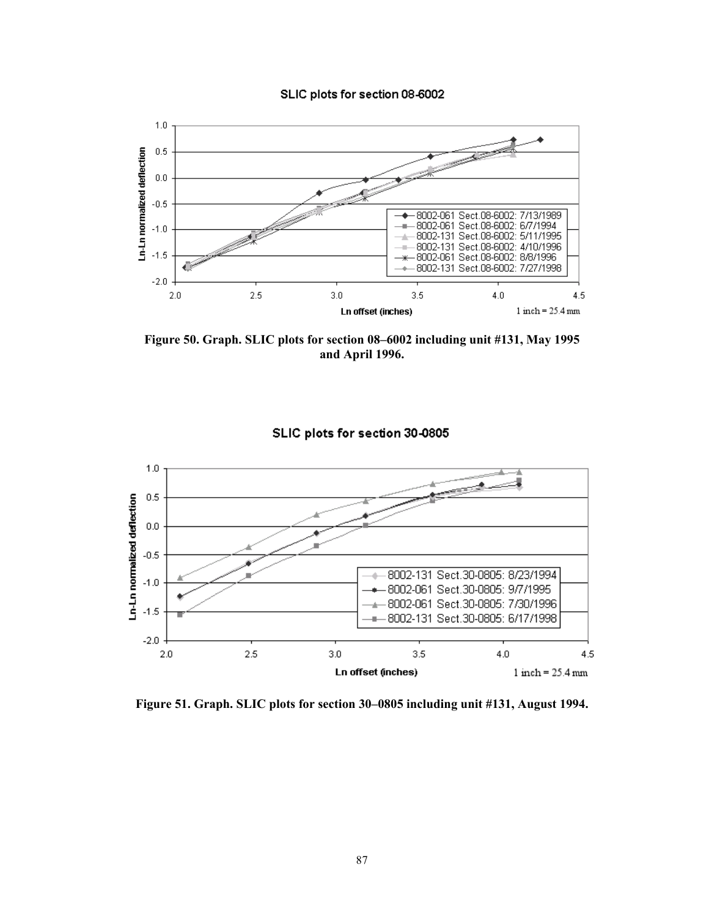**Figure 50. Graph. SLIC plots for section 08–6002 including unit #131, May 1995 and April 1996.**

**Figure 51. Graph. SLIC plots for section 30–0805 including unit #131, August 1994.**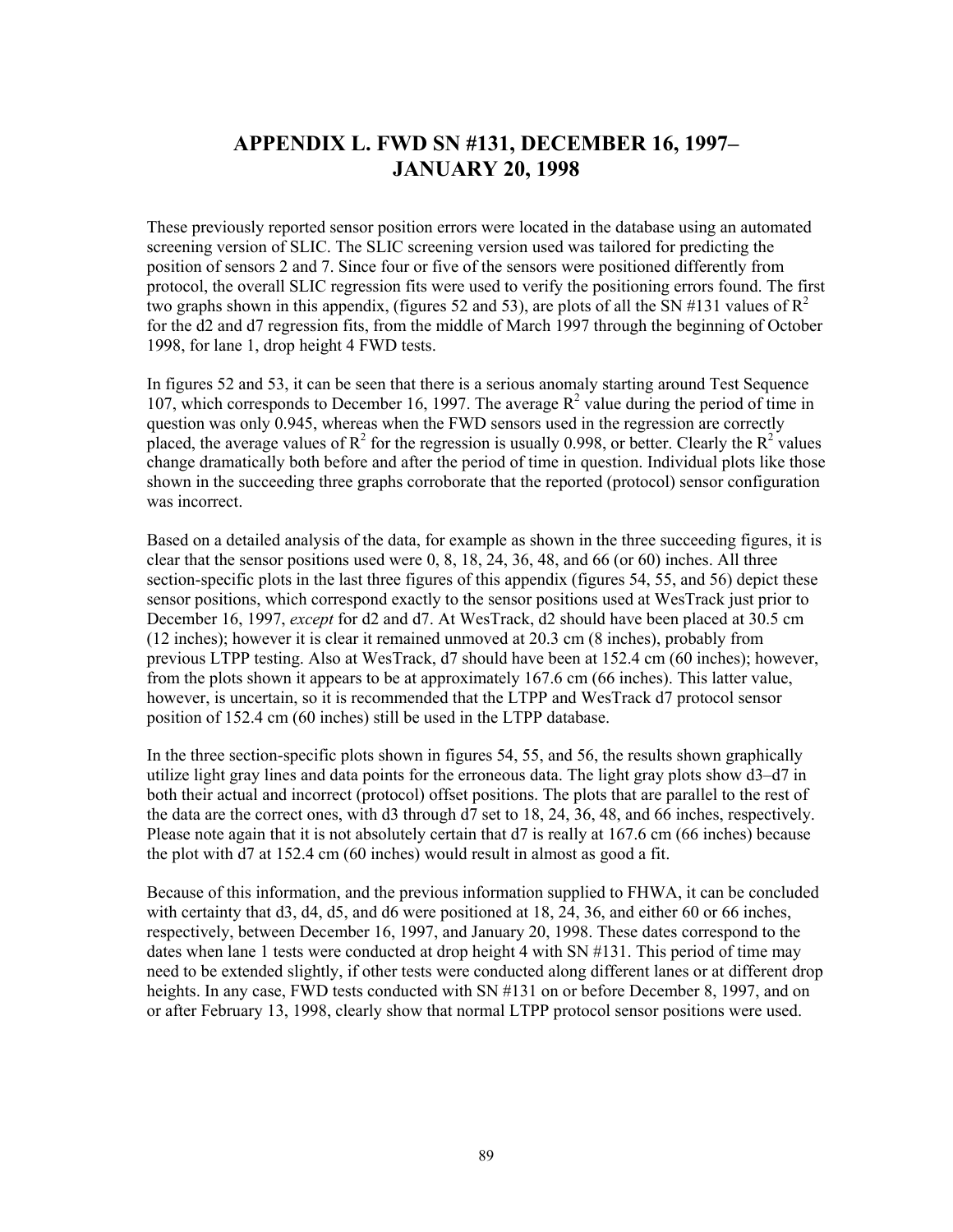# APPENDIX L. FWD SN #131, DECEMBER 16, 1997–JANUARY 20, 1998

These previously reported sensor position errors were located in the database using an automated screening version of SLIC. The SLIC screening version used was tailored for predicting the position of sensors 2 and 7. Since four or five of the sensors were positioned differently from protocol, the overall SLIC regression fits were used to verify the positioning errors found. The first two graphs shown in this appendix, (figures 52 and 53), are plots of all the SN #131 values of $R^2$ for the d2 and d7 regression fits, from the middle of March 1997 through the beginning of October 1998, for lane 1, drop height 4 FWD tests.

In figures 52 and 53, it can be seen that there is a serious anomaly starting around Test Sequence 107, which corresponds to December 16, 1997. The average $R^2$ value during the period of time in question was only 0.945, whereas when the FWD sensors used in the regression are correctly placed, the average values of $R^2$ for the regression is usually 0.998, or better. Clearly the $R^2$ values change dramatically both before and after the period of time in question. Individual plots like those shown in the succeeding three graphs corroborate that the reported (protocol) sensor configuration was incorrect.

Based on a detailed analysis of the data, for example as shown in the three succeeding figures, it is clear that the sensor positions used were 0, 8, 18, 24, 36, 48, and 66 (or 60) inches. All three section-specific plots in the last three figures of this appendix (figures 54, 55, and 56) depict these sensor positions, which correspond exactly to the sensor positions used at WesTrack just prior to December 16, 1997, *except* for d2 and d7. At WesTrack, d2 should have been placed at 30.5 cm (12 inches); however it is clear it remained unmoved at 20.3 cm (8 inches), probably from previous LTPP testing. Also at WesTrack, d7 should have been at 152.4 cm (60 inches); however, from the plots shown it appears to be at approximately 167.6 cm (66 inches). This latter value, however, is uncertain, so it is recommended that the LTPP and WesTrack d7 protocol sensor position of 152.4 cm (60 inches) still be used in the LTPP database.

In the three section-specific plots shown in figures 54, 55, and 56, the results shown graphically utilize light gray lines and data points for the erroneous data. The light gray plots show d3–d7 in both their actual and incorrect (protocol) offset positions. The plots that are parallel to the rest of the data are the correct ones, with d3 through d7 set to 18, 24, 36, 48, and 66 inches, respectively. Please note again that it is not absolutely certain that d7 is really at 167.6 cm (66 inches) because the plot with d7 at 152.4 cm (60 inches) would result in almost as good a fit.

Because of this information, and the previous information supplied to FHWA, it can be concluded with certainty that d3, d4, d5, and d6 were positioned at 18, 24, 36, and either 60 or 66 inches, respectively, between December 16, 1997, and January 20, 1998. These dates correspond to the dates when lane 1 tests were conducted at drop height 4 with SN #131. This period of time may need to be extended slightly, if other tests were conducted along different lanes or at different drop heights. In any case, FWD tests conducted with SN #131 on or before December 8, 1997, and on or after February 13, 1998, clearly show that normal LTPP protocol sensor positions were used.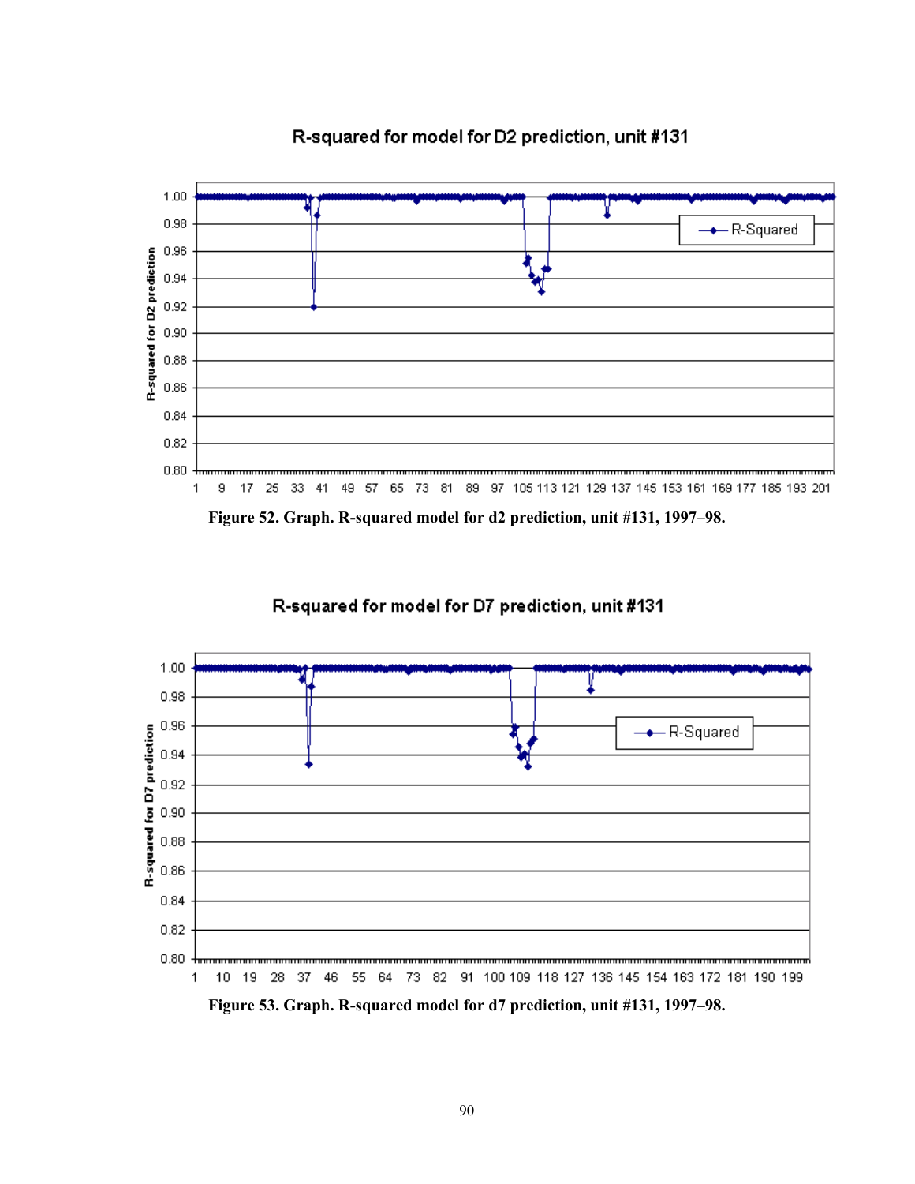Figure 52. Graph. R-squared model for d2 prediction, unit #131, 1997–98.

Figure 53. Graph. R-squared model for d7 prediction, unit #131, 1997–98.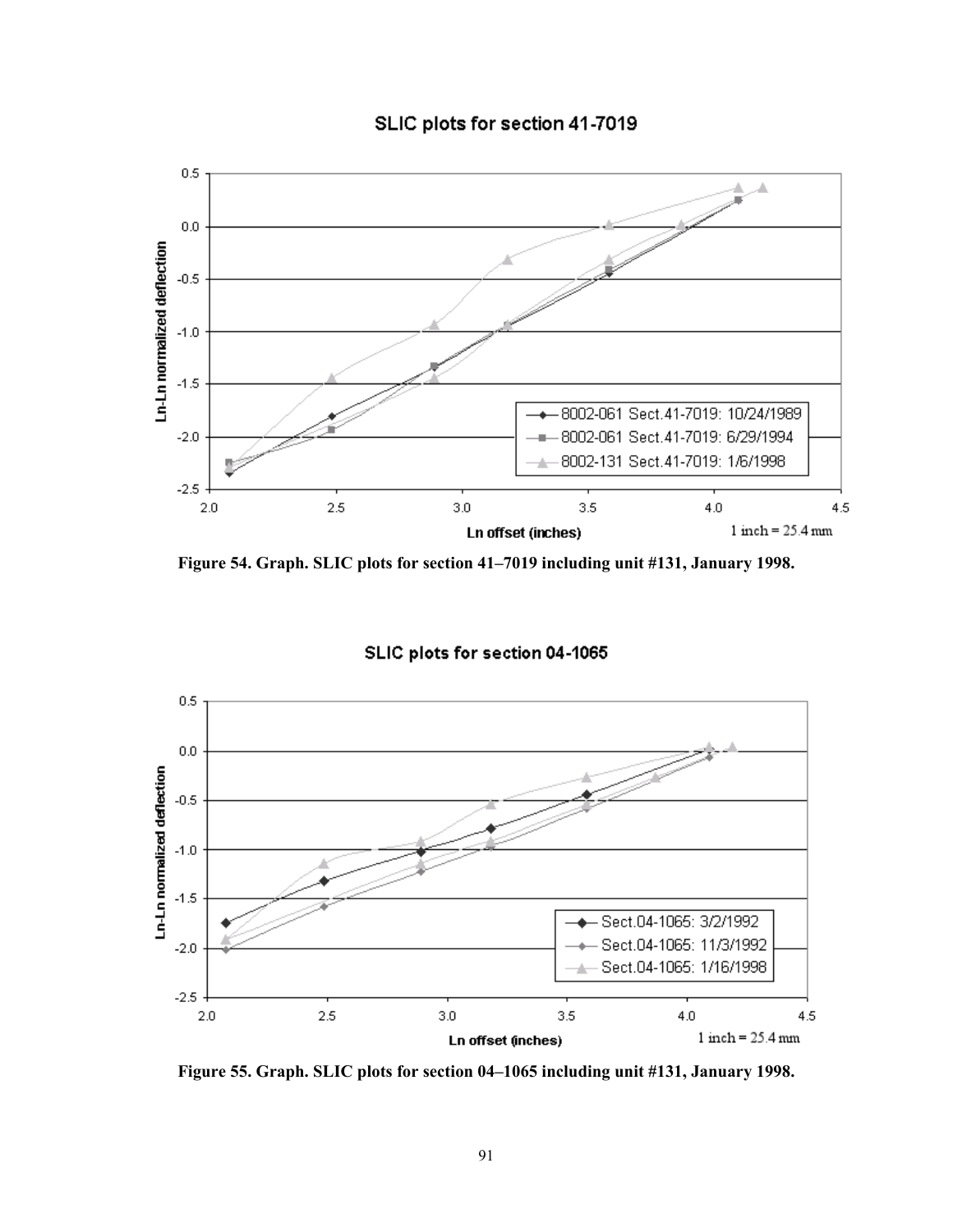SLIC plots for section 41-7019

Ln-Ln normalized deflection

Ln offset (inches)

1 inch = 25.4 mm

8002-061 Sect.41-7019: 10/24/1989

8002-061 Sect.41-7019: 6/29/1994

8002-131 Sect.41-7019: 1/6/1998

**Figure 54. Graph. SLIC plots for section 41–7019 including unit #131, January 1998.**

SLIC plots for section 04-1065

Ln-Ln normalized deflection

Ln offset (inches)

1 inch = 25.4 mm

Sect.04-1065: 3/2/1992

Sect.04-1065: 11/3/1992

Sect.04-1065: 1/16/1998

**Figure 55. Graph. SLIC plots for section 04–1065 including unit #131, January 1998.**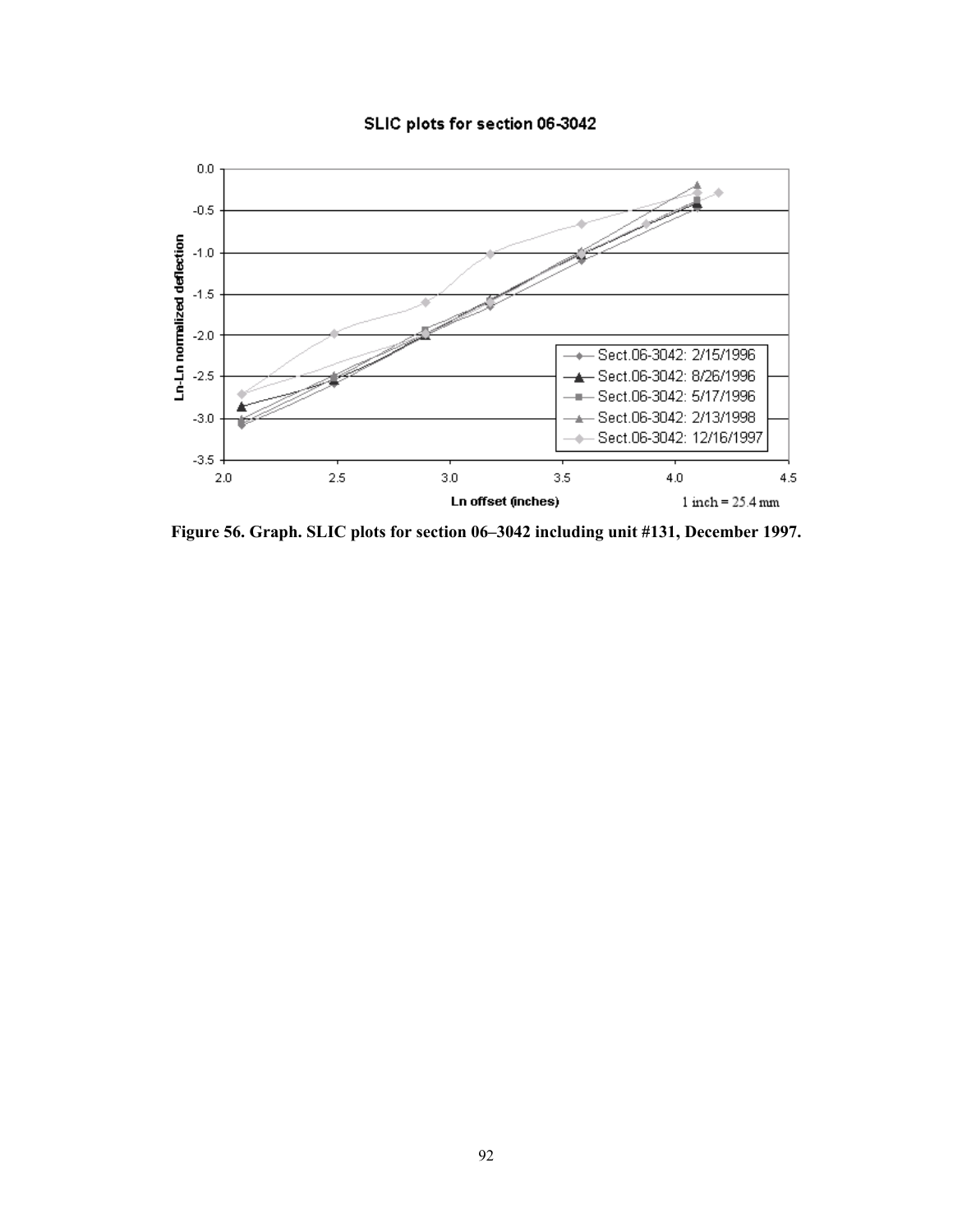SLIC plots for section 06-3042

Ln-Ln normalized deflection

Ln offset (inches)

1 inch = 25.4 mm

- Sect.06-3042: 2/15/1996
- Sect.06-3042: 8/26/1996
- Sect.06-3042: 5/17/1996
- Sect.06-3042: 2/13/1998
- Sect.06-3042: 12/16/1997

**Figure 56. Graph. SLIC plots for section 06–3042 including unit #131, December 1997.**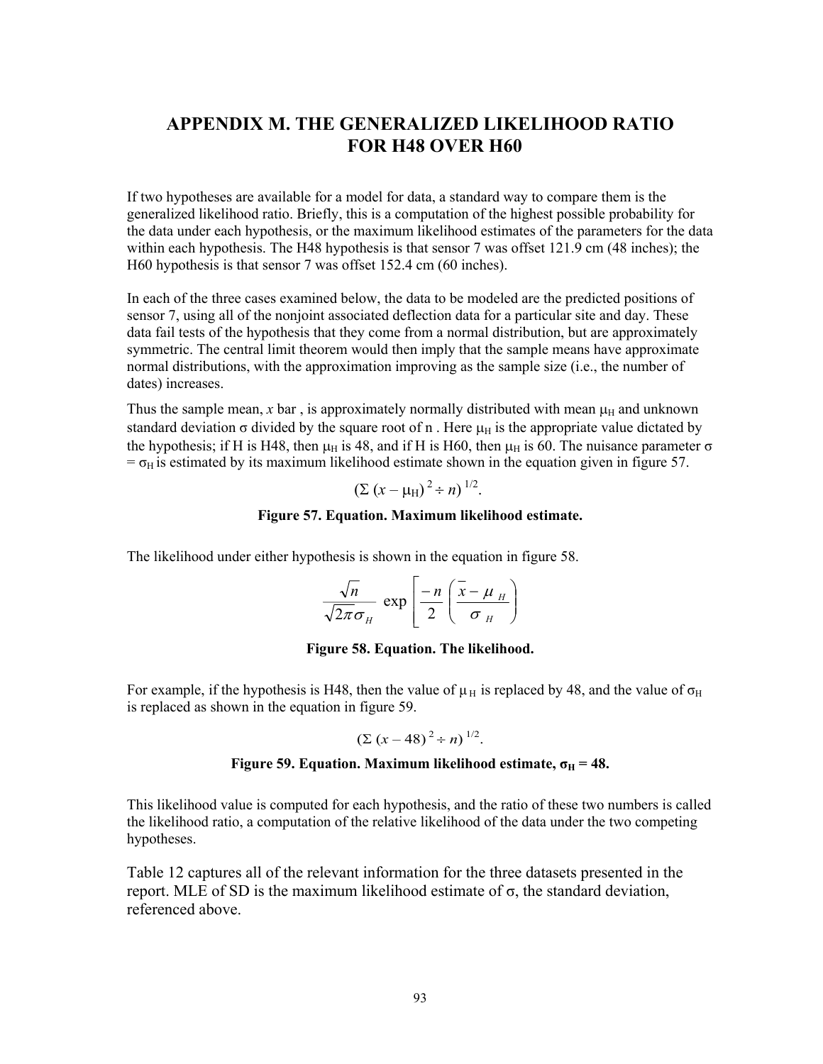# APPENDIX M. THE GENERALIZED LIKELIHOOD RATIO FOR H48 OVER H60

If two hypotheses are available for a model for data, a standard way to compare them is the generalized likelihood ratio. Briefly, this is a computation of the highest possible probability for the data under each hypothesis, or the maximum likelihood estimates of the parameters for the data within each hypothesis. The H48 hypothesis is that sensor 7 was offset 121.9 cm (48 inches); the H60 hypothesis is that sensor 7 was offset 152.4 cm (60 inches).

In each of the three cases examined below, the data to be modeled are the predicted positions of sensor 7, using all of the nonjoint associated deflection data for a particular site and day. These data fail tests of the hypothesis that they come from a normal distribution, but are approximately symmetric. The central limit theorem would then imply that the sample means have approximate normal distributions, with the approximation improving as the sample size (i.e., the number of dates) increases.

Thus the sample mean, *x* bar , is approximately normally distributed with mean $\mu_H$ and unknown standard deviation $\sigma$ divided by the square root of n . Here $\mu_H$ is the appropriate value dictated by the hypothesis; if H is H48, then $\mu_H$ is 48, and if H is H60, then $\mu_H$ is 60. The nuisance parameter $\sigma = \sigma_H$ is estimated by its maximum likelihood estimate shown in the equation given in figure 57.

$$(\Sigma\,(x - \mu_H)^2 \div n)^{1/2}.$$

**Figure 57. Equation. Maximum likelihood estimate.**

The likelihood under either hypothesis is shown in the equation in figure 58.

$$\frac{\sqrt{n}}{\sqrt{2\pi}\sigma_H}\ \exp\left[\frac{-n}{2}\left(\frac{\bar{x} - \mu_H}{\sigma_H}\right)\right.$$

**Figure 58. Equation. The likelihood.**

For example, if the hypothesis is H48, then the value of $\mu_H$ is replaced by 48, and the value of $\sigma_H$ is replaced as shown in the equation in figure 59.

$$(\Sigma\,(x - 48)^2 \div n)^{1/2}.$$

**Figure 59. Equation. Maximum likelihood estimate, $\sigma_H$ = 48.**

This likelihood value is computed for each hypothesis, and the ratio of these two numbers is called the likelihood ratio, a computation of the relative likelihood of the data under the two competing hypotheses.

Table 12 captures all of the relevant information for the three datasets presented in the report. MLE of SD is the maximum likelihood estimate of $\sigma$, the standard deviation, referenced above.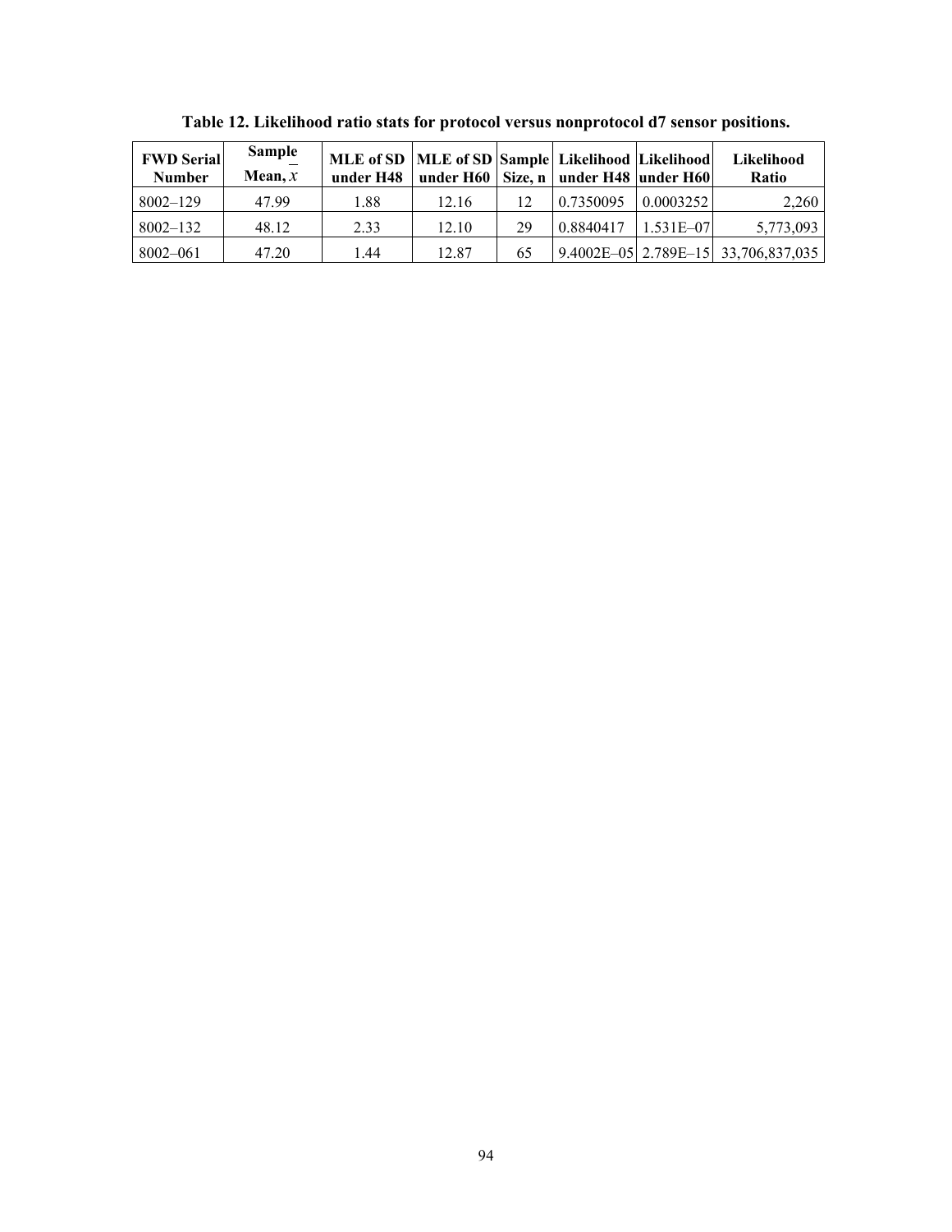**Table 12. Likelihood ratio stats for protocol versus nonprotocol d7 sensor positions.**

| FWD Serial Number | Sample Mean, $\bar{x}$ | MLE of SD under H48 | MLE of SD under H60 | Sample Size, n | Likelihood under H48 | Likelihood under H60 | Likelihood Ratio |
|---|---|---|---|---|---|---|---|
| 8002–129 | 47.99 | 1.88 | 12.16 | 12 | 0.7350095 | 0.0003252 | 2,260 |
| 8002–132 | 48.12 | 2.33 | 12.10 | 29 | 0.8840417 | 1.531E–07 | 5,773,093 |
| 8002–061 | 47.20 | 1.44 | 12.87 | 65 | 9.4002E–05 | 2.789E–15 | 33,706,837,035 |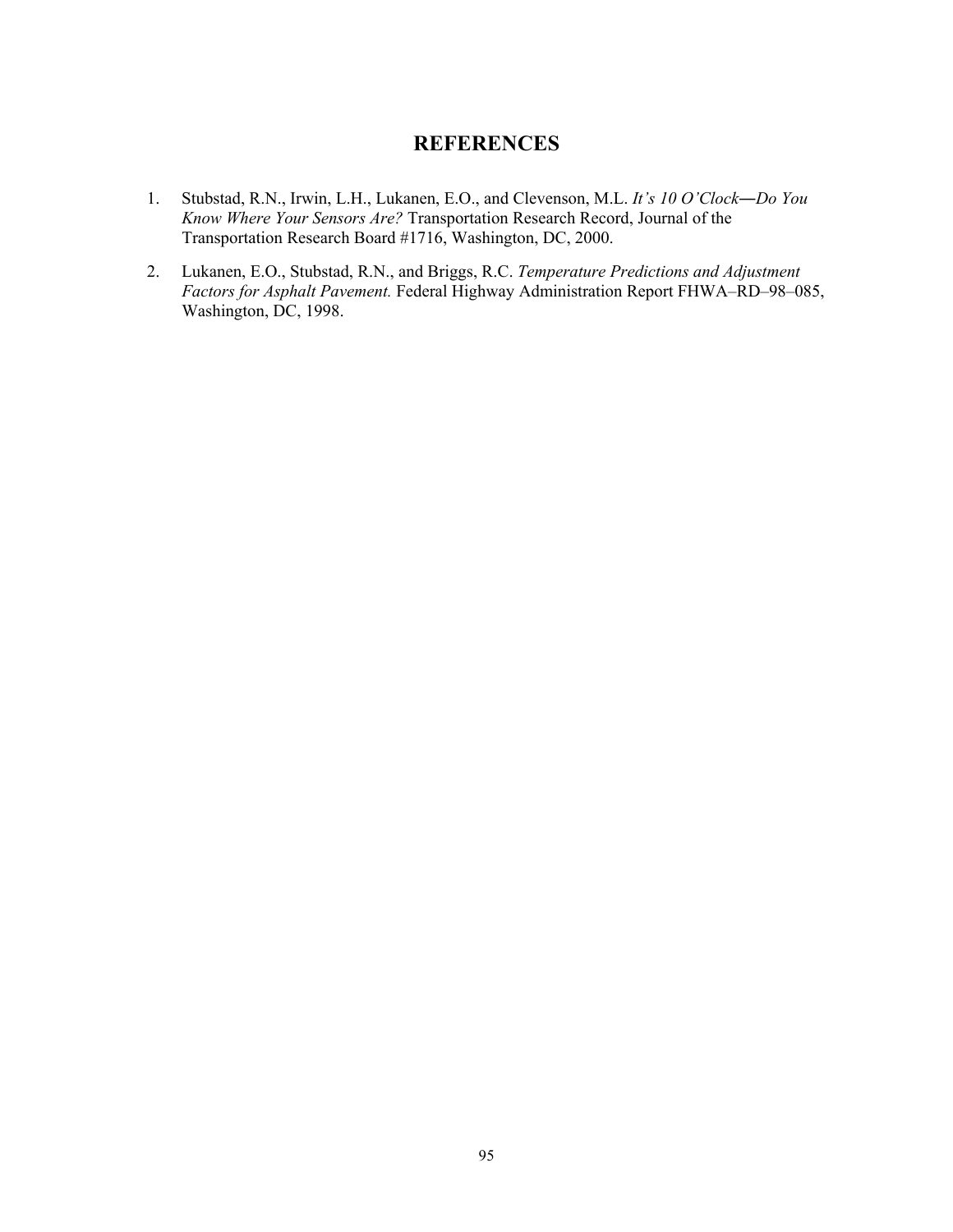# REFERENCES

1. Stubstad, R.N., Irwin, L.H., Lukanen, E.O., and Clevenson, M.L. *It's 10 O'Clock—Do You Know Where Your Sensors Are?* Transportation Research Record, Journal of the Transportation Research Board #1716, Washington, DC, 2000.

2. Lukanen, E.O., Stubstad, R.N., and Briggs, R.C. *Temperature Predictions and Adjustment Factors for Asphalt Pavement.* Federal Highway Administration Report FHWA–RD–98–085, Washington, DC, 1998.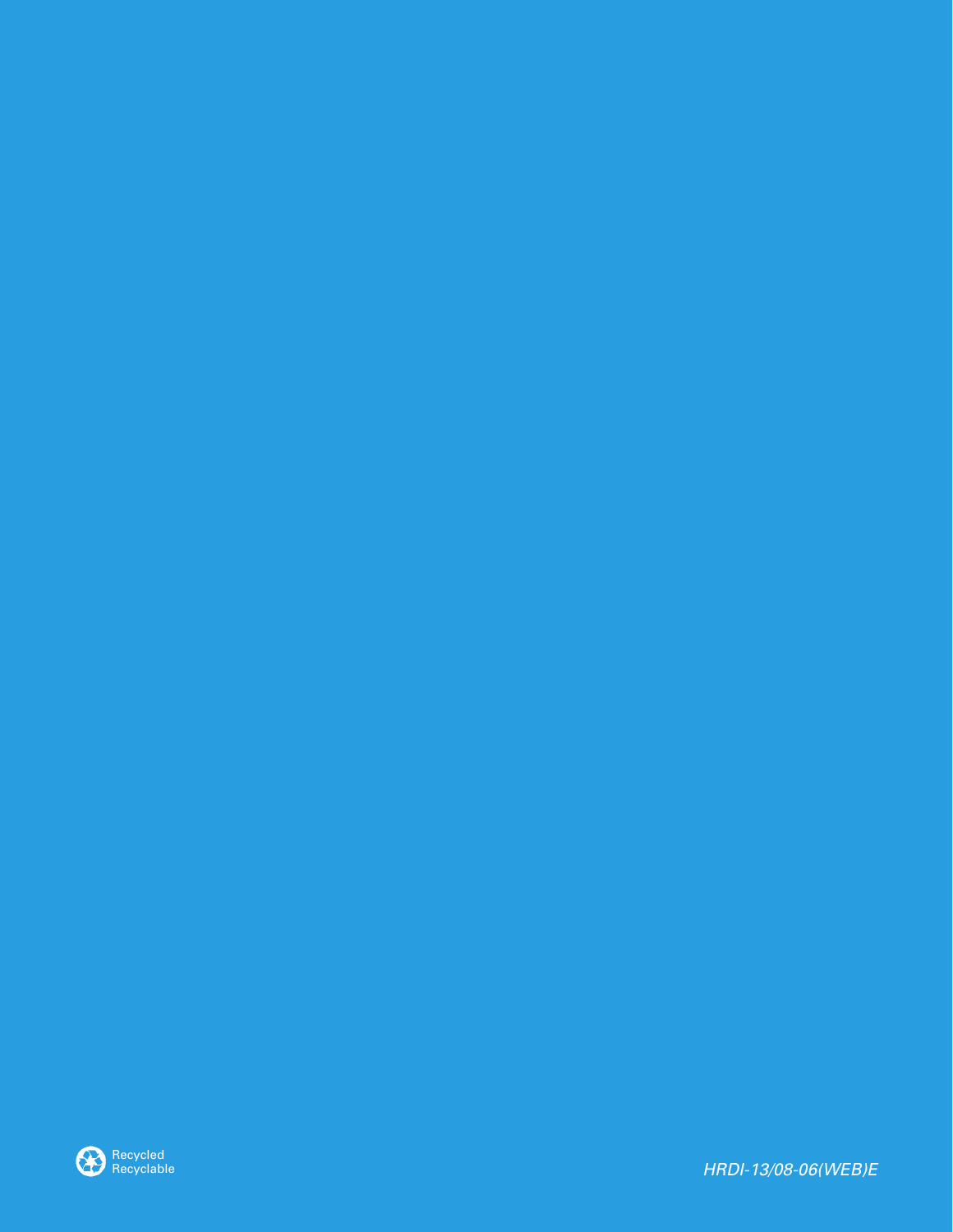Recycled
Recyclable

*HRDI-13/08-06(WEB)E*